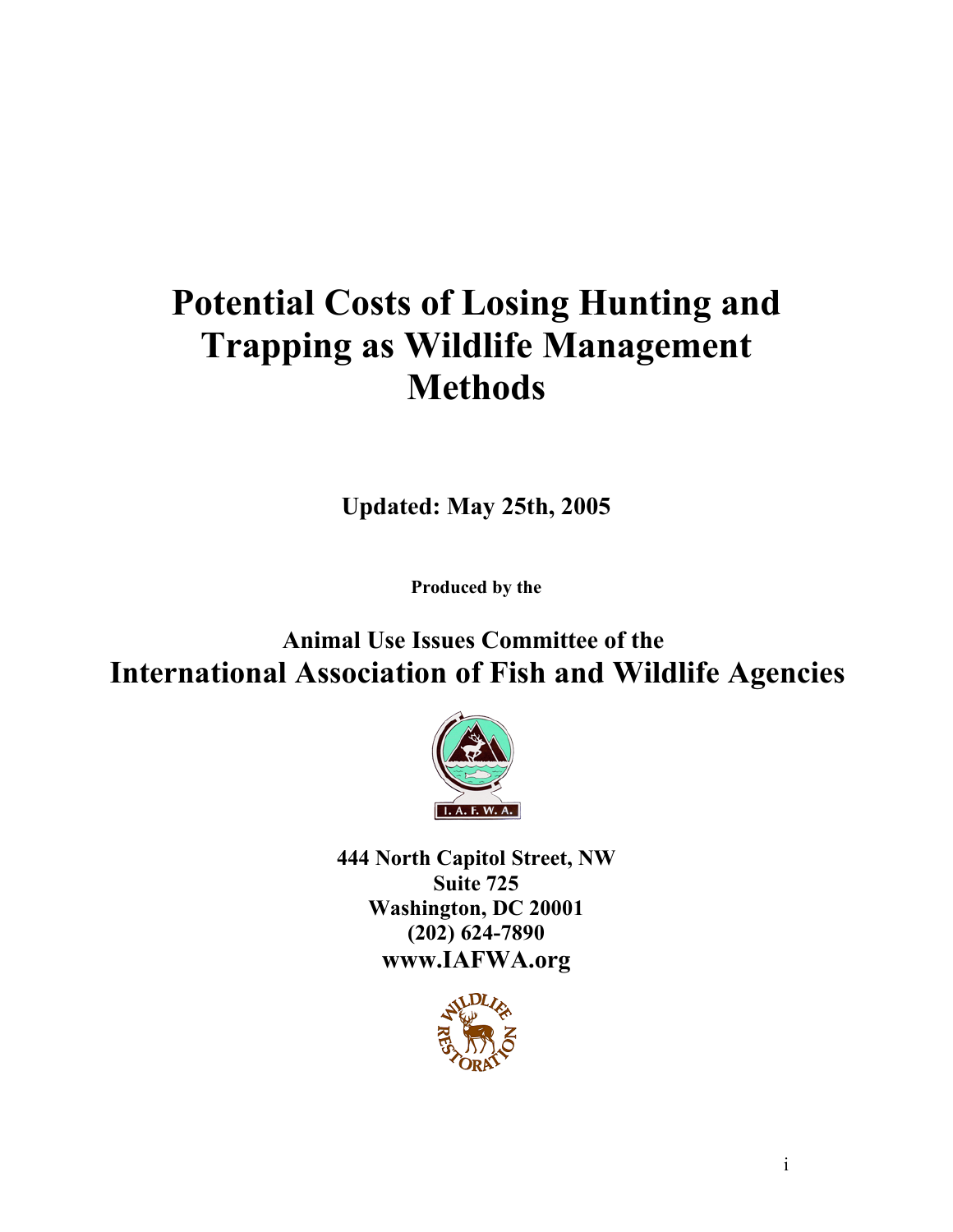# Potential Costs of Losing Hunting and Trapping as Wildlife Management Methods

**Updated: May 25th, 2005**

**Produced by the**

**Animal Use Issues Committee of the**
**International Association of Fish and Wildlife Agencies**

I. A. F. W. A.

**444 North Capitol Street, NW**
**Suite 725**
**Washington, DC 20001**
**(202) 624-7890**
**www.IAFWA.org**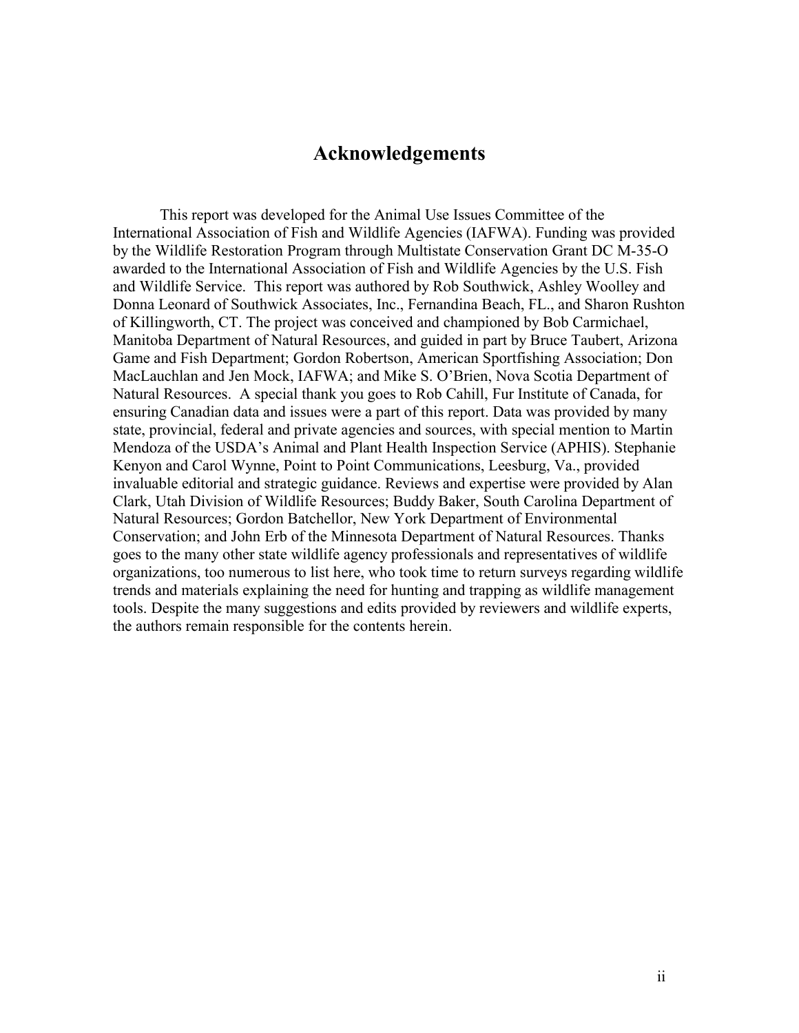# Acknowledgements

This report was developed for the Animal Use Issues Committee of the International Association of Fish and Wildlife Agencies (IAFWA). Funding was provided by the Wildlife Restoration Program through Multistate Conservation Grant DC M-35-O awarded to the International Association of Fish and Wildlife Agencies by the U.S. Fish and Wildlife Service. This report was authored by Rob Southwick, Ashley Woolley and Donna Leonard of Southwick Associates, Inc., Fernandina Beach, FL., and Sharon Rushton of Killingworth, CT. The project was conceived and championed by Bob Carmichael, Manitoba Department of Natural Resources, and guided in part by Bruce Taubert, Arizona Game and Fish Department; Gordon Robertson, American Sportfishing Association; Don MacLauchlan and Jen Mock, IAFWA; and Mike S. O'Brien, Nova Scotia Department of Natural Resources. A special thank you goes to Rob Cahill, Fur Institute of Canada, for ensuring Canadian data and issues were a part of this report. Data was provided by many state, provincial, federal and private agencies and sources, with special mention to Martin Mendoza of the USDA's Animal and Plant Health Inspection Service (APHIS). Stephanie Kenyon and Carol Wynne, Point to Point Communications, Leesburg, Va., provided invaluable editorial and strategic guidance. Reviews and expertise were provided by Alan Clark, Utah Division of Wildlife Resources; Buddy Baker, South Carolina Department of Natural Resources; Gordon Batchellor, New York Department of Environmental Conservation; and John Erb of the Minnesota Department of Natural Resources. Thanks goes to the many other state wildlife agency professionals and representatives of wildlife organizations, too numerous to list here, who took time to return surveys regarding wildlife trends and materials explaining the need for hunting and trapping as wildlife management tools. Despite the many suggestions and edits provided by reviewers and wildlife experts, the authors remain responsible for the contents herein.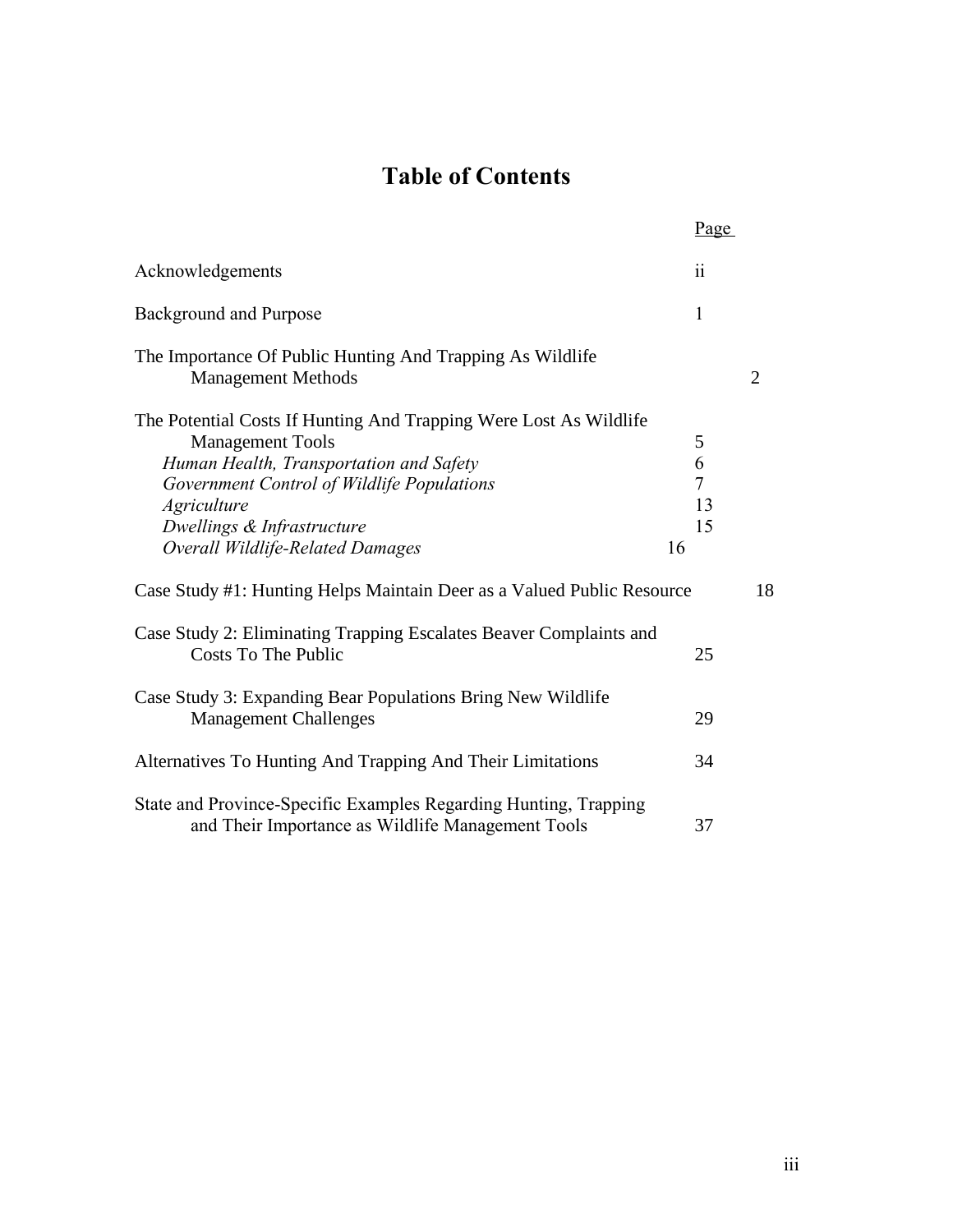# Table of Contents

| | Page |
|---|---|
| Acknowledgements | ii |
| Background and Purpose | 1 |
| The Importance Of Public Hunting And Trapping As Wildlife Management Methods | 2 |
| The Potential Costs If Hunting And Trapping Were Lost As Wildlife Management Tools | 5 |
| *Human Health, Transportation and Safety* | 6 |
| *Government Control of Wildlife Populations* | 7 |
| *Agriculture* | 13 |
| *Dwellings & Infrastructure* | 15 |
| *Overall Wildlife-Related Damages* | 16 |
| Case Study #1: Hunting Helps Maintain Deer as a Valued Public Resource | 18 |
| Case Study 2: Eliminating Trapping Escalates Beaver Complaints and Costs To The Public | 25 |
| Case Study 3: Expanding Bear Populations Bring New Wildlife Management Challenges | 29 |
| Alternatives To Hunting And Trapping And Their Limitations | 34 |
| State and Province-Specific Examples Regarding Hunting, Trapping and Their Importance as Wildlife Management Tools | 37 |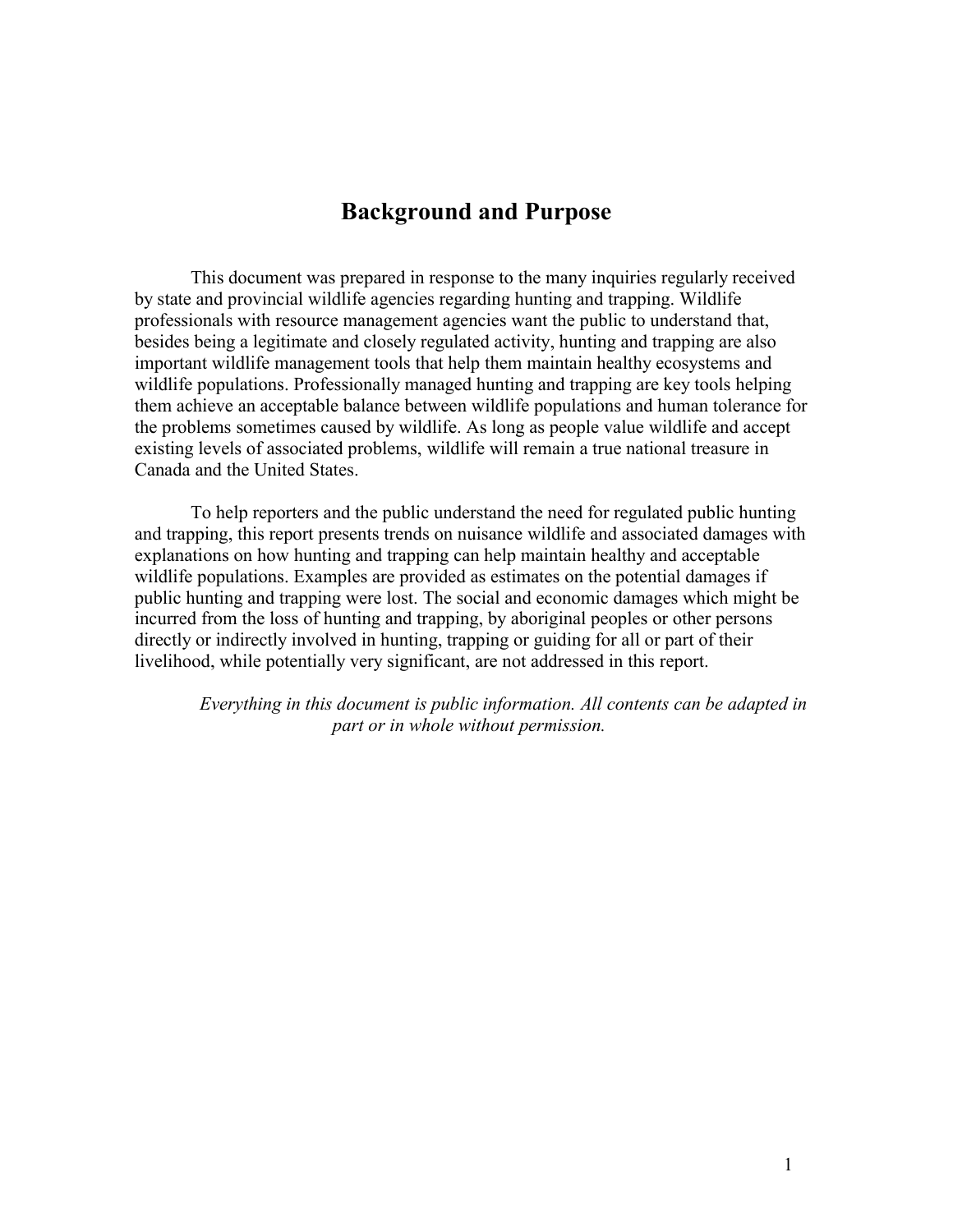# Background and Purpose

This document was prepared in response to the many inquiries regularly received by state and provincial wildlife agencies regarding hunting and trapping. Wildlife professionals with resource management agencies want the public to understand that, besides being a legitimate and closely regulated activity, hunting and trapping are also important wildlife management tools that help them maintain healthy ecosystems and wildlife populations. Professionally managed hunting and trapping are key tools helping them achieve an acceptable balance between wildlife populations and human tolerance for the problems sometimes caused by wildlife. As long as people value wildlife and accept existing levels of associated problems, wildlife will remain a true national treasure in Canada and the United States.

To help reporters and the public understand the need for regulated public hunting and trapping, this report presents trends on nuisance wildlife and associated damages with explanations on how hunting and trapping can help maintain healthy and acceptable wildlife populations. Examples are provided as estimates on the potential damages if public hunting and trapping were lost. The social and economic damages which might be incurred from the loss of hunting and trapping, by aboriginal peoples or other persons directly or indirectly involved in hunting, trapping or guiding for all or part of their livelihood, while potentially very significant, are not addressed in this report.

*Everything in this document is public information. All contents can be adapted in part or in whole without permission.*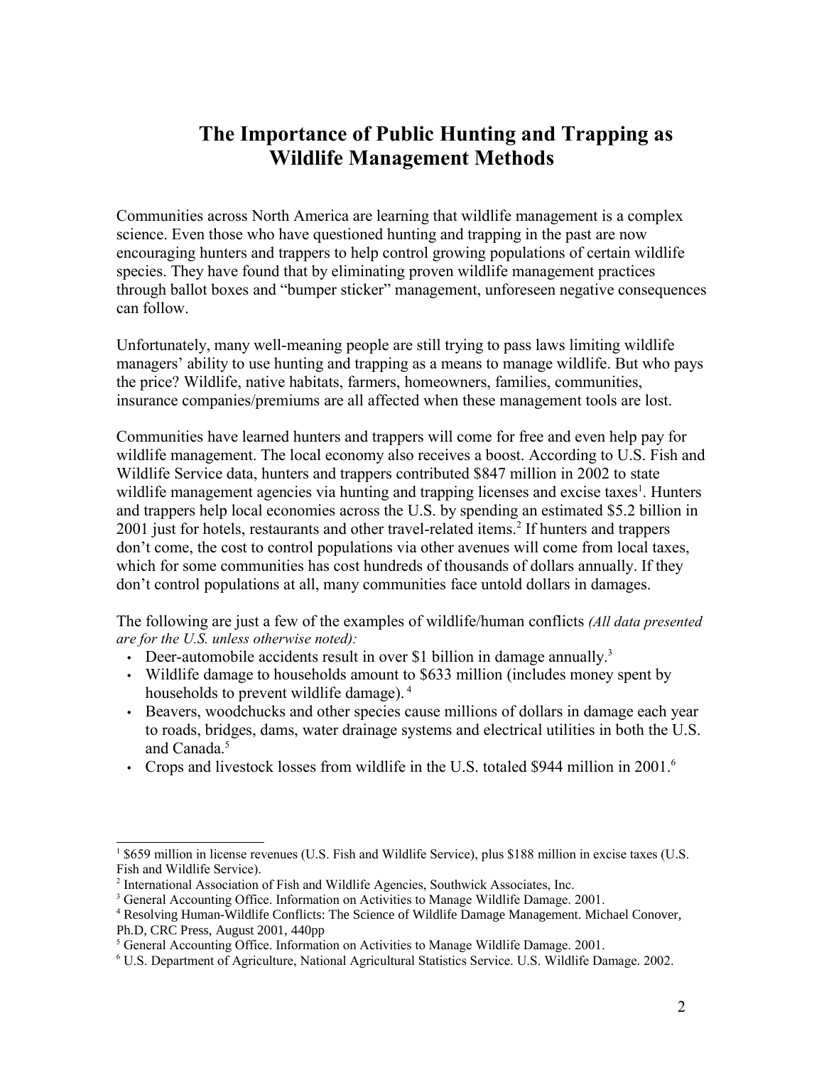# The Importance of Public Hunting and Trapping as Wildlife Management Methods

Communities across North America are learning that wildlife management is a complex science. Even those who have questioned hunting and trapping in the past are now encouraging hunters and trappers to help control growing populations of certain wildlife species. They have found that by eliminating proven wildlife management practices through ballot boxes and "bumper sticker" management, unforeseen negative consequences can follow.

Unfortunately, many well-meaning people are still trying to pass laws limiting wildlife managers' ability to use hunting and trapping as a means to manage wildlife. But who pays the price? Wildlife, native habitats, farmers, homeowners, families, communities, insurance companies/premiums are all affected when these management tools are lost.

Communities have learned hunters and trappers will come for free and even help pay for wildlife management. The local economy also receives a boost. According to U.S. Fish and Wildlife Service data, hunters and trappers contributed $847 million in 2002 to state wildlife management agencies via hunting and trapping licenses and excise taxes[1]. Hunters and trappers help local economies across the U.S. by spending an estimated $5.2 billion in 2001 just for hotels, restaurants and other travel-related items.[2] If hunters and trappers don't come, the cost to control populations via other avenues will come from local taxes, which for some communities has cost hundreds of thousands of dollars annually. If they don't control populations at all, many communities face untold dollars in damages.

The following are just a few of the examples of wildlife/human conflicts *(All data presented are for the U.S. unless otherwise noted):*

- Deer-automobile accidents result in over $1 billion in damage annually.[3]
- Wildlife damage to households amount to $633 million (includes money spent by households to prevent wildlife damage).[4]
- Beavers, woodchucks and other species cause millions of dollars in damage each year to roads, bridges, dams, water drainage systems and electrical utilities in both the U.S. and Canada.[5]
- Crops and livestock losses from wildlife in the U.S. totaled $944 million in 2001.[6]

---

[1] $659 million in license revenues (U.S. Fish and Wildlife Service), plus $188 million in excise taxes (U.S. Fish and Wildlife Service).

[2] International Association of Fish and Wildlife Agencies, Southwick Associates, Inc.

[3] General Accounting Office. Information on Activities to Manage Wildlife Damage. 2001.

[4] Resolving Human-Wildlife Conflicts: The Science of Wildlife Damage Management. Michael Conover, Ph.D, CRC Press, August 2001, 440pp

[5] General Accounting Office. Information on Activities to Manage Wildlife Damage. 2001.

[6] U.S. Department of Agriculture, National Agricultural Statistics Service. U.S. Wildlife Damage. 2002.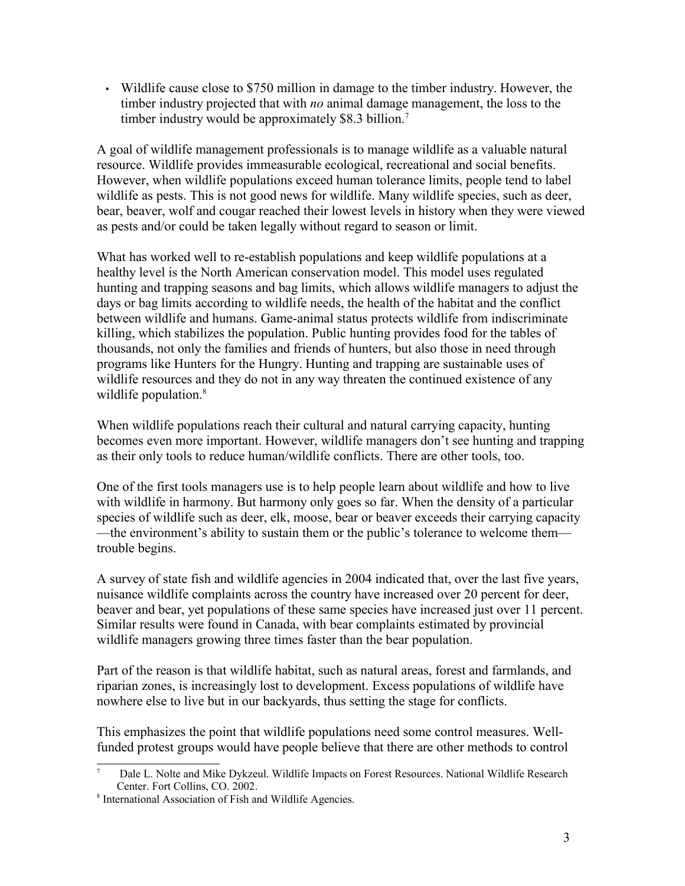- Wildlife cause close to $750 million in damage to the timber industry. However, the timber industry projected that with *no* animal damage management, the loss to the timber industry would be approximately $8.3 billion.[7]

A goal of wildlife management professionals is to manage wildlife as a valuable natural resource. Wildlife provides immeasurable ecological, recreational and social benefits. However, when wildlife populations exceed human tolerance limits, people tend to label wildlife as pests. This is not good news for wildlife. Many wildlife species, such as deer, bear, beaver, wolf and cougar reached their lowest levels in history when they were viewed as pests and/or could be taken legally without regard to season or limit.

What has worked well to re-establish populations and keep wildlife populations at a healthy level is the North American conservation model. This model uses regulated hunting and trapping seasons and bag limits, which allows wildlife managers to adjust the days or bag limits according to wildlife needs, the health of the habitat and the conflict between wildlife and humans. Game-animal status protects wildlife from indiscriminate killing, which stabilizes the population. Public hunting provides food for the tables of thousands, not only the families and friends of hunters, but also those in need through programs like Hunters for the Hungry. Hunting and trapping are sustainable uses of wildlife resources and they do not in any way threaten the continued existence of any wildlife population.[8]

When wildlife populations reach their cultural and natural carrying capacity, hunting becomes even more important. However, wildlife managers don't see hunting and trapping as their only tools to reduce human/wildlife conflicts. There are other tools, too.

One of the first tools managers use is to help people learn about wildlife and how to live with wildlife in harmony. But harmony only goes so far. When the density of a particular species of wildlife such as deer, elk, moose, bear or beaver exceeds their carrying capacity —the environment's ability to sustain them or the public's tolerance to welcome them— trouble begins.

A survey of state fish and wildlife agencies in 2004 indicated that, over the last five years, nuisance wildlife complaints across the country have increased over 20 percent for deer, beaver and bear, yet populations of these same species have increased just over 11 percent. Similar results were found in Canada, with bear complaints estimated by provincial wildlife managers growing three times faster than the bear population.

Part of the reason is that wildlife habitat, such as natural areas, forest and farmlands, and riparian zones, is increasingly lost to development. Excess populations of wildlife have nowhere else to live but in our backyards, thus setting the stage for conflicts.

This emphasizes the point that wildlife populations need some control measures. Well-funded protest groups would have people believe that there are other methods to control

---

[7] Dale L. Nolte and Mike Dykzeul. Wildlife Impacts on Forest Resources. National Wildlife Research Center. Fort Collins, CO. 2002.

[8] International Association of Fish and Wildlife Agencies.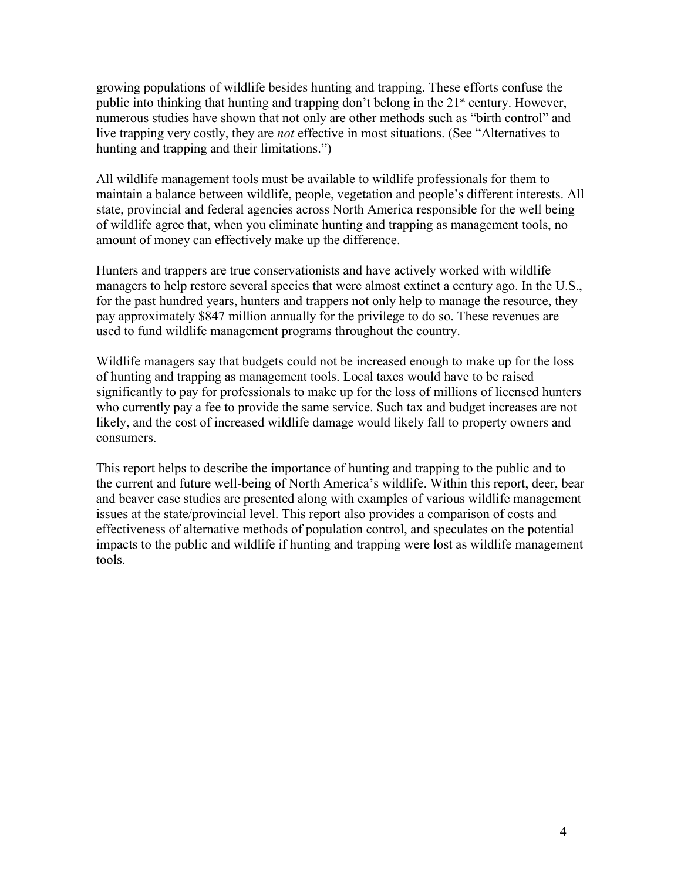growing populations of wildlife besides hunting and trapping. These efforts confuse the public into thinking that hunting and trapping don't belong in the 21st century. However, numerous studies have shown that not only are other methods such as "birth control" and live trapping very costly, they are *not* effective in most situations. (See "Alternatives to hunting and trapping and their limitations.")

All wildlife management tools must be available to wildlife professionals for them to maintain a balance between wildlife, people, vegetation and people's different interests. All state, provincial and federal agencies across North America responsible for the well being of wildlife agree that, when you eliminate hunting and trapping as management tools, no amount of money can effectively make up the difference.

Hunters and trappers are true conservationists and have actively worked with wildlife managers to help restore several species that were almost extinct a century ago. In the U.S., for the past hundred years, hunters and trappers not only help to manage the resource, they pay approximately $847 million annually for the privilege to do so. These revenues are used to fund wildlife management programs throughout the country.

Wildlife managers say that budgets could not be increased enough to make up for the loss of hunting and trapping as management tools. Local taxes would have to be raised significantly to pay for professionals to make up for the loss of millions of licensed hunters who currently pay a fee to provide the same service. Such tax and budget increases are not likely, and the cost of increased wildlife damage would likely fall to property owners and consumers.

This report helps to describe the importance of hunting and trapping to the public and to the current and future well-being of North America's wildlife. Within this report, deer, bear and beaver case studies are presented along with examples of various wildlife management issues at the state/provincial level. This report also provides a comparison of costs and effectiveness of alternative methods of population control, and speculates on the potential impacts to the public and wildlife if hunting and trapping were lost as wildlife management tools.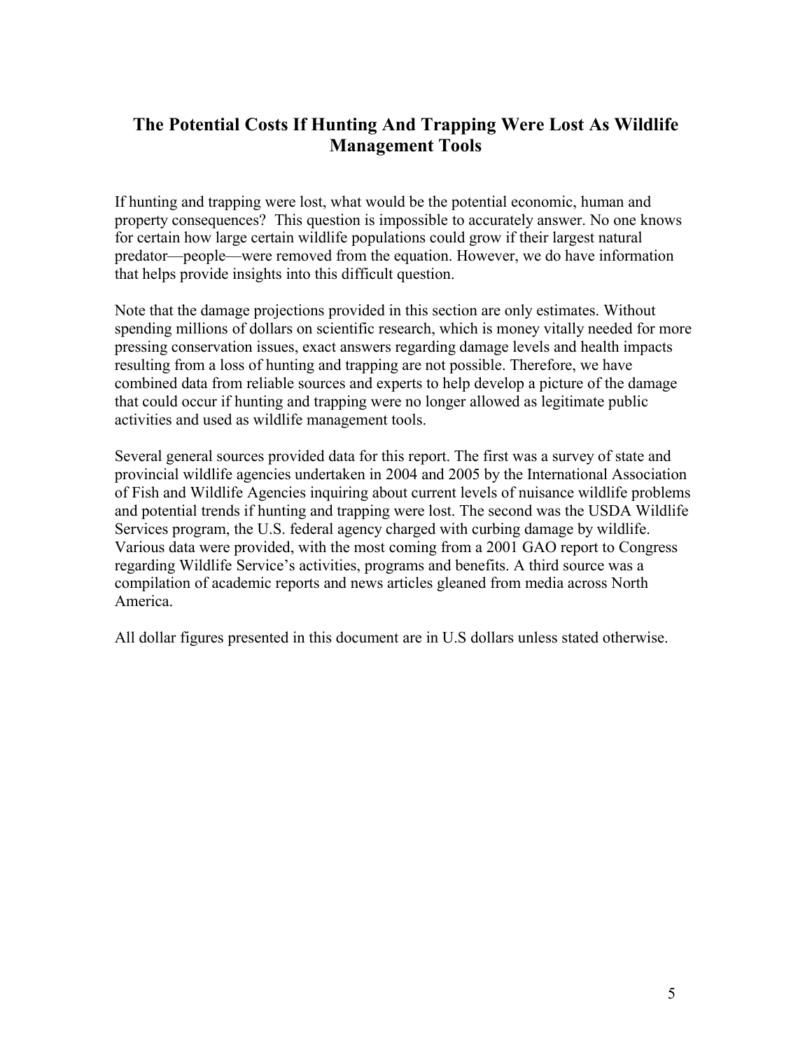## The Potential Costs If Hunting And Trapping Were Lost As Wildlife Management Tools

If hunting and trapping were lost, what would be the potential economic, human and property consequences? This question is impossible to accurately answer. No one knows for certain how large certain wildlife populations could grow if their largest natural predator—people—were removed from the equation. However, we do have information that helps provide insights into this difficult question.

Note that the damage projections provided in this section are only estimates. Without spending millions of dollars on scientific research, which is money vitally needed for more pressing conservation issues, exact answers regarding damage levels and health impacts resulting from a loss of hunting and trapping are not possible. Therefore, we have combined data from reliable sources and experts to help develop a picture of the damage that could occur if hunting and trapping were no longer allowed as legitimate public activities and used as wildlife management tools.

Several general sources provided data for this report. The first was a survey of state and provincial wildlife agencies undertaken in 2004 and 2005 by the International Association of Fish and Wildlife Agencies inquiring about current levels of nuisance wildlife problems and potential trends if hunting and trapping were lost. The second was the USDA Wildlife Services program, the U.S. federal agency charged with curbing damage by wildlife. Various data were provided, with the most coming from a 2001 GAO report to Congress regarding Wildlife Service's activities, programs and benefits. A third source was a compilation of academic reports and news articles gleaned from media across North America.

All dollar figures presented in this document are in U.S dollars unless stated otherwise.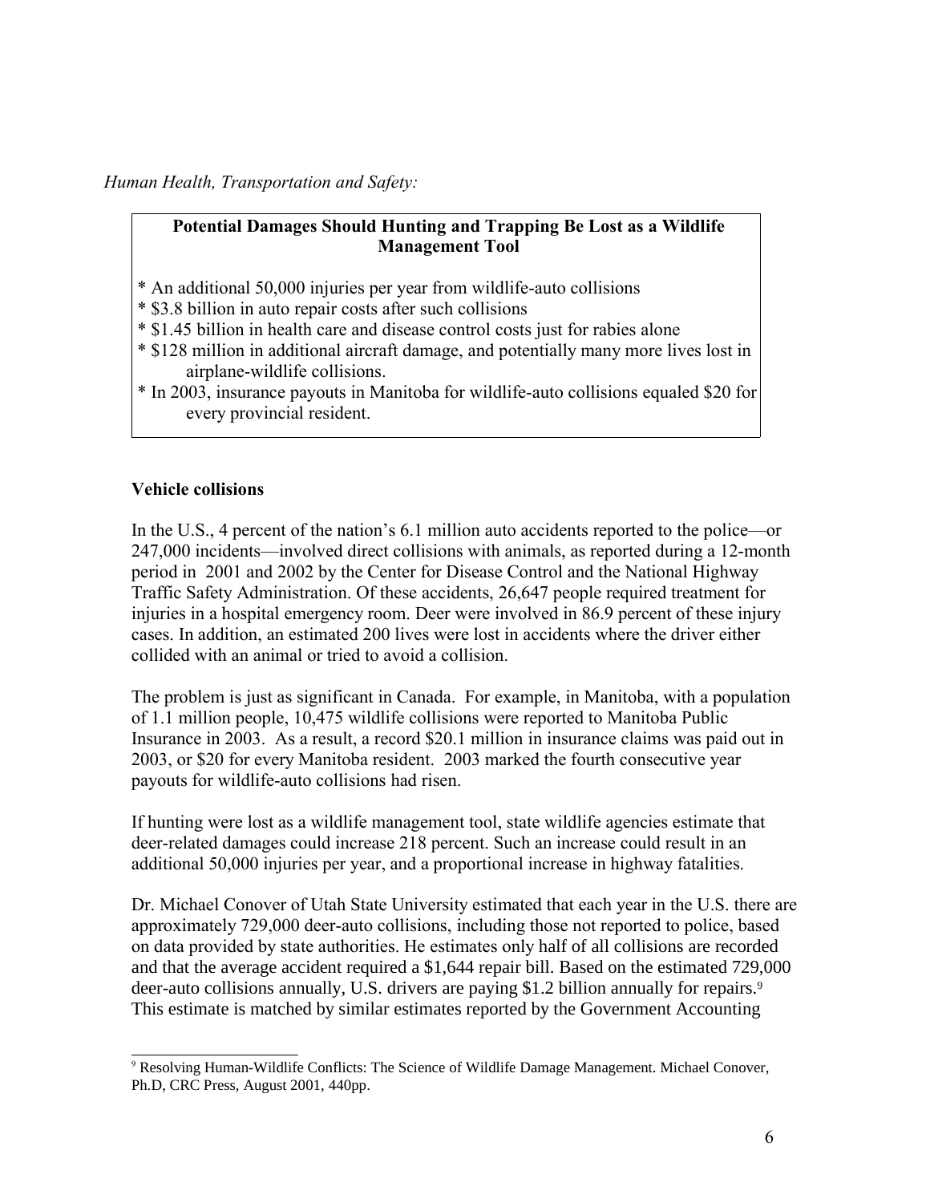*Human Health, Transportation and Safety:*

**Potential Damages Should Hunting and Trapping Be Lost as a Wildlife Management Tool**

* An additional 50,000 injuries per year from wildlife-auto collisions
* $3.8 billion in auto repair costs after such collisions
* $1.45 billion in health care and disease control costs just for rabies alone
* $128 million in additional aircraft damage, and potentially many more lives lost in airplane-wildlife collisions.
* In 2003, insurance payouts in Manitoba for wildlife-auto collisions equaled $20 for every provincial resident.

**Vehicle collisions**

In the U.S., 4 percent of the nation's 6.1 million auto accidents reported to the police—or 247,000 incidents—involved direct collisions with animals, as reported during a 12-month period in 2001 and 2002 by the Center for Disease Control and the National Highway Traffic Safety Administration. Of these accidents, 26,647 people required treatment for injuries in a hospital emergency room. Deer were involved in 86.9 percent of these injury cases. In addition, an estimated 200 lives were lost in accidents where the driver either collided with an animal or tried to avoid a collision.

The problem is just as significant in Canada. For example, in Manitoba, with a population of 1.1 million people, 10,475 wildlife collisions were reported to Manitoba Public Insurance in 2003. As a result, a record $20.1 million in insurance claims was paid out in 2003, or $20 for every Manitoba resident. 2003 marked the fourth consecutive year payouts for wildlife-auto collisions had risen.

If hunting were lost as a wildlife management tool, state wildlife agencies estimate that deer-related damages could increase 218 percent. Such an increase could result in an additional 50,000 injuries per year, and a proportional increase in highway fatalities.

Dr. Michael Conover of Utah State University estimated that each year in the U.S. there are approximately 729,000 deer-auto collisions, including those not reported to police, based on data provided by state authorities. He estimates only half of all collisions are recorded and that the average accident required a $1,644 repair bill. Based on the estimated 729,000 deer-auto collisions annually, U.S. drivers are paying $1.2 billion annually for repairs.[9] This estimate is matched by similar estimates reported by the Government Accounting

[9] Resolving Human-Wildlife Conflicts: The Science of Wildlife Damage Management. Michael Conover, Ph.D, CRC Press, August 2001, 440pp.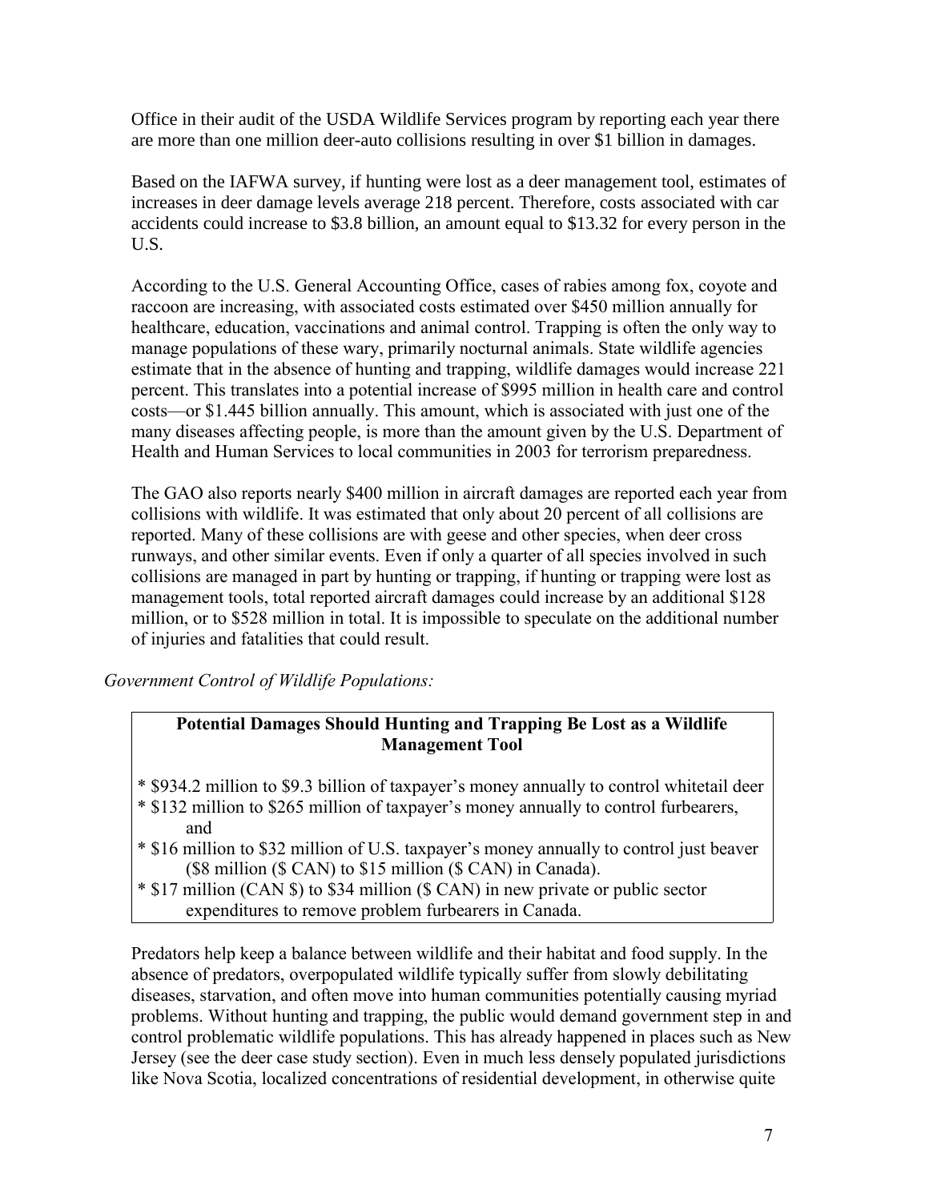Office in their audit of the USDA Wildlife Services program by reporting each year there are more than one million deer-auto collisions resulting in over $1 billion in damages.

Based on the IAFWA survey, if hunting were lost as a deer management tool, estimates of increases in deer damage levels average 218 percent. Therefore, costs associated with car accidents could increase to $3.8 billion, an amount equal to $13.32 for every person in the U.S.

According to the U.S. General Accounting Office, cases of rabies among fox, coyote and raccoon are increasing, with associated costs estimated over $450 million annually for healthcare, education, vaccinations and animal control. Trapping is often the only way to manage populations of these wary, primarily nocturnal animals. State wildlife agencies estimate that in the absence of hunting and trapping, wildlife damages would increase 221 percent. This translates into a potential increase of $995 million in health care and control costs—or $1.445 billion annually. This amount, which is associated with just one of the many diseases affecting people, is more than the amount given by the U.S. Department of Health and Human Services to local communities in 2003 for terrorism preparedness.

The GAO also reports nearly $400 million in aircraft damages are reported each year from collisions with wildlife. It was estimated that only about 20 percent of all collisions are reported. Many of these collisions are with geese and other species, when deer cross runways, and other similar events. Even if only a quarter of all species involved in such collisions are managed in part by hunting or trapping, if hunting or trapping were lost as management tools, total reported aircraft damages could increase by an additional $128 million, or to $528 million in total. It is impossible to speculate on the additional number of injuries and fatalities that could result.

*Government Control of Wildlife Populations:*

**Potential Damages Should Hunting and Trapping Be Lost as a Wildlife Management Tool**

* $934.2 million to $9.3 billion of taxpayer's money annually to control whitetail deer
* $132 million to $265 million of taxpayer's money annually to control furbearers, and
* $16 million to $32 million of U.S. taxpayer's money annually to control just beaver ($8 million ($ CAN) to $15 million ($ CAN) in Canada).
* $17 million (CAN $) to $34 million ($ CAN) in new private or public sector expenditures to remove problem furbearers in Canada.

Predators help keep a balance between wildlife and their habitat and food supply. In the absence of predators, overpopulated wildlife typically suffer from slowly debilitating diseases, starvation, and often move into human communities potentially causing myriad problems. Without hunting and trapping, the public would demand government step in and control problematic wildlife populations. This has already happened in places such as New Jersey (see the deer case study section). Even in much less densely populated jurisdictions like Nova Scotia, localized concentrations of residential development, in otherwise quite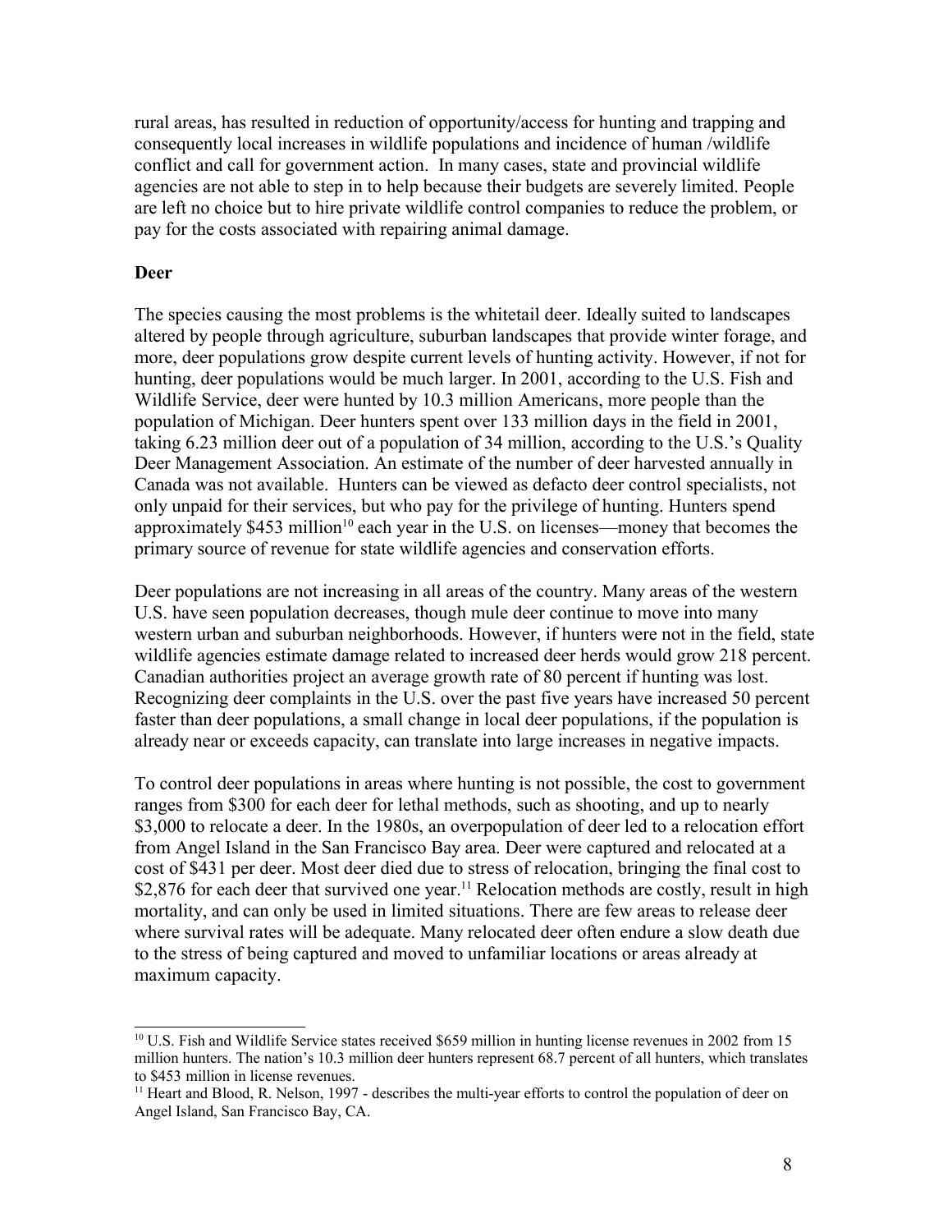rural areas, has resulted in reduction of opportunity/access for hunting and trapping and consequently local increases in wildlife populations and incidence of human /wildlife conflict and call for government action. In many cases, state and provincial wildlife agencies are not able to step in to help because their budgets are severely limited. People are left no choice but to hire private wildlife control companies to reduce the problem, or pay for the costs associated with repairing animal damage.

**Deer**

The species causing the most problems is the whitetail deer. Ideally suited to landscapes altered by people through agriculture, suburban landscapes that provide winter forage, and more, deer populations grow despite current levels of hunting activity. However, if not for hunting, deer populations would be much larger. In 2001, according to the U.S. Fish and Wildlife Service, deer were hunted by 10.3 million Americans, more people than the population of Michigan. Deer hunters spent over 133 million days in the field in 2001, taking 6.23 million deer out of a population of 34 million, according to the U.S.'s Quality Deer Management Association. An estimate of the number of deer harvested annually in Canada was not available. Hunters can be viewed as defacto deer control specialists, not only unpaid for their services, but who pay for the privilege of hunting. Hunters spend approximately $453 million[10] each year in the U.S. on licenses—money that becomes the primary source of revenue for state wildlife agencies and conservation efforts.

Deer populations are not increasing in all areas of the country. Many areas of the western U.S. have seen population decreases, though mule deer continue to move into many western urban and suburban neighborhoods. However, if hunters were not in the field, state wildlife agencies estimate damage related to increased deer herds would grow 218 percent. Canadian authorities project an average growth rate of 80 percent if hunting was lost. Recognizing deer complaints in the U.S. over the past five years have increased 50 percent faster than deer populations, a small change in local deer populations, if the population is already near or exceeds capacity, can translate into large increases in negative impacts.

To control deer populations in areas where hunting is not possible, the cost to government ranges from $300 for each deer for lethal methods, such as shooting, and up to nearly $3,000 to relocate a deer. In the 1980s, an overpopulation of deer led to a relocation effort from Angel Island in the San Francisco Bay area. Deer were captured and relocated at a cost of $431 per deer. Most deer died due to stress of relocation, bringing the final cost to $2,876 for each deer that survived one year.[11] Relocation methods are costly, result in high mortality, and can only be used in limited situations. There are few areas to release deer where survival rates will be adequate. Many relocated deer often endure a slow death due to the stress of being captured and moved to unfamiliar locations or areas already at maximum capacity.

---

[10] U.S. Fish and Wildlife Service states received $659 million in hunting license revenues in 2002 from 15 million hunters. The nation's 10.3 million deer hunters represent 68.7 percent of all hunters, which translates to $453 million in license revenues.

[11] Heart and Blood, R. Nelson, 1997 - describes the multi-year efforts to control the population of deer on Angel Island, San Francisco Bay, CA.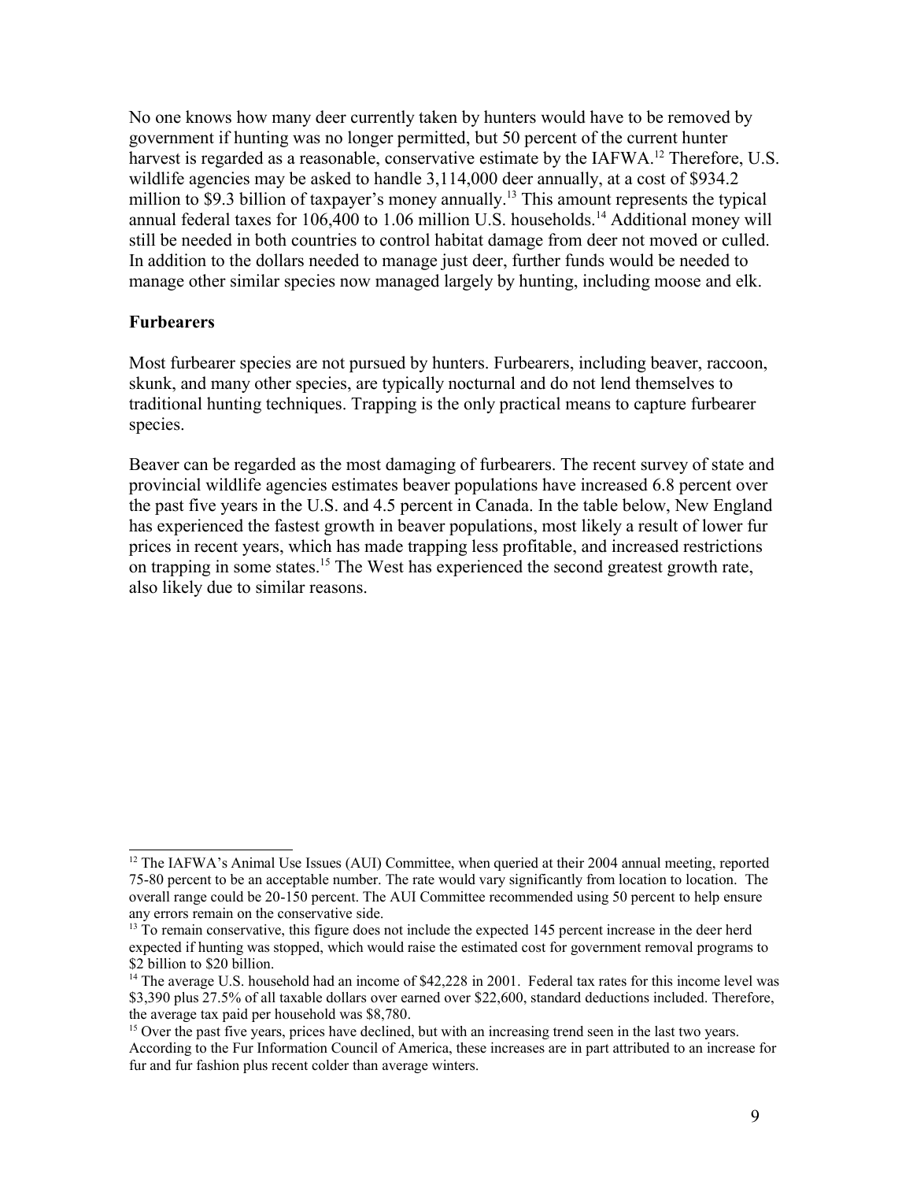No one knows how many deer currently taken by hunters would have to be removed by government if hunting was no longer permitted, but 50 percent of the current hunter harvest is regarded as a reasonable, conservative estimate by the IAFWA.[12] Therefore, U.S. wildlife agencies may be asked to handle 3,114,000 deer annually, at a cost of $934.2 million to $9.3 billion of taxpayer's money annually.[13] This amount represents the typical annual federal taxes for 106,400 to 1.06 million U.S. households.[14] Additional money will still be needed in both countries to control habitat damage from deer not moved or culled. In addition to the dollars needed to manage just deer, further funds would be needed to manage other similar species now managed largely by hunting, including moose and elk.

## Furbearers

Most furbearer species are not pursued by hunters. Furbearers, including beaver, raccoon, skunk, and many other species, are typically nocturnal and do not lend themselves to traditional hunting techniques. Trapping is the only practical means to capture furbearer species.

Beaver can be regarded as the most damaging of furbearers. The recent survey of state and provincial wildlife agencies estimates beaver populations have increased 6.8 percent over the past five years in the U.S. and 4.5 percent in Canada. In the table below, New England has experienced the fastest growth in beaver populations, most likely a result of lower fur prices in recent years, which has made trapping less profitable, and increased restrictions on trapping in some states.[15] The West has experienced the second greatest growth rate, also likely due to similar reasons.

---

[12] The IAFWA's Animal Use Issues (AUI) Committee, when queried at their 2004 annual meeting, reported 75-80 percent to be an acceptable number. The rate would vary significantly from location to location. The overall range could be 20-150 percent. The AUI Committee recommended using 50 percent to help ensure any errors remain on the conservative side.

[13] To remain conservative, this figure does not include the expected 145 percent increase in the deer herd expected if hunting was stopped, which would raise the estimated cost for government removal programs to $2 billion to $20 billion.

[14] The average U.S. household had an income of $42,228 in 2001. Federal tax rates for this income level was $3,390 plus 27.5% of all taxable dollars over earned over $22,600, standard deductions included. Therefore, the average tax paid per household was $8,780.

[15] Over the past five years, prices have declined, but with an increasing trend seen in the last two years. According to the Fur Information Council of America, these increases are in part attributed to an increase for fur and fur fashion plus recent colder than average winters.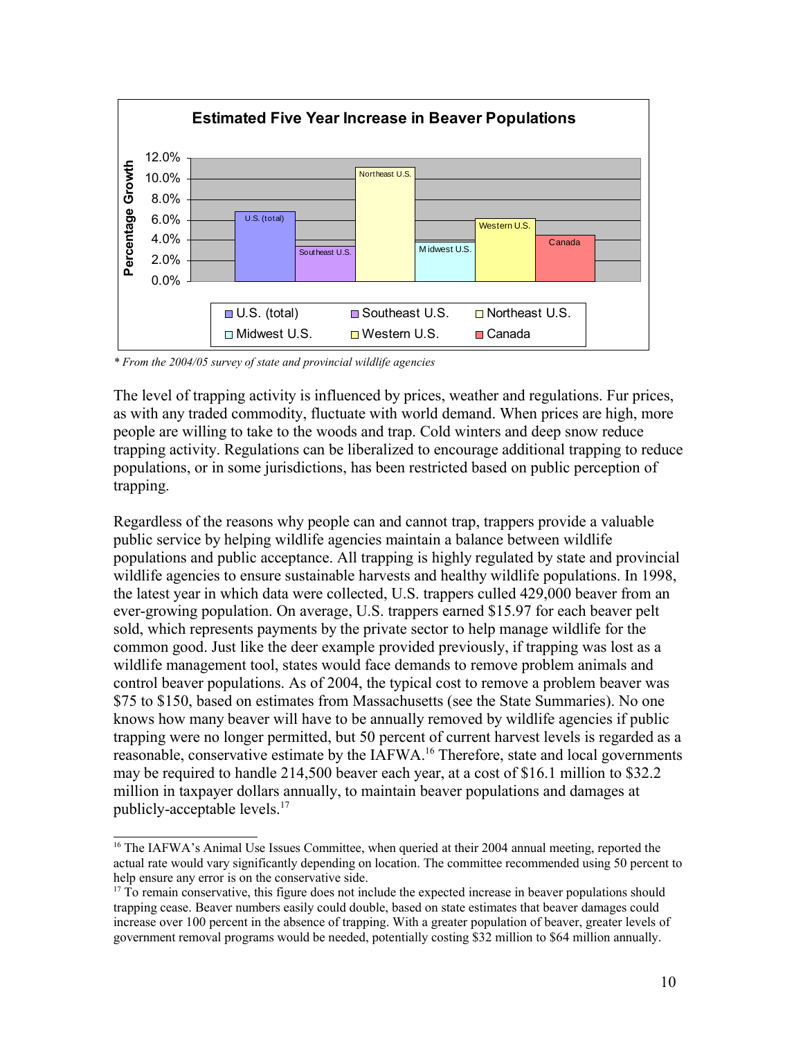**Estimated Five Year Increase in Beaver Populations**

*\* From the 2004/05 survey of state and provincial wildlife agencies*

The level of trapping activity is influenced by prices, weather and regulations. Fur prices, as with any traded commodity, fluctuate with world demand. When prices are high, more people are willing to take to the woods and trap. Cold winters and deep snow reduce trapping activity. Regulations can be liberalized to encourage additional trapping to reduce populations, or in some jurisdictions, has been restricted based on public perception of trapping.

Regardless of the reasons why people can and cannot trap, trappers provide a valuable public service by helping wildlife agencies maintain a balance between wildlife populations and public acceptance. All trapping is highly regulated by state and provincial wildlife agencies to ensure sustainable harvests and healthy wildlife populations. In 1998, the latest year in which data were collected, U.S. trappers culled 429,000 beaver from an ever-growing population. On average, U.S. trappers earned $15.97 for each beaver pelt sold, which represents payments by the private sector to help manage wildlife for the common good. Just like the deer example provided previously, if trapping was lost as a wildlife management tool, states would face demands to remove problem animals and control beaver populations. As of 2004, the typical cost to remove a problem beaver was $75 to $150, based on estimates from Massachusetts (see the State Summaries). No one knows how many beaver will have to be annually removed by wildlife agencies if public trapping were no longer permitted, but 50 percent of current harvest levels is regarded as a reasonable, conservative estimate by the IAFWA.[16] Therefore, state and local governments may be required to handle 214,500 beaver each year, at a cost of $16.1 million to $32.2 million in taxpayer dollars annually, to maintain beaver populations and damages at publicly-acceptable levels.[17]

---

[16] The IAFWA's Animal Use Issues Committee, when queried at their 2004 annual meeting, reported the actual rate would vary significantly depending on location. The committee recommended using 50 percent to help ensure any error is on the conservative side.

[17] To remain conservative, this figure does not include the expected increase in beaver populations should trapping cease. Beaver numbers easily could double, based on state estimates that beaver damages could increase over 100 percent in the absence of trapping. With a greater population of beaver, greater levels of government removal programs would be needed, potentially costing $32 million to $64 million annually.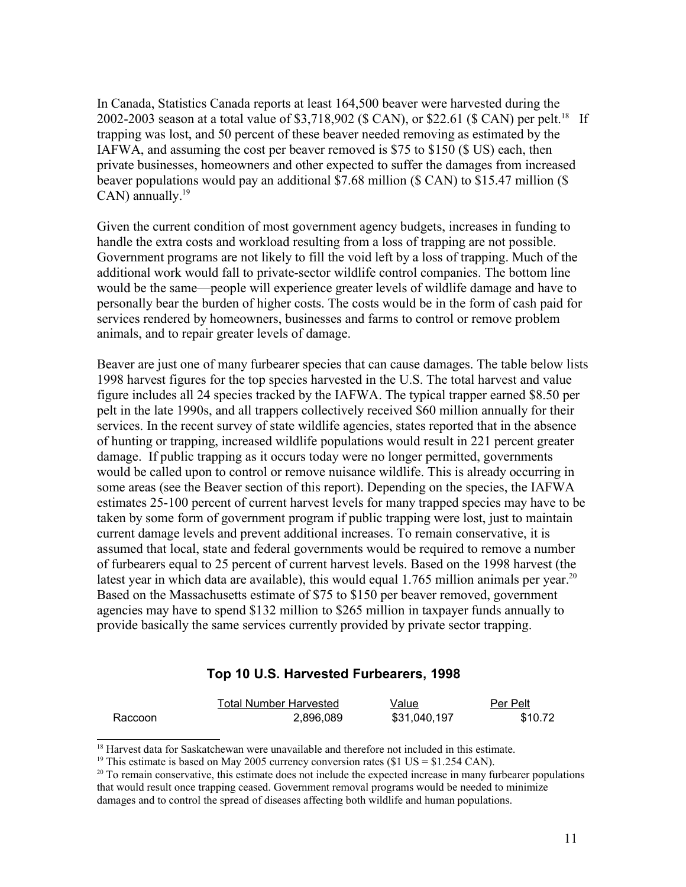In Canada, Statistics Canada reports at least 164,500 beaver were harvested during the 2002-2003 season at a total value of $3,718,902 ($ CAN), or $22.61 ($ CAN) per pelt.[18] If trapping was lost, and 50 percent of these beaver needed removing as estimated by the IAFWA, and assuming the cost per beaver removed is $75 to $150 ($ US) each, then private businesses, homeowners and other expected to suffer the damages from increased beaver populations would pay an additional $7.68 million ($ CAN) to $15.47 million ($ CAN) annually.[19]

Given the current condition of most government agency budgets, increases in funding to handle the extra costs and workload resulting from a loss of trapping are not possible. Government programs are not likely to fill the void left by a loss of trapping. Much of the additional work would fall to private-sector wildlife control companies. The bottom line would be the same—people will experience greater levels of wildlife damage and have to personally bear the burden of higher costs. The costs would be in the form of cash paid for services rendered by homeowners, businesses and farms to control or remove problem animals, and to repair greater levels of damage.

Beaver are just one of many furbearer species that can cause damages. The table below lists 1998 harvest figures for the top species harvested in the U.S. The total harvest and value figure includes all 24 species tracked by the IAFWA. The typical trapper earned $8.50 per pelt in the late 1990s, and all trappers collectively received $60 million annually for their services. In the recent survey of state wildlife agencies, states reported that in the absence of hunting or trapping, increased wildlife populations would result in 221 percent greater damage. If public trapping as it occurs today were no longer permitted, governments would be called upon to control or remove nuisance wildlife. This is already occurring in some areas (see the Beaver section of this report). Depending on the species, the IAFWA estimates 25-100 percent of current harvest levels for many trapped species may have to be taken by some form of government program if public trapping were lost, just to maintain current damage levels and prevent additional increases. To remain conservative, it is assumed that local, state and federal governments would be required to remove a number of furbearers equal to 25 percent of current harvest levels. Based on the 1998 harvest (the latest year in which data are available), this would equal 1.765 million animals per year.[20] Based on the Massachusetts estimate of $75 to $150 per beaver removed, government agencies may have to spend $132 million to $265 million in taxpayer funds annually to provide basically the same services currently provided by private sector trapping.

### Top 10 U.S. Harvested Furbearers, 1998

| | Total Number Harvested | Value | Per Pelt |
|---|---|---|---|
| Raccoon | 2,896,089 | $31,040,197 | $10.72 |

[18] Harvest data for Saskatchewan were unavailable and therefore not included in this estimate.

[19] This estimate is based on May 2005 currency conversion rates ($1 US = $1.254 CAN).

[20] To remain conservative, this estimate does not include the expected increase in many furbearer populations that would result once trapping ceased. Government removal programs would be needed to minimize damages and to control the spread of diseases affecting both wildlife and human populations.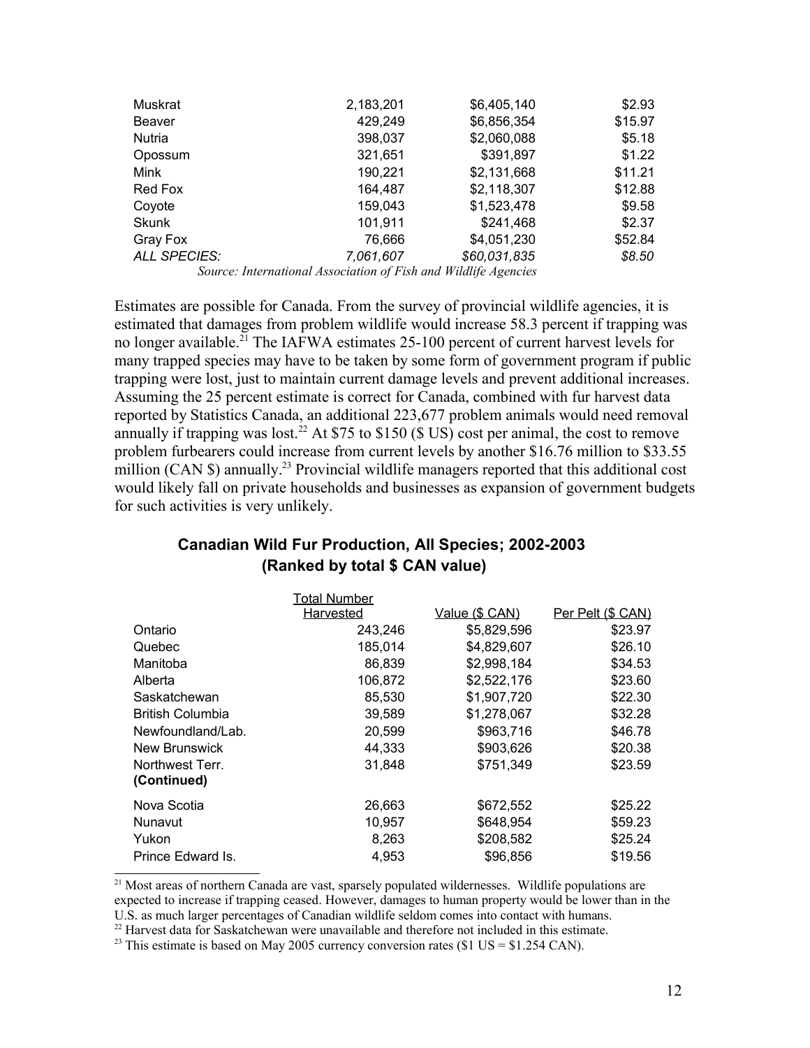| | | | |
|---|---|---|---|
| Muskrat | 2,183,201 | $6,405,140 | $2.93 |
| Beaver | 429,249 | $6,856,354 | $15.97 |
| Nutria | 398,037 | $2,060,088 | $5.18 |
| Opossum | 321,651 | $391,897 | $1.22 |
| Mink | 190,221 | $2,131,668 | $11.21 |
| Red Fox | 164,487 | $2,118,307 | $12.88 |
| Coyote | 159,043 | $1,523,478 | $9.58 |
| Skunk | 101,911 | $241,468 | $2.37 |
| Gray Fox | 76,666 | $4,051,230 | $52.84 |
| *ALL SPECIES:* | *7,061,607* | *$60,031,835* | *$8.50* |

*Source: International Association of Fish and Wildlife Agencies*

Estimates are possible for Canada. From the survey of provincial wildlife agencies, it is estimated that damages from problem wildlife would increase 58.3 percent if trapping was no longer available.[21] The IAFWA estimates 25-100 percent of current harvest levels for many trapped species may have to be taken by some form of government program if public trapping were lost, just to maintain current damage levels and prevent additional increases. Assuming the 25 percent estimate is correct for Canada, combined with fur harvest data reported by Statistics Canada, an additional 223,677 problem animals would need removal annually if trapping was lost.[22] At $75 to $150 ($ US) cost per animal, the cost to remove problem furbearers could increase from current levels by another $16.76 million to $33.55 million (CAN $) annually.[23] Provincial wildlife managers reported that this additional cost would likely fall on private households and businesses as expansion of government budgets for such activities is very unlikely.

### Canadian Wild Fur Production, All Species; 2002-2003 (Ranked by total $ CAN value)

| | Total Number Harvested | Value ($ CAN) | Per Pelt ($ CAN) |
|---|---|---|---|
| Ontario | 243,246 | $5,829,596 | $23.97 |
| Quebec | 185,014 | $4,829,607 | $26.10 |
| Manitoba | 86,839 | $2,998,184 | $34.53 |
| Alberta | 106,872 | $2,522,176 | $23.60 |
| Saskatchewan | 85,530 | $1,907,720 | $22.30 |
| British Columbia | 39,589 | $1,278,067 | $32.28 |
| Newfoundland/Lab. | 20,599 | $963,716 | $46.78 |
| New Brunswick | 44,333 | $903,626 | $20.38 |
| Northwest Terr. | 31,848 | $751,349 | $23.59 |
| **(Continued)** | | | |
| Nova Scotia | 26,663 | $672,552 | $25.22 |
| Nunavut | 10,957 | $648,954 | $59.23 |
| Yukon | 8,263 | $208,582 | $25.24 |
| Prince Edward Is. | 4,953 | $96,856 | $19.56 |

---

[21] Most areas of northern Canada are vast, sparsely populated wildernesses. Wildlife populations are expected to increase if trapping ceased. However, damages to human property would be lower than in the U.S. as much larger percentages of Canadian wildlife seldom comes into contact with humans.

[22] Harvest data for Saskatchewan were unavailable and therefore not included in this estimate.

[23] This estimate is based on May 2005 currency conversion rates ($1 US = $1.254 CAN).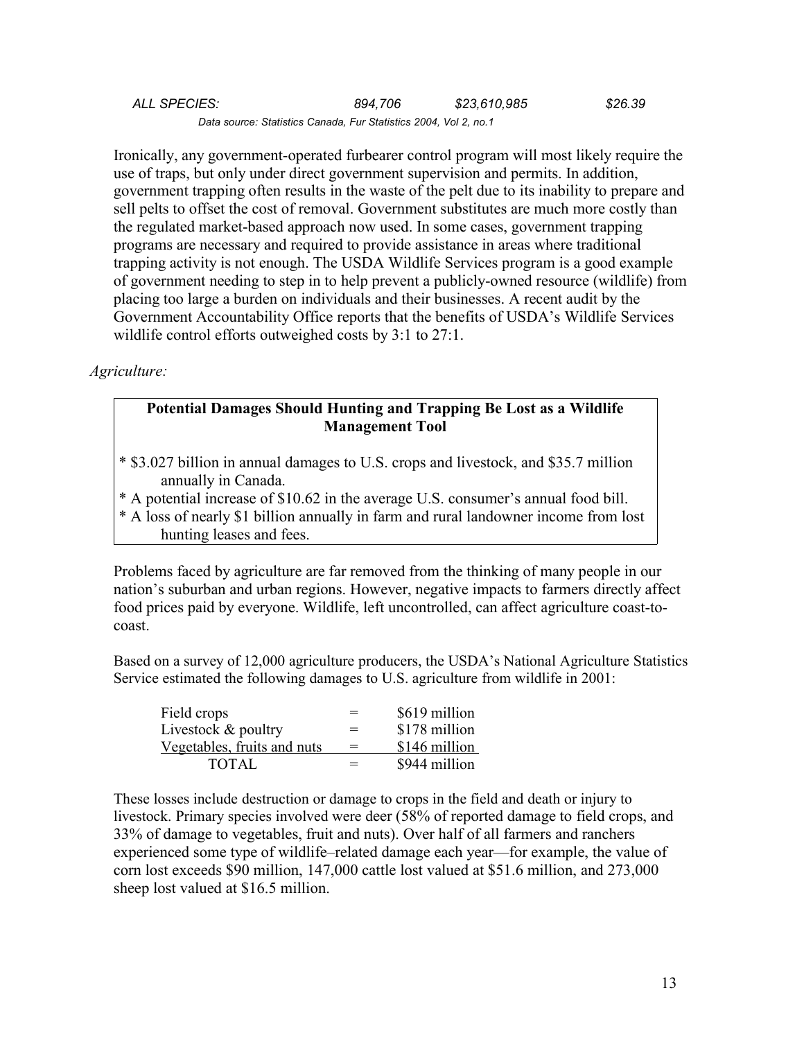| *ALL SPECIES:* | *894,706* | *$23,610,985* | *$26.39* |
|---|---|---|---|

*Data source: Statistics Canada, Fur Statistics 2004, Vol 2, no.1*

Ironically, any government-operated furbearer control program will most likely require the use of traps, but only under direct government supervision and permits. In addition, government trapping often results in the waste of the pelt due to its inability to prepare and sell pelts to offset the cost of removal. Government substitutes are much more costly than the regulated market-based approach now used. In some cases, government trapping programs are necessary and required to provide assistance in areas where traditional trapping activity is not enough. The USDA Wildlife Services program is a good example of government needing to step in to help prevent a publicly-owned resource (wildlife) from placing too large a burden on individuals and their businesses. A recent audit by the Government Accountability Office reports that the benefits of USDA's Wildlife Services wildlife control efforts outweighed costs by 3:1 to 27:1.

*Agriculture:*

**Potential Damages Should Hunting and Trapping Be Lost as a Wildlife Management Tool**

* $3.027 billion in annual damages to U.S. crops and livestock, and $35.7 million annually in Canada.
* A potential increase of $10.62 in the average U.S. consumer's annual food bill.
* A loss of nearly $1 billion annually in farm and rural landowner income from lost hunting leases and fees.

Problems faced by agriculture are far removed from the thinking of many people in our nation's suburban and urban regions. However, negative impacts to farmers directly affect food prices paid by everyone. Wildlife, left uncontrolled, can affect agriculture coast-to-coast.

Based on a survey of 12,000 agriculture producers, the USDA's National Agriculture Statistics Service estimated the following damages to U.S. agriculture from wildlife in 2001:

| | | |
|---|---|---|
| Field crops | = | $619 million |
| Livestock & poultry | = | $178 million |
| Vegetables, fruits and nuts | = | $146 million |
| TOTAL | = | $944 million |

These losses include destruction or damage to crops in the field and death or injury to livestock. Primary species involved were deer (58% of reported damage to field crops, and 33% of damage to vegetables, fruit and nuts). Over half of all farmers and ranchers experienced some type of wildlife–related damage each year—for example, the value of corn lost exceeds $90 million, 147,000 cattle lost valued at $51.6 million, and 273,000 sheep lost valued at $16.5 million.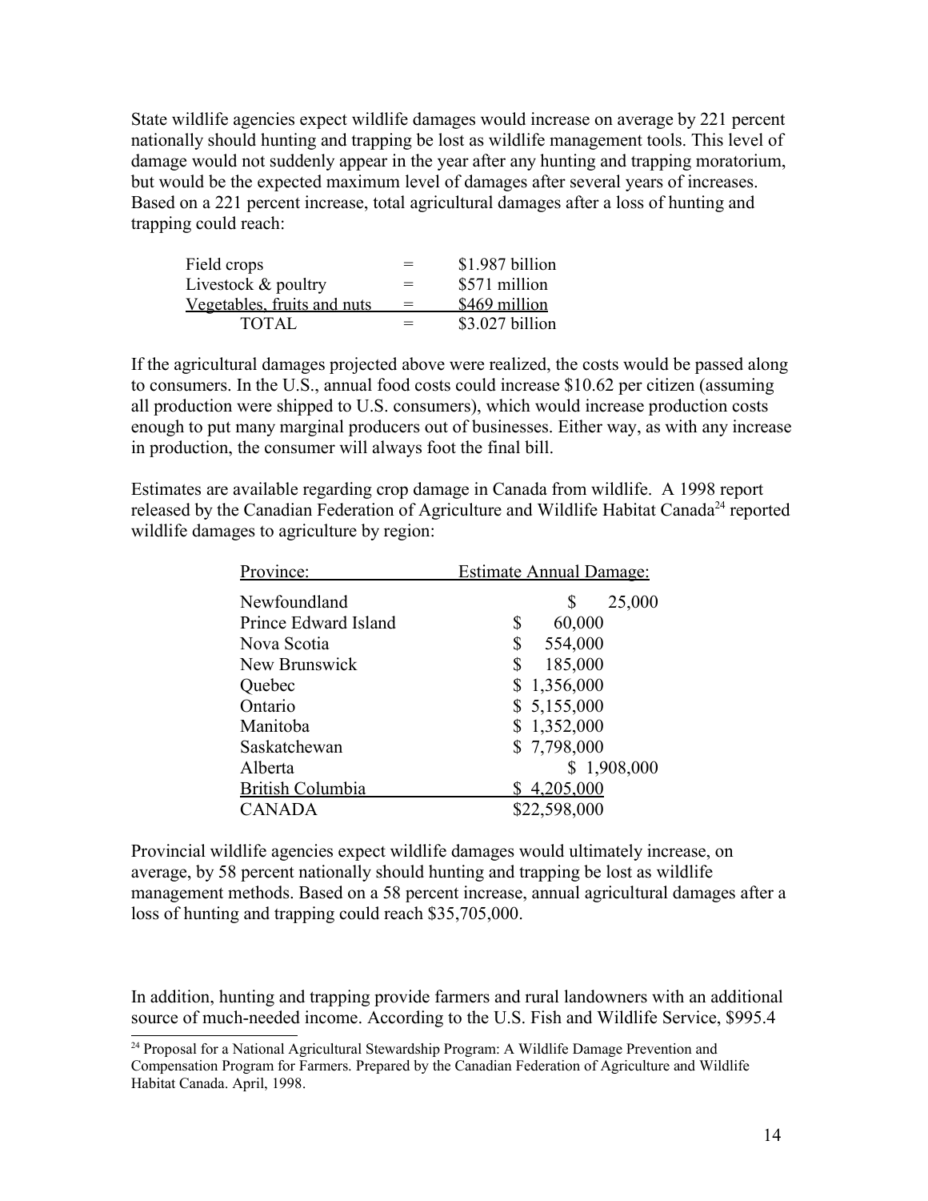State wildlife agencies expect wildlife damages would increase on average by 221 percent nationally should hunting and trapping be lost as wildlife management tools. This level of damage would not suddenly appear in the year after any hunting and trapping moratorium, but would be the expected maximum level of damages after several years of increases. Based on a 221 percent increase, total agricultural damages after a loss of hunting and trapping could reach:

| | | |
|---|---|---|
| Field crops | = | $1.987 billion |
| Livestock & poultry | = | $571 million |
| Vegetables, fruits and nuts | = | $469 million |
| TOTAL | = | $3.027 billion |

If the agricultural damages projected above were realized, the costs would be passed along to consumers. In the U.S., annual food costs could increase $10.62 per citizen (assuming all production were shipped to U.S. consumers), which would increase production costs enough to put many marginal producers out of businesses. Either way, as with any increase in production, the consumer will always foot the final bill.

Estimates are available regarding crop damage in Canada from wildlife. A 1998 report released by the Canadian Federation of Agriculture and Wildlife Habitat Canada[24] reported wildlife damages to agriculture by region:

| Province: | Estimate Annual Damage: |
|---|---|
| Newfoundland | $ 25,000 |
| Prince Edward Island | $ 60,000 |
| Nova Scotia | $ 554,000 |
| New Brunswick | $ 185,000 |
| Quebec | $ 1,356,000 |
| Ontario | $ 5,155,000 |
| Manitoba | $ 1,352,000 |
| Saskatchewan | $ 7,798,000 |
| Alberta | $ 1,908,000 |
| British Columbia | $ 4,205,000 |
| CANADA | $22,598,000 |

Provincial wildlife agencies expect wildlife damages would ultimately increase, on average, by 58 percent nationally should hunting and trapping be lost as wildlife management methods. Based on a 58 percent increase, annual agricultural damages after a loss of hunting and trapping could reach $35,705,000.

In addition, hunting and trapping provide farmers and rural landowners with an additional source of much-needed income. According to the U.S. Fish and Wildlife Service, $995.4

[24] Proposal for a National Agricultural Stewardship Program: A Wildlife Damage Prevention and Compensation Program for Farmers. Prepared by the Canadian Federation of Agriculture and Wildlife Habitat Canada. April, 1998.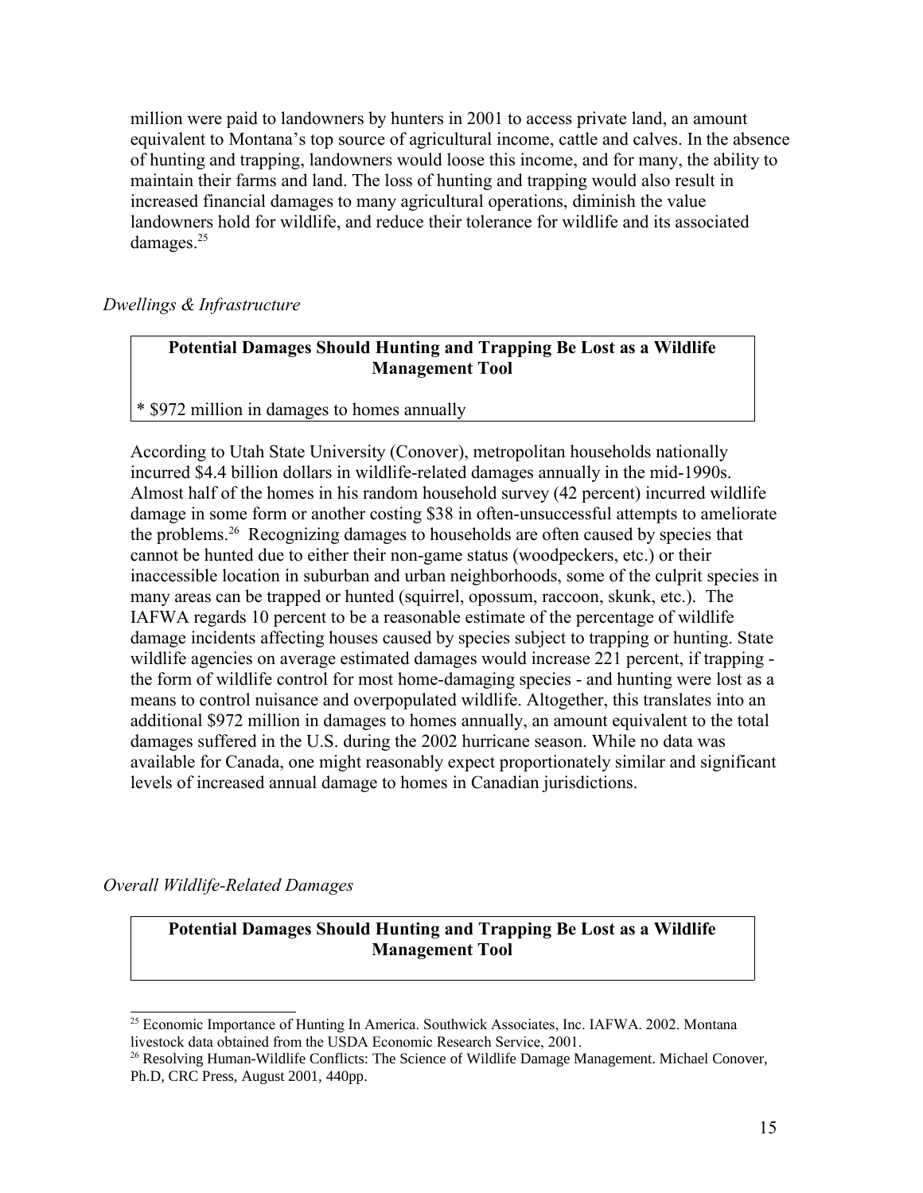million were paid to landowners by hunters in 2001 to access private land, an amount equivalent to Montana's top source of agricultural income, cattle and calves. In the absence of hunting and trapping, landowners would loose this income, and for many, the ability to maintain their farms and land. The loss of hunting and trapping would also result in increased financial damages to many agricultural operations, diminish the value landowners hold for wildlife, and reduce their tolerance for wildlife and its associated damages.[25]

*Dwellings & Infrastructure*

| **Potential Damages Should Hunting and Trapping Be Lost as a Wildlife Management Tool** |
|---|
| * $972 million in damages to homes annually |

According to Utah State University (Conover), metropolitan households nationally incurred $4.4 billion dollars in wildlife-related damages annually in the mid-1990s. Almost half of the homes in his random household survey (42 percent) incurred wildlife damage in some form or another costing $38 in often-unsuccessful attempts to ameliorate the problems.[26] Recognizing damages to households are often caused by species that cannot be hunted due to either their non-game status (woodpeckers, etc.) or their inaccessible location in suburban and urban neighborhoods, some of the culprit species in many areas can be trapped or hunted (squirrel, opossum, raccoon, skunk, etc.). The IAFWA regards 10 percent to be a reasonable estimate of the percentage of wildlife damage incidents affecting houses caused by species subject to trapping or hunting. State wildlife agencies on average estimated damages would increase 221 percent, if trapping - the form of wildlife control for most home-damaging species - and hunting were lost as a means to control nuisance and overpopulated wildlife. Altogether, this translates into an additional $972 million in damages to homes annually, an amount equivalent to the total damages suffered in the U.S. during the 2002 hurricane season. While no data was available for Canada, one might reasonably expect proportionately similar and significant levels of increased annual damage to homes in Canadian jurisdictions.

*Overall Wildlife-Related Damages*

| **Potential Damages Should Hunting and Trapping Be Lost as a Wildlife Management Tool** |
|---|

[25] Economic Importance of Hunting In America. Southwick Associates, Inc. IAFWA. 2002. Montana livestock data obtained from the USDA Economic Research Service, 2001.

[26] Resolving Human-Wildlife Conflicts: The Science of Wildlife Damage Management. Michael Conover, Ph.D, CRC Press, August 2001, 440pp.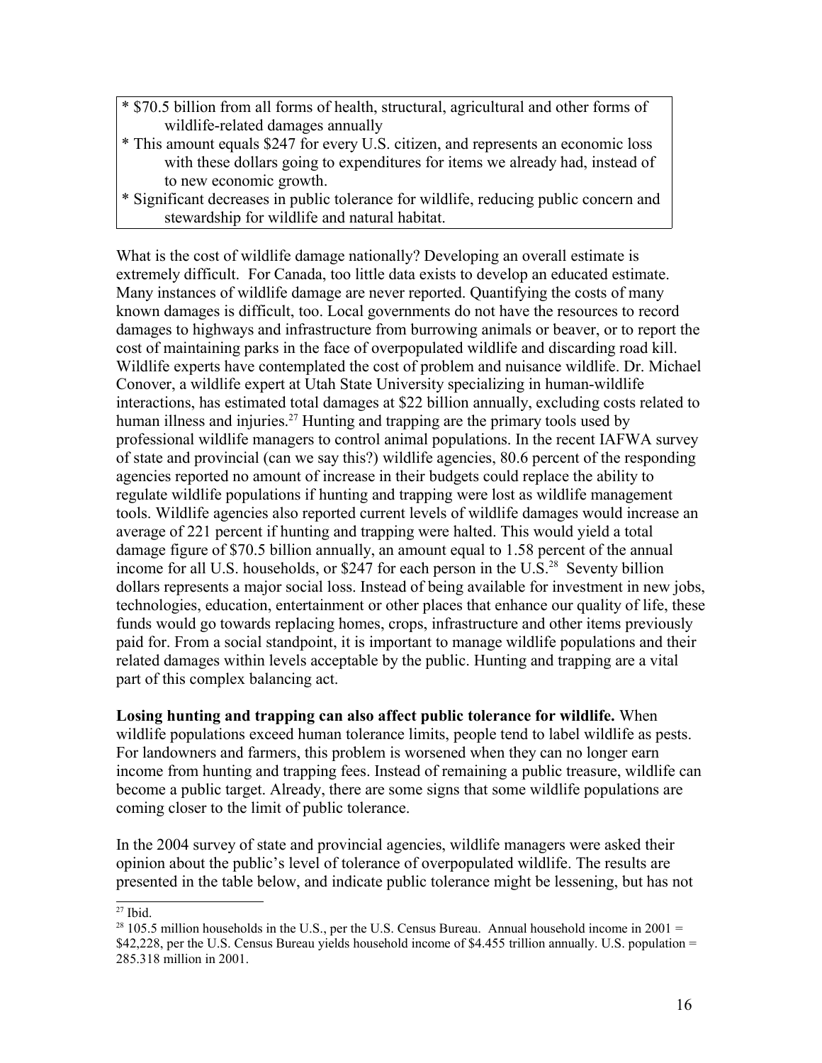* $70.5 billion from all forms of health, structural, agricultural and other forms of wildlife-related damages annually
* This amount equals $247 for every U.S. citizen, and represents an economic loss with these dollars going to expenditures for items we already had, instead of to new economic growth.
* Significant decreases in public tolerance for wildlife, reducing public concern and stewardship for wildlife and natural habitat.

What is the cost of wildlife damage nationally? Developing an overall estimate is extremely difficult. For Canada, too little data exists to develop an educated estimate. Many instances of wildlife damage are never reported. Quantifying the costs of many known damages is difficult, too. Local governments do not have the resources to record damages to highways and infrastructure from burrowing animals or beaver, or to report the cost of maintaining parks in the face of overpopulated wildlife and discarding road kill. Wildlife experts have contemplated the cost of problem and nuisance wildlife. Dr. Michael Conover, a wildlife expert at Utah State University specializing in human-wildlife interactions, has estimated total damages at $22 billion annually, excluding costs related to human illness and injuries.[27] Hunting and trapping are the primary tools used by professional wildlife managers to control animal populations. In the recent IAFWA survey of state and provincial (can we say this?) wildlife agencies, 80.6 percent of the responding agencies reported no amount of increase in their budgets could replace the ability to regulate wildlife populations if hunting and trapping were lost as wildlife management tools. Wildlife agencies also reported current levels of wildlife damages would increase an average of 221 percent if hunting and trapping were halted. This would yield a total damage figure of $70.5 billion annually, an amount equal to 1.58 percent of the annual income for all U.S. households, or $247 for each person in the U.S.[28] Seventy billion dollars represents a major social loss. Instead of being available for investment in new jobs, technologies, education, entertainment or other places that enhance our quality of life, these funds would go towards replacing homes, crops, infrastructure and other items previously paid for. From a social standpoint, it is important to manage wildlife populations and their related damages within levels acceptable by the public. Hunting and trapping are a vital part of this complex balancing act.

**Losing hunting and trapping can also affect public tolerance for wildlife.** When wildlife populations exceed human tolerance limits, people tend to label wildlife as pests. For landowners and farmers, this problem is worsened when they can no longer earn income from hunting and trapping fees. Instead of remaining a public treasure, wildlife can become a public target. Already, there are some signs that some wildlife populations are coming closer to the limit of public tolerance.

In the 2004 survey of state and provincial agencies, wildlife managers were asked their opinion about the public's level of tolerance of overpopulated wildlife. The results are presented in the table below, and indicate public tolerance might be lessening, but has not

[27] Ibid.

[28] 105.5 million households in the U.S., per the U.S. Census Bureau. Annual household income in 2001 = $42,228, per the U.S. Census Bureau yields household income of $4.455 trillion annually. U.S. population = 285.318 million in 2001.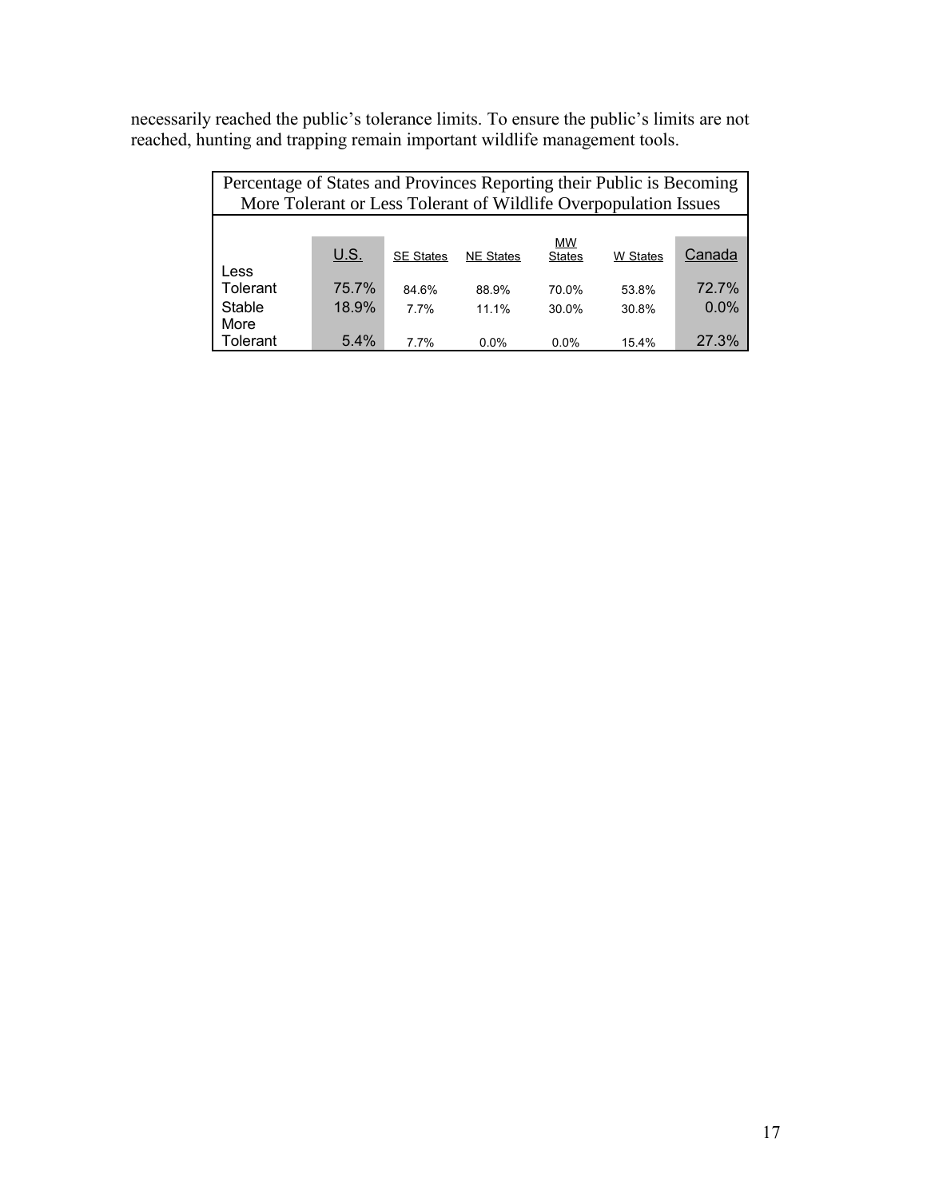necessarily reached the public's tolerance limits. To ensure the public's limits are not reached, hunting and trapping remain important wildlife management tools.

Percentage of States and Provinces Reporting their Public is Becoming More Tolerant or Less Tolerant of Wildlife Overpopulation Issues

| | U.S. | SE States | NE States | MW States | W States | Canada |
|---|---|---|---|---|---|---|
| Less Tolerant | 75.7% | 84.6% | 88.9% | 70.0% | 53.8% | 72.7% |
| Stable | 18.9% | 7.7% | 11.1% | 30.0% | 30.8% | 0.0% |
| More Tolerant | 5.4% | 7.7% | 0.0% | 0.0% | 15.4% | 27.3% |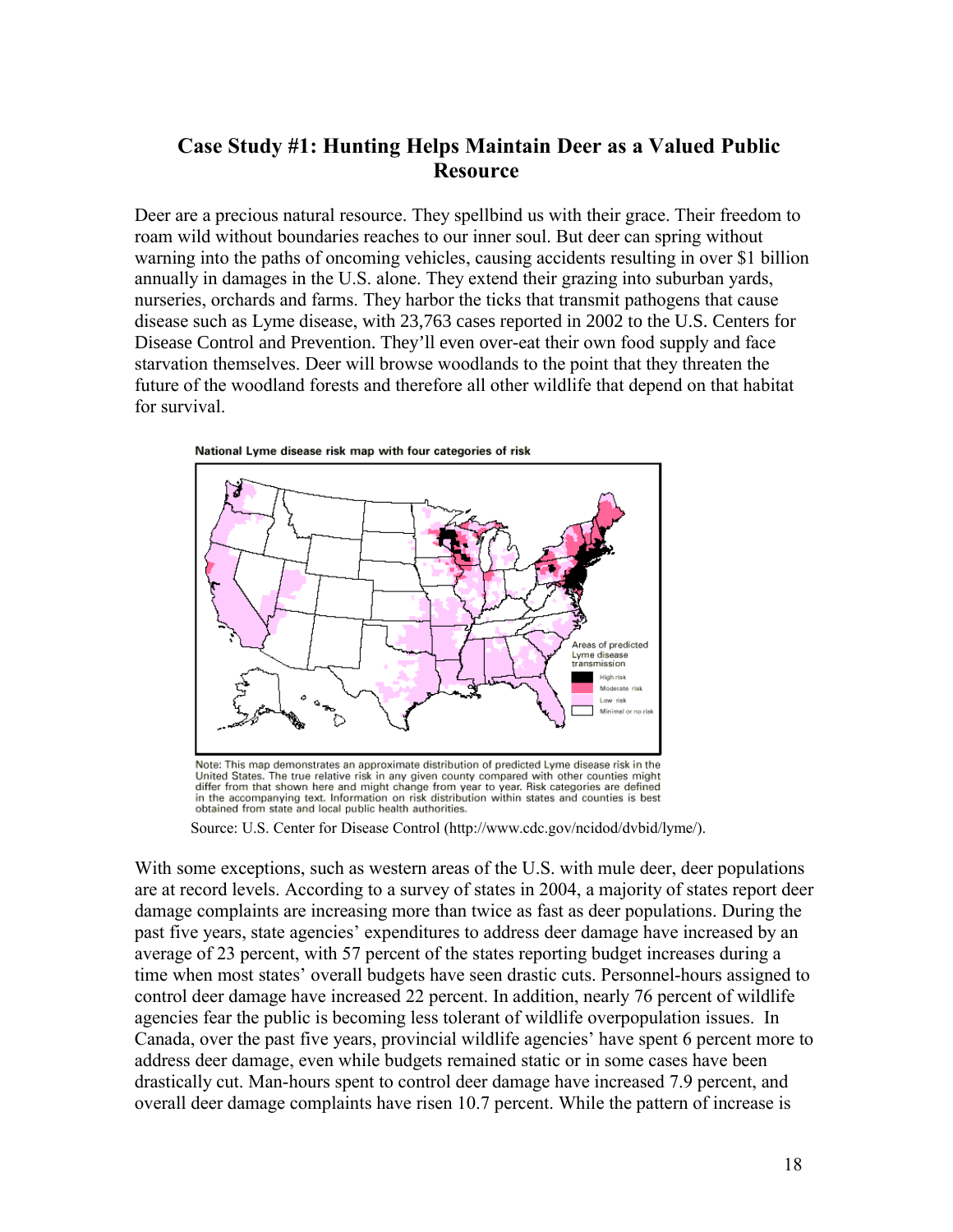## Case Study #1: Hunting Helps Maintain Deer as a Valued Public Resource

Deer are a precious natural resource. They spellbind us with their grace. Their freedom to roam wild without boundaries reaches to our inner soul. But deer can spring without warning into the paths of oncoming vehicles, causing accidents resulting in over $1 billion annually in damages in the U.S. alone. They extend their grazing into suburban yards, nurseries, orchards and farms. They harbor the ticks that transmit pathogens that cause disease such as Lyme disease, with 23,763 cases reported in 2002 to the U.S. Centers for Disease Control and Prevention. They'll even over-eat their own food supply and face starvation themselves. Deer will browse woodlands to the point that they threaten the future of the woodland forests and therefore all other wildlife that depend on that habitat for survival.

National Lyme disease risk map with four categories of risk

Areas of predicted Lyme disease transmission: High risk; Moderate risk; Low risk; Minimal or no risk

Note: This map demonstrates an approximate distribution of predicted Lyme disease risk in the United States. The true relative risk in any given county compared with other counties might differ from that shown here and might change from year to year. Risk categories are defined in the accompanying text. Information on risk distribution within states and counties is best obtained from state and local public health authorities.

Source: U.S. Center for Disease Control (http://www.cdc.gov/ncidod/dvbid/lyme/).

With some exceptions, such as western areas of the U.S. with mule deer, deer populations are at record levels. According to a survey of states in 2004, a majority of states report deer damage complaints are increasing more than twice as fast as deer populations. During the past five years, state agencies' expenditures to address deer damage have increased by an average of 23 percent, with 57 percent of the states reporting budget increases during a time when most states' overall budgets have seen drastic cuts. Personnel-hours assigned to control deer damage have increased 22 percent. In addition, nearly 76 percent of wildlife agencies fear the public is becoming less tolerant of wildlife overpopulation issues. In Canada, over the past five years, provincial wildlife agencies' have spent 6 percent more to address deer damage, even while budgets remained static or in some cases have been drastically cut. Man-hours spent to control deer damage have increased 7.9 percent, and overall deer damage complaints have risen 10.7 percent. While the pattern of increase is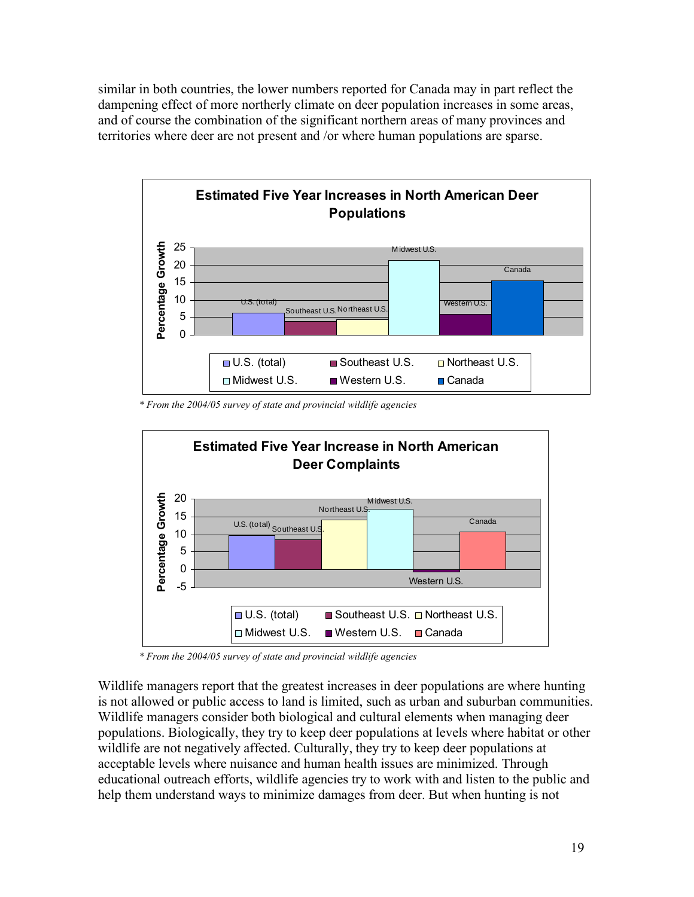similar in both countries, the lower numbers reported for Canada may in part reflect the dampening effect of more northerly climate on deer population increases in some areas, and of course the combination of the significant northern areas of many provinces and territories where deer are not present and /or where human populations are sparse.

**Estimated Five Year Increases in North American Deer Populations**

*\* From the 2004/05 survey of state and provincial wildlife agencies*

**Estimated Five Year Increase in North American Deer Complaints**

*\* From the 2004/05 survey of state and provincial wildlife agencies*

Wildlife managers report that the greatest increases in deer populations are where hunting is not allowed or public access to land is limited, such as urban and suburban communities. Wildlife managers consider both biological and cultural elements when managing deer populations. Biologically, they try to keep deer populations at levels where habitat or other wildlife are not negatively affected. Culturally, they try to keep deer populations at acceptable levels where nuisance and human health issues are minimized. Through educational outreach efforts, wildlife agencies try to work with and listen to the public and help them understand ways to minimize damages from deer. But when hunting is not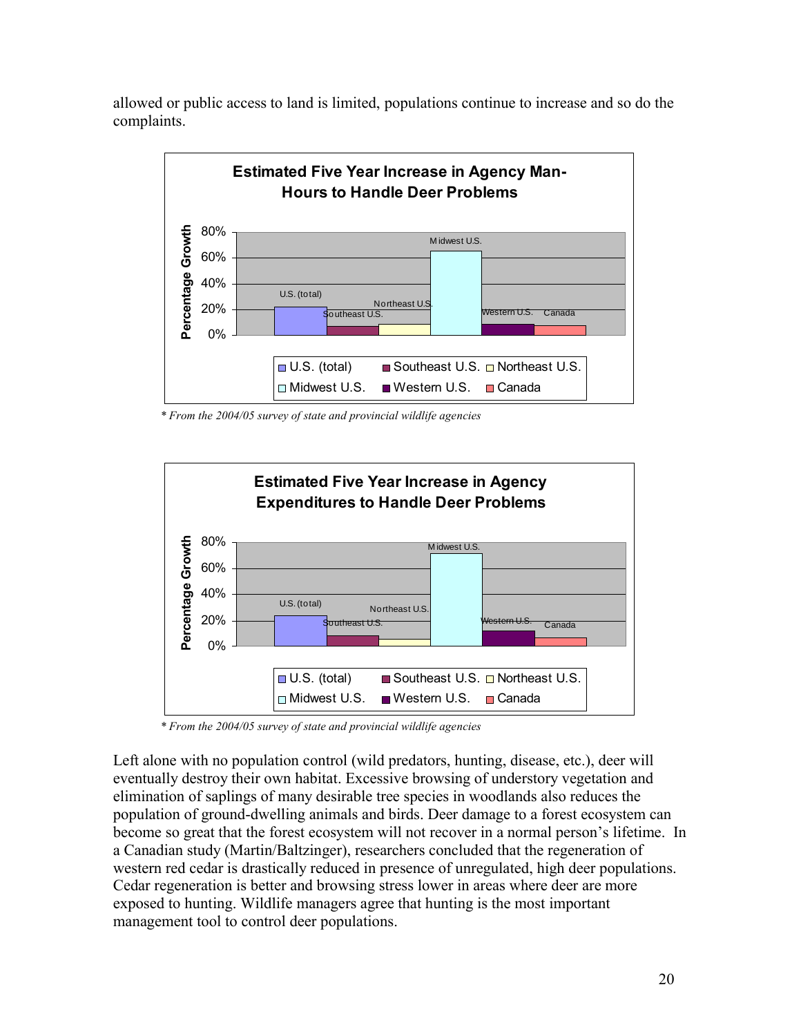allowed or public access to land is limited, populations continue to increase and so do the complaints.

**Estimated Five Year Increase in Agency Man-Hours to Handle Deer Problems**

*\* From the 2004/05 survey of state and provincial wildlife agencies*

**Estimated Five Year Increase in Agency Expenditures to Handle Deer Problems**

*\* From the 2004/05 survey of state and provincial wildlife agencies*

Left alone with no population control (wild predators, hunting, disease, etc.), deer will eventually destroy their own habitat. Excessive browsing of understory vegetation and elimination of saplings of many desirable tree species in woodlands also reduces the population of ground-dwelling animals and birds. Deer damage to a forest ecosystem can become so great that the forest ecosystem will not recover in a normal person's lifetime. In a Canadian study (Martin/Baltzinger), researchers concluded that the regeneration of western red cedar is drastically reduced in presence of unregulated, high deer populations. Cedar regeneration is better and browsing stress lower in areas where deer are more exposed to hunting. Wildlife managers agree that hunting is the most important management tool to control deer populations.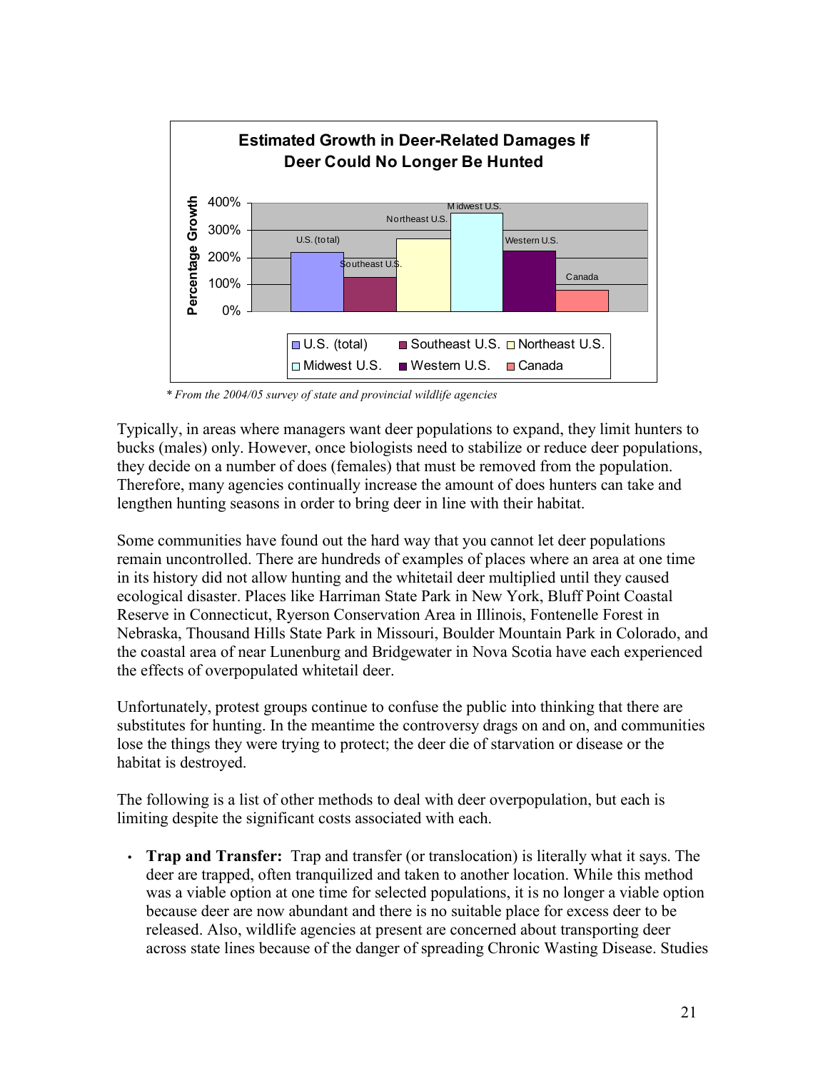**Estimated Growth in Deer-Related Damages If Deer Could No Longer Be Hunted**

*\* From the 2004/05 survey of state and provincial wildlife agencies*

Typically, in areas where managers want deer populations to expand, they limit hunters to bucks (males) only. However, once biologists need to stabilize or reduce deer populations, they decide on a number of does (females) that must be removed from the population. Therefore, many agencies continually increase the amount of does hunters can take and lengthen hunting seasons in order to bring deer in line with their habitat.

Some communities have found out the hard way that you cannot let deer populations remain uncontrolled. There are hundreds of examples of places where an area at one time in its history did not allow hunting and the whitetail deer multiplied until they caused ecological disaster. Places like Harriman State Park in New York, Bluff Point Coastal Reserve in Connecticut, Ryerson Conservation Area in Illinois, Fontenelle Forest in Nebraska, Thousand Hills State Park in Missouri, Boulder Mountain Park in Colorado, and the coastal area of near Lunenburg and Bridgewater in Nova Scotia have each experienced the effects of overpopulated whitetail deer.

Unfortunately, protest groups continue to confuse the public into thinking that there are substitutes for hunting. In the meantime the controversy drags on and on, and communities lose the things they were trying to protect; the deer die of starvation or disease or the habitat is destroyed.

The following is a list of other methods to deal with deer overpopulation, but each is limiting despite the significant costs associated with each.

- **Trap and Transfer:** Trap and transfer (or translocation) is literally what it says. The deer are trapped, often tranquilized and taken to another location. While this method was a viable option at one time for selected populations, it is no longer a viable option because deer are now abundant and there is no suitable place for excess deer to be released. Also, wildlife agencies at present are concerned about transporting deer across state lines because of the danger of spreading Chronic Wasting Disease. Studies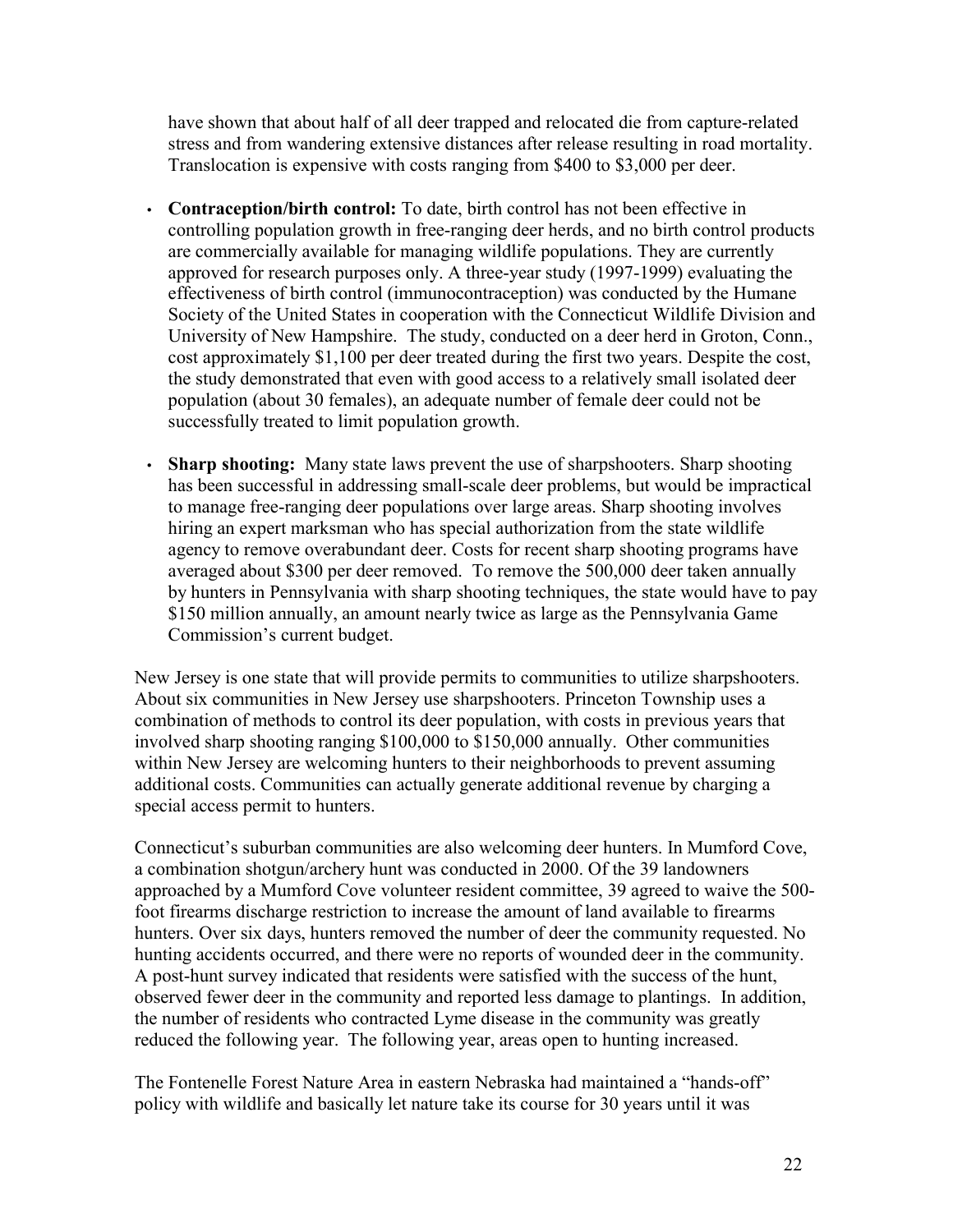have shown that about half of all deer trapped and relocated die from capture-related stress and from wandering extensive distances after release resulting in road mortality. Translocation is expensive with costs ranging from $400 to $3,000 per deer.

- **Contraception/birth control:** To date, birth control has not been effective in controlling population growth in free-ranging deer herds, and no birth control products are commercially available for managing wildlife populations. They are currently approved for research purposes only. A three-year study (1997-1999) evaluating the effectiveness of birth control (immunocontraception) was conducted by the Humane Society of the United States in cooperation with the Connecticut Wildlife Division and University of New Hampshire. The study, conducted on a deer herd in Groton, Conn., cost approximately $1,100 per deer treated during the first two years. Despite the cost, the study demonstrated that even with good access to a relatively small isolated deer population (about 30 females), an adequate number of female deer could not be successfully treated to limit population growth.

- **Sharp shooting:** Many state laws prevent the use of sharpshooters. Sharp shooting has been successful in addressing small-scale deer problems, but would be impractical to manage free-ranging deer populations over large areas. Sharp shooting involves hiring an expert marksman who has special authorization from the state wildlife agency to remove overabundant deer. Costs for recent sharp shooting programs have averaged about $300 per deer removed. To remove the 500,000 deer taken annually by hunters in Pennsylvania with sharp shooting techniques, the state would have to pay $150 million annually, an amount nearly twice as large as the Pennsylvania Game Commission's current budget.

New Jersey is one state that will provide permits to communities to utilize sharpshooters. About six communities in New Jersey use sharpshooters. Princeton Township uses a combination of methods to control its deer population, with costs in previous years that involved sharp shooting ranging $100,000 to $150,000 annually. Other communities within New Jersey are welcoming hunters to their neighborhoods to prevent assuming additional costs. Communities can actually generate additional revenue by charging a special access permit to hunters.

Connecticut's suburban communities are also welcoming deer hunters. In Mumford Cove, a combination shotgun/archery hunt was conducted in 2000. Of the 39 landowners approached by a Mumford Cove volunteer resident committee, 39 agreed to waive the 500-foot firearms discharge restriction to increase the amount of land available to firearms hunters. Over six days, hunters removed the number of deer the community requested. No hunting accidents occurred, and there were no reports of wounded deer in the community. A post-hunt survey indicated that residents were satisfied with the success of the hunt, observed fewer deer in the community and reported less damage to plantings. In addition, the number of residents who contracted Lyme disease in the community was greatly reduced the following year. The following year, areas open to hunting increased.

The Fontenelle Forest Nature Area in eastern Nebraska had maintained a "hands-off" policy with wildlife and basically let nature take its course for 30 years until it was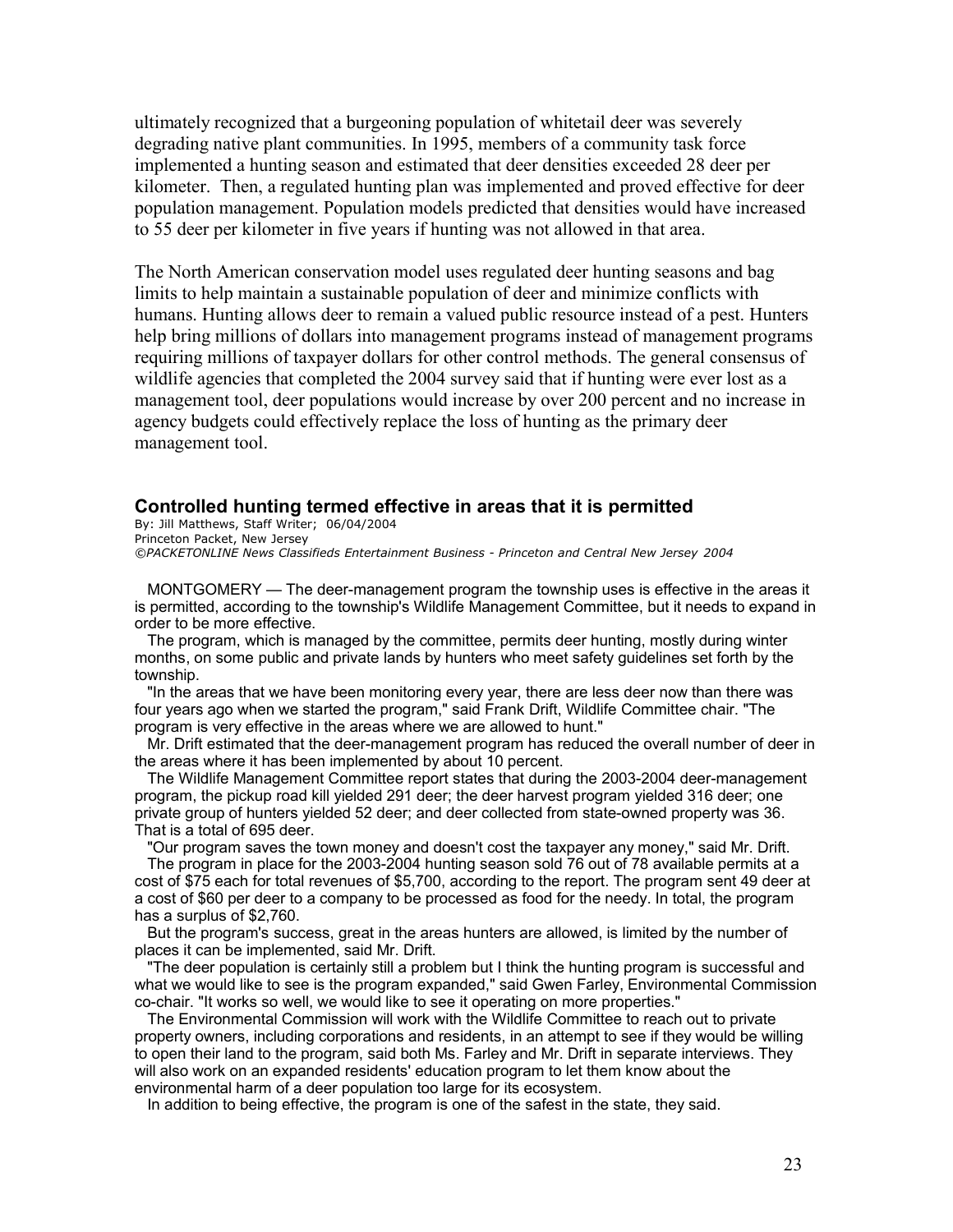ultimately recognized that a burgeoning population of whitetail deer was severely degrading native plant communities. In 1995, members of a community task force implemented a hunting season and estimated that deer densities exceeded 28 deer per kilometer. Then, a regulated hunting plan was implemented and proved effective for deer population management. Population models predicted that densities would have increased to 55 deer per kilometer in five years if hunting was not allowed in that area.

The North American conservation model uses regulated deer hunting seasons and bag limits to help maintain a sustainable population of deer and minimize conflicts with humans. Hunting allows deer to remain a valued public resource instead of a pest. Hunters help bring millions of dollars into management programs instead of management programs requiring millions of taxpayer dollars for other control methods. The general consensus of wildlife agencies that completed the 2004 survey said that if hunting were ever lost as a management tool, deer populations would increase by over 200 percent and no increase in agency budgets could effectively replace the loss of hunting as the primary deer management tool.

## Controlled hunting termed effective in areas that it is permitted

By: Jill Matthews, Staff Writer; 06/04/2004
Princeton Packet, New Jersey
*©PACKETONLINE News Classifieds Entertainment Business - Princeton and Central New Jersey 2004*

MONTGOMERY — The deer-management program the township uses is effective in the areas it is permitted, according to the township's Wildlife Management Committee, but it needs to expand in order to be more effective.

The program, which is managed by the committee, permits deer hunting, mostly during winter months, on some public and private lands by hunters who meet safety guidelines set forth by the township.

"In the areas that we have been monitoring every year, there are less deer now than there was four years ago when we started the program," said Frank Drift, Wildlife Committee chair. "The program is very effective in the areas where we are allowed to hunt."

Mr. Drift estimated that the deer-management program has reduced the overall number of deer in the areas where it has been implemented by about 10 percent.

The Wildlife Management Committee report states that during the 2003-2004 deer-management program, the pickup road kill yielded 291 deer; the deer harvest program yielded 316 deer; one private group of hunters yielded 52 deer; and deer collected from state-owned property was 36. That is a total of 695 deer.

"Our program saves the town money and doesn't cost the taxpayer any money," said Mr. Drift.

The program in place for the 2003-2004 hunting season sold 76 out of 78 available permits at a cost of $75 each for total revenues of $5,700, according to the report. The program sent 49 deer at a cost of $60 per deer to a company to be processed as food for the needy. In total, the program has a surplus of $2,760.

But the program's success, great in the areas hunters are allowed, is limited by the number of places it can be implemented, said Mr. Drift.

"The deer population is certainly still a problem but I think the hunting program is successful and what we would like to see is the program expanded," said Gwen Farley, Environmental Commission co-chair. "It works so well, we would like to see it operating on more properties."

The Environmental Commission will work with the Wildlife Committee to reach out to private property owners, including corporations and residents, in an attempt to see if they would be willing to open their land to the program, said both Ms. Farley and Mr. Drift in separate interviews. They will also work on an expanded residents' education program to let them know about the environmental harm of a deer population too large for its ecosystem.

In addition to being effective, the program is one of the safest in the state, they said.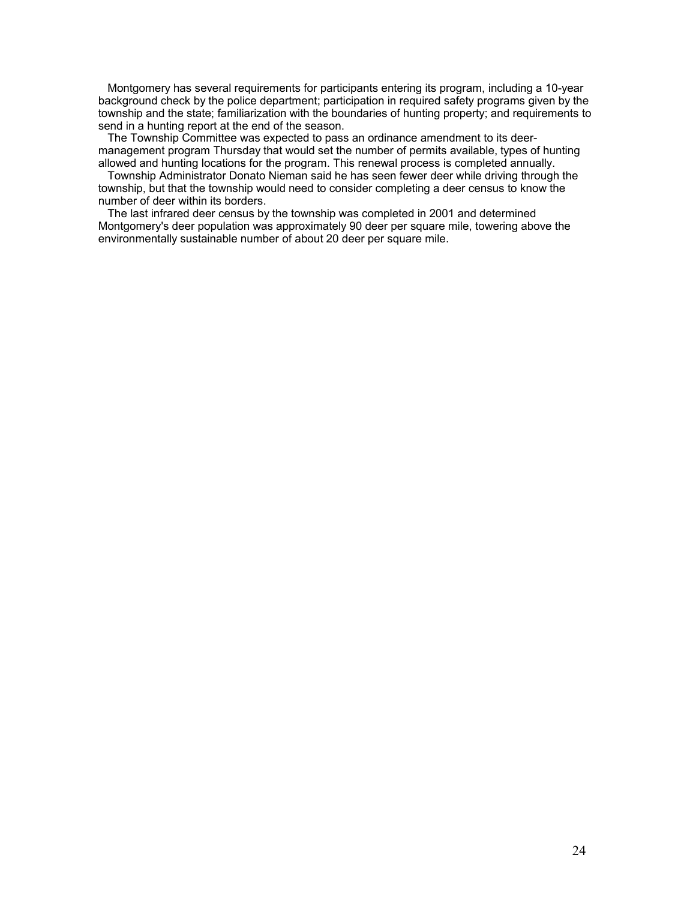Montgomery has several requirements for participants entering its program, including a 10-year background check by the police department; participation in required safety programs given by the township and the state; familiarization with the boundaries of hunting property; and requirements to send in a hunting report at the end of the season.

The Township Committee was expected to pass an ordinance amendment to its deer-management program Thursday that would set the number of permits available, types of hunting allowed and hunting locations for the program. This renewal process is completed annually.

Township Administrator Donato Nieman said he has seen fewer deer while driving through the township, but that the township would need to consider completing a deer census to know the number of deer within its borders.

The last infrared deer census by the township was completed in 2001 and determined Montgomery's deer population was approximately 90 deer per square mile, towering above the environmentally sustainable number of about 20 deer per square mile.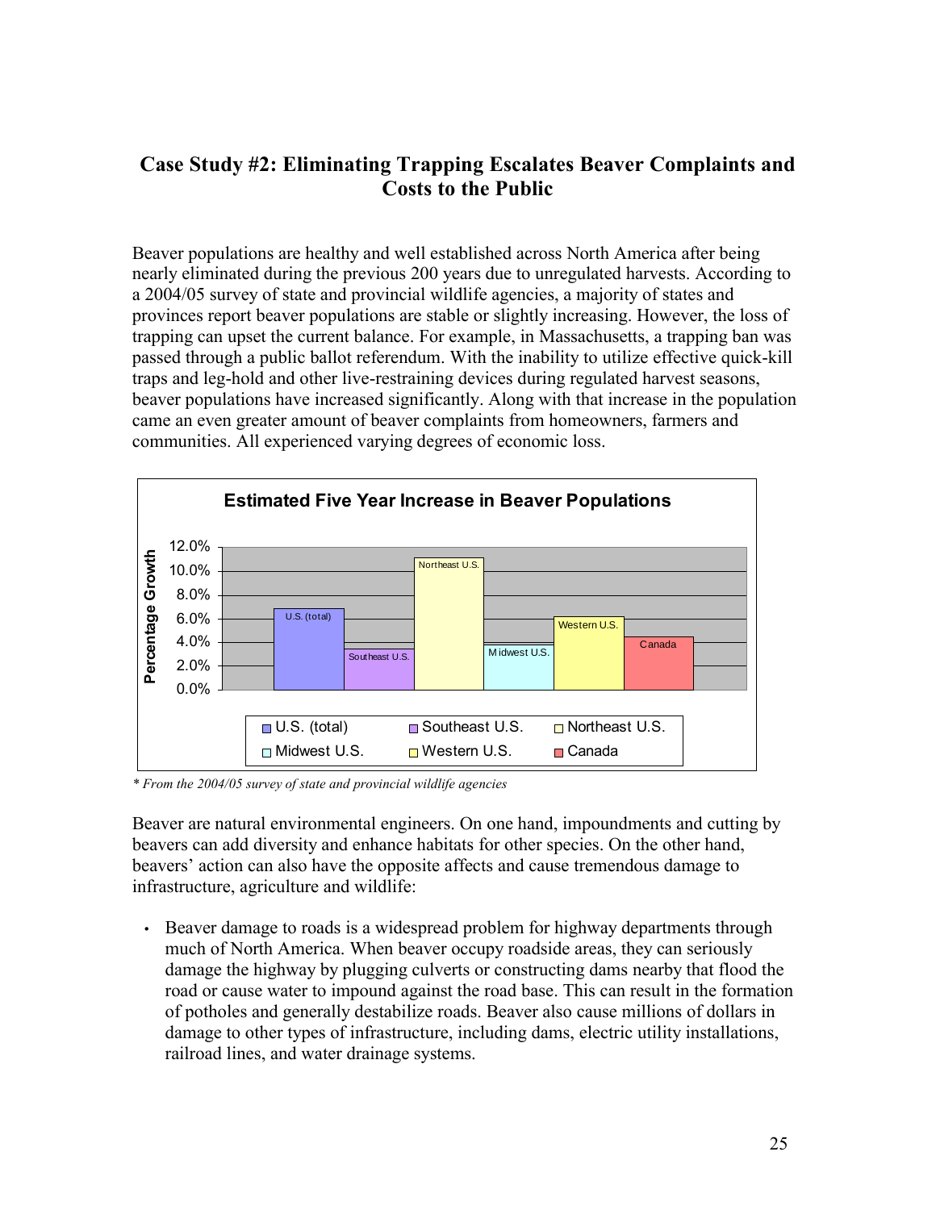## Case Study #2: Eliminating Trapping Escalates Beaver Complaints and Costs to the Public

Beaver populations are healthy and well established across North America after being nearly eliminated during the previous 200 years due to unregulated harvests. According to a 2004/05 survey of state and provincial wildlife agencies, a majority of states and provinces report beaver populations are stable or slightly increasing. However, the loss of trapping can upset the current balance. For example, in Massachusetts, a trapping ban was passed through a public ballot referendum. With the inability to utilize effective quick-kill traps and leg-hold and other live-restraining devices during regulated harvest seasons, beaver populations have increased significantly. Along with that increase in the population came an even greater amount of beaver complaints from homeowners, farmers and communities. All experienced varying degrees of economic loss.

**Estimated Five Year Increase in Beaver Populations**

| Region | Percentage Growth (approx.) |
|---|---|
| U.S. (total) | 6.8% |
| Southeast U.S. | 3.4% |
| Northeast U.S. | 11.0% |
| Midwest U.S. | 3.8% |
| Western U.S. | 6.2% |
| Canada | 4.5% |

*\* From the 2004/05 survey of state and provincial wildlife agencies*

Beaver are natural environmental engineers. On one hand, impoundments and cutting by beavers can add diversity and enhance habitats for other species. On the other hand, beavers' action can also have the opposite affects and cause tremendous damage to infrastructure, agriculture and wildlife:

- Beaver damage to roads is a widespread problem for highway departments through much of North America. When beaver occupy roadside areas, they can seriously damage the highway by plugging culverts or constructing dams nearby that flood the road or cause water to impound against the road base. This can result in the formation of potholes and generally destabilize roads. Beaver also cause millions of dollars in damage to other types of infrastructure, including dams, electric utility installations, railroad lines, and water drainage systems.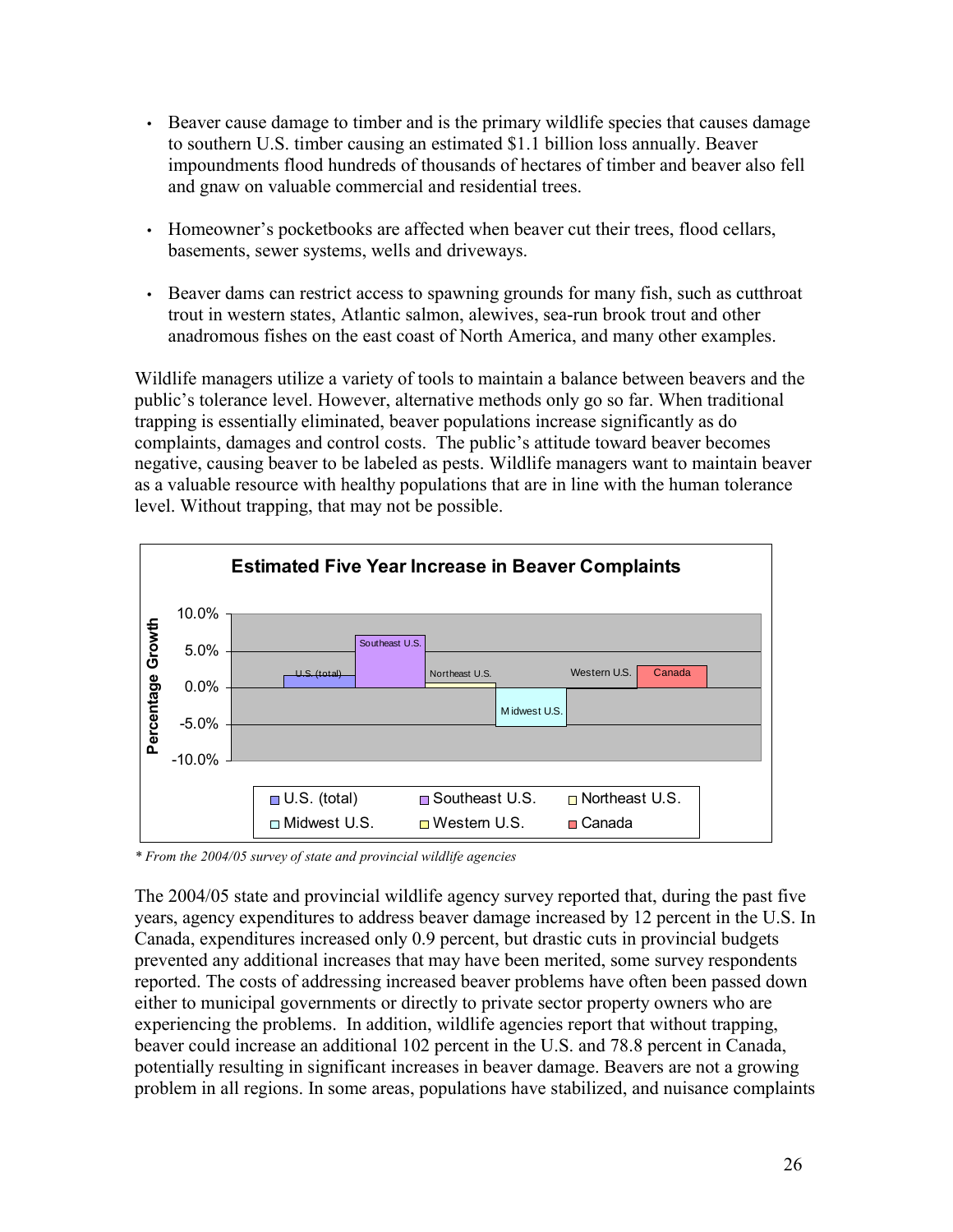- Beaver cause damage to timber and is the primary wildlife species that causes damage to southern U.S. timber causing an estimated $1.1 billion loss annually. Beaver impoundments flood hundreds of thousands of hectares of timber and beaver also fell and gnaw on valuable commercial and residential trees.

- Homeowner's pocketbooks are affected when beaver cut their trees, flood cellars, basements, sewer systems, wells and driveways.

- Beaver dams can restrict access to spawning grounds for many fish, such as cutthroat trout in western states, Atlantic salmon, alewives, sea-run brook trout and other anadromous fishes on the east coast of North America, and many other examples.

Wildlife managers utilize a variety of tools to maintain a balance between beavers and the public's tolerance level. However, alternative methods only go so far. When traditional trapping is essentially eliminated, beaver populations increase significantly as do complaints, damages and control costs. The public's attitude toward beaver becomes negative, causing beaver to be labeled as pests. Wildlife managers want to maintain beaver as a valuable resource with healthy populations that are in line with the human tolerance level. Without trapping, that may not be possible.

**Estimated Five Year Increase in Beaver Complaints**

Percentage Growth (y-axis: -10.0% to 10.0%)

U.S. (total) | Southeast U.S. | Northeast U.S. | Midwest U.S. | Western U.S. | Canada

*\* From the 2004/05 survey of state and provincial wildlife agencies*

The 2004/05 state and provincial wildlife agency survey reported that, during the past five years, agency expenditures to address beaver damage increased by 12 percent in the U.S. In Canada, expenditures increased only 0.9 percent, but drastic cuts in provincial budgets prevented any additional increases that may have been merited, some survey respondents reported. The costs of addressing increased beaver problems have often been passed down either to municipal governments or directly to private sector property owners who are experiencing the problems. In addition, wildlife agencies report that without trapping, beaver could increase an additional 102 percent in the U.S. and 78.8 percent in Canada, potentially resulting in significant increases in beaver damage. Beavers are not a growing problem in all regions. In some areas, populations have stabilized, and nuisance complaints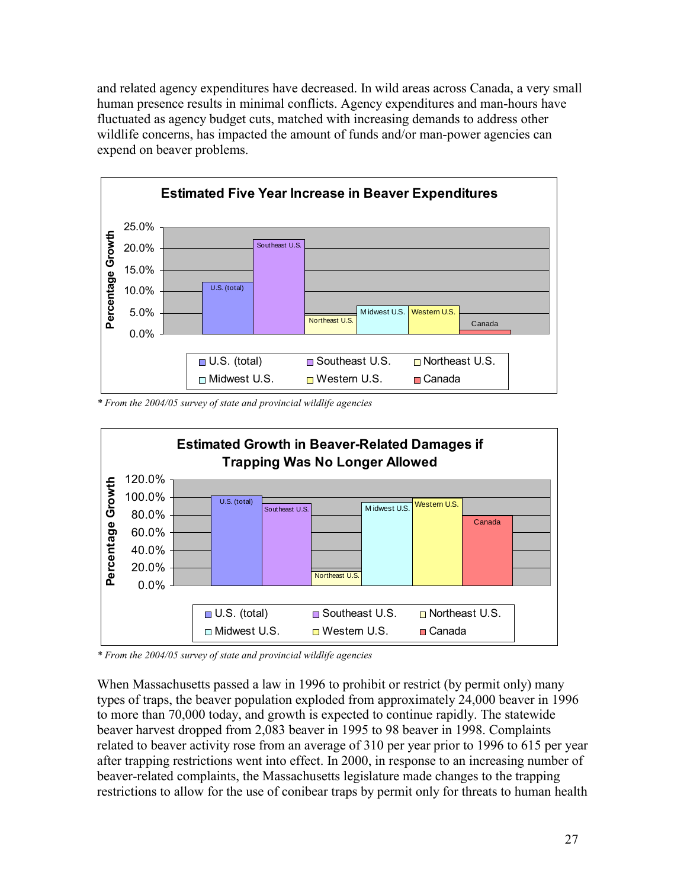and related agency expenditures have decreased. In wild areas across Canada, a very small human presence results in minimal conflicts. Agency expenditures and man-hours have fluctuated as agency budget cuts, matched with increasing demands to address other wildlife concerns, has impacted the amount of funds and/or man-power agencies can expend on beaver problems.

**Estimated Five Year Increase in Beaver Expenditures**

*\* From the 2004/05 survey of state and provincial wildlife agencies*

**Estimated Growth in Beaver-Related Damages if Trapping Was No Longer Allowed**

*\* From the 2004/05 survey of state and provincial wildlife agencies*

When Massachusetts passed a law in 1996 to prohibit or restrict (by permit only) many types of traps, the beaver population exploded from approximately 24,000 beaver in 1996 to more than 70,000 today, and growth is expected to continue rapidly. The statewide beaver harvest dropped from 2,083 beaver in 1995 to 98 beaver in 1998. Complaints related to beaver activity rose from an average of 310 per year prior to 1996 to 615 per year after trapping restrictions went into effect. In 2000, in response to an increasing number of beaver-related complaints, the Massachusetts legislature made changes to the trapping restrictions to allow for the use of conibear traps by permit only for threats to human health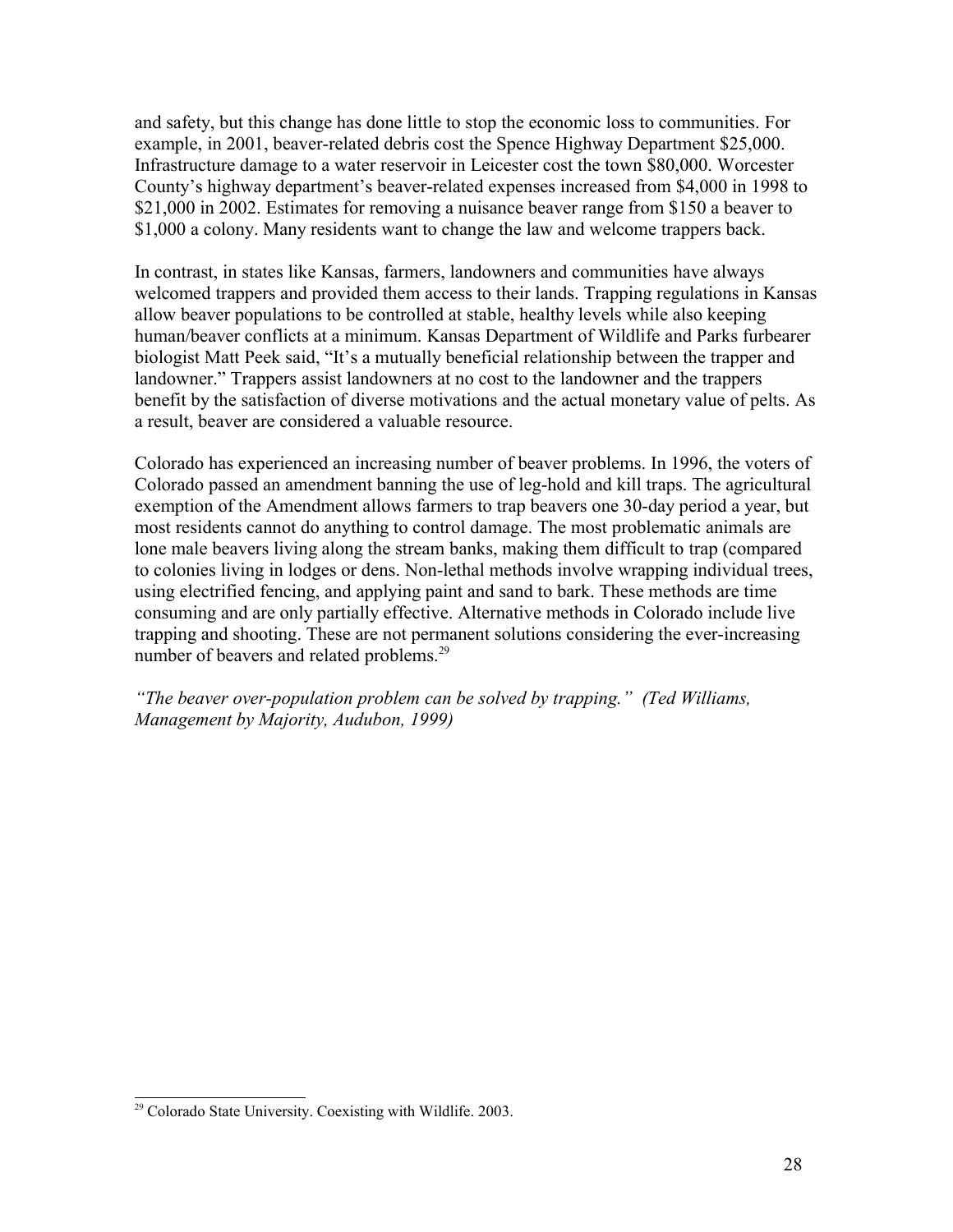and safety, but this change has done little to stop the economic loss to communities. For example, in 2001, beaver-related debris cost the Spence Highway Department $25,000. Infrastructure damage to a water reservoir in Leicester cost the town $80,000. Worcester County's highway department's beaver-related expenses increased from $4,000 in 1998 to $21,000 in 2002. Estimates for removing a nuisance beaver range from $150 a beaver to $1,000 a colony. Many residents want to change the law and welcome trappers back.

In contrast, in states like Kansas, farmers, landowners and communities have always welcomed trappers and provided them access to their lands. Trapping regulations in Kansas allow beaver populations to be controlled at stable, healthy levels while also keeping human/beaver conflicts at a minimum. Kansas Department of Wildlife and Parks furbearer biologist Matt Peek said, "It's a mutually beneficial relationship between the trapper and landowner." Trappers assist landowners at no cost to the landowner and the trappers benefit by the satisfaction of diverse motivations and the actual monetary value of pelts. As a result, beaver are considered a valuable resource.

Colorado has experienced an increasing number of beaver problems. In 1996, the voters of Colorado passed an amendment banning the use of leg-hold and kill traps. The agricultural exemption of the Amendment allows farmers to trap beavers one 30-day period a year, but most residents cannot do anything to control damage. The most problematic animals are lone male beavers living along the stream banks, making them difficult to trap (compared to colonies living in lodges or dens. Non-lethal methods involve wrapping individual trees, using electrified fencing, and applying paint and sand to bark. These methods are time consuming and are only partially effective. Alternative methods in Colorado include live trapping and shooting. These are not permanent solutions considering the ever-increasing number of beavers and related problems.[29]

*"The beaver over-population problem can be solved by trapping." (Ted Williams, Management by Majority, Audubon, 1999)*

---

[29] Colorado State University. Coexisting with Wildlife. 2003.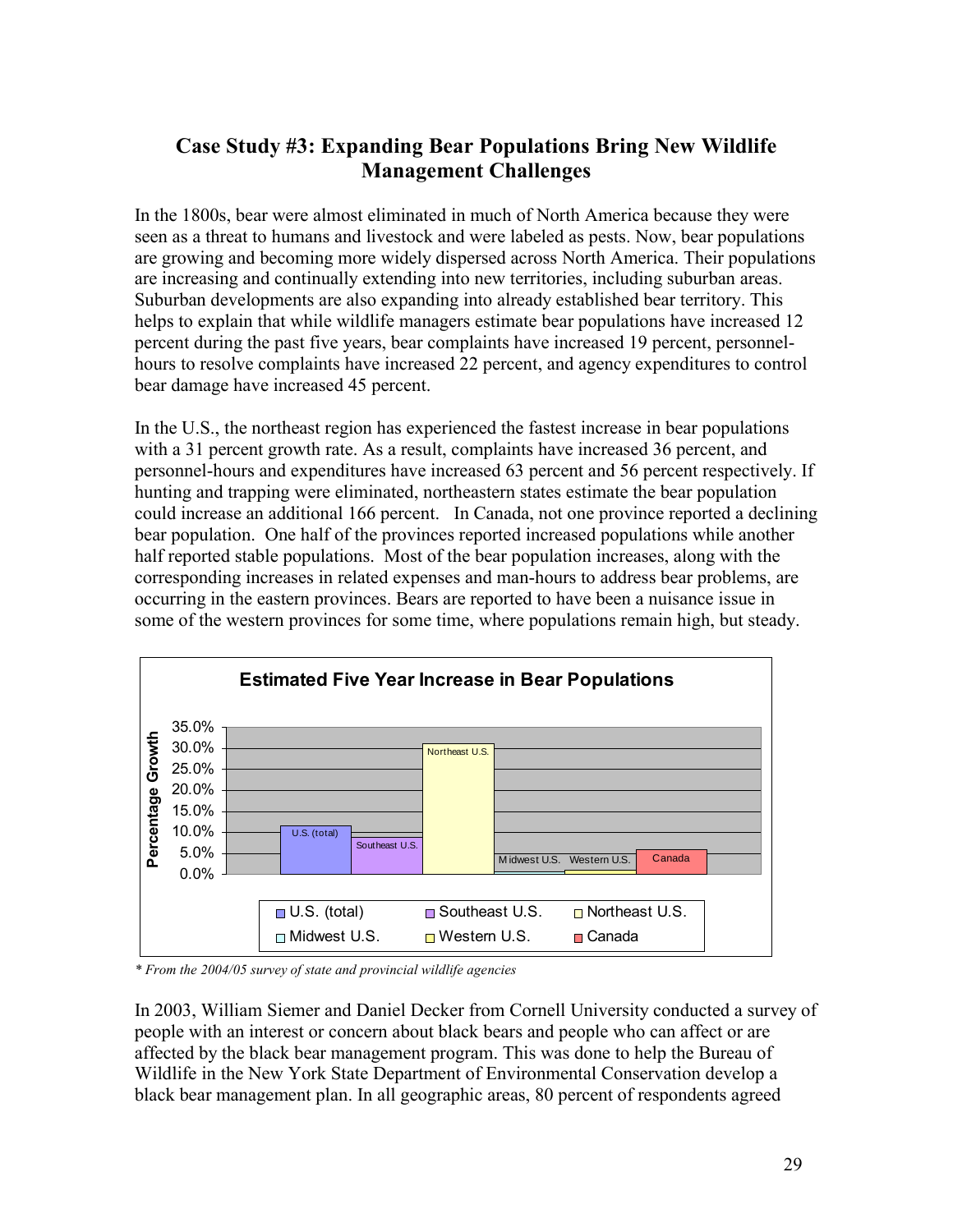## Case Study #3: Expanding Bear Populations Bring New Wildlife Management Challenges

In the 1800s, bear were almost eliminated in much of North America because they were seen as a threat to humans and livestock and were labeled as pests. Now, bear populations are growing and becoming more widely dispersed across North America. Their populations are increasing and continually extending into new territories, including suburban areas. Suburban developments are also expanding into already established bear territory. This helps to explain that while wildlife managers estimate bear populations have increased 12 percent during the past five years, bear complaints have increased 19 percent, personnel-hours to resolve complaints have increased 22 percent, and agency expenditures to control bear damage have increased 45 percent.

In the U.S., the northeast region has experienced the fastest increase in bear populations with a 31 percent growth rate. As a result, complaints have increased 36 percent, and personnel-hours and expenditures have increased 63 percent and 56 percent respectively. If hunting and trapping were eliminated, northeastern states estimate the bear population could increase an additional 166 percent. In Canada, not one province reported a declining bear population. One half of the provinces reported increased populations while another half reported stable populations. Most of the bear population increases, along with the corresponding increases in related expenses and man-hours to address bear problems, are occurring in the eastern provinces. Bears are reported to have been a nuisance issue in some of the western provinces for some time, where populations remain high, but steady.

**Estimated Five Year Increase in Bear Populations**

(Chart: Percentage Growth by region — U.S. (total), Southeast U.S., Northeast U.S., Midwest U.S., Western U.S., Canada)

*\* From the 2004/05 survey of state and provincial wildlife agencies*

In 2003, William Siemer and Daniel Decker from Cornell University conducted a survey of people with an interest or concern about black bears and people who can affect or are affected by the black bear management program. This was done to help the Bureau of Wildlife in the New York State Department of Environmental Conservation develop a black bear management plan. In all geographic areas, 80 percent of respondents agreed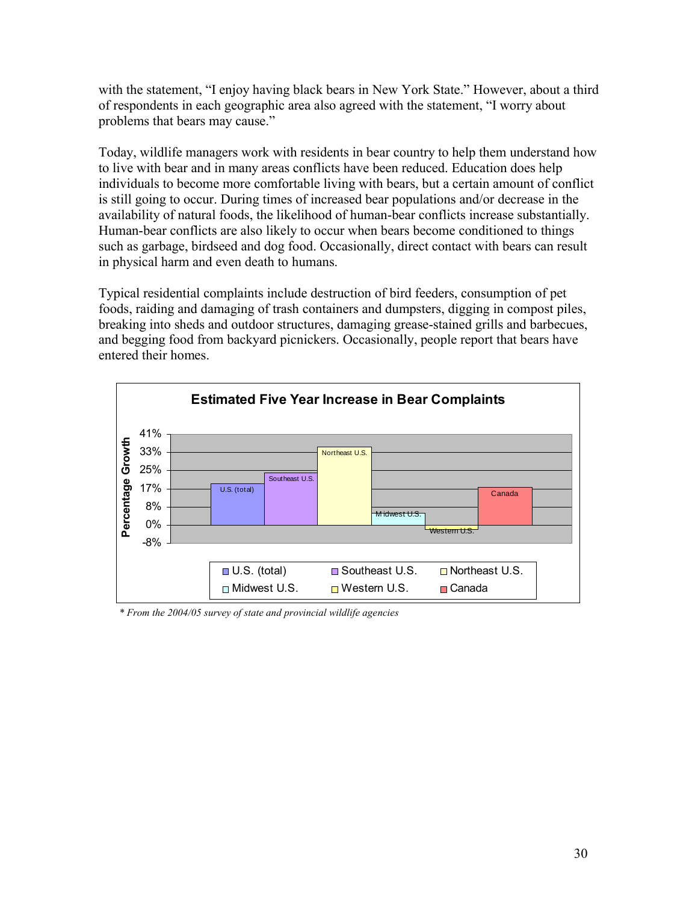with the statement, "I enjoy having black bears in New York State." However, about a third of respondents in each geographic area also agreed with the statement, "I worry about problems that bears may cause."

Today, wildlife managers work with residents in bear country to help them understand how to live with bear and in many areas conflicts have been reduced. Education does help individuals to become more comfortable living with bears, but a certain amount of conflict is still going to occur. During times of increased bear populations and/or decrease in the availability of natural foods, the likelihood of human-bear conflicts increase substantially. Human-bear conflicts are also likely to occur when bears become conditioned to things such as garbage, birdseed and dog food. Occasionally, direct contact with bears can result in physical harm and even death to humans.

Typical residential complaints include destruction of bird feeders, consumption of pet foods, raiding and damaging of trash containers and dumpsters, digging in compost piles, breaking into sheds and outdoor structures, damaging grease-stained grills and barbecues, and begging food from backyard picnickers. Occasionally, people report that bears have entered their homes.

**Estimated Five Year Increase in Bear Complaints**

Percentage Growth (y-axis: -8%, 0%, 8%, 17%, 25%, 33%, 41%)

Bars: U.S. (total), Southeast U.S., Northeast U.S., Midwest U.S., Western U.S., Canada

Legend: U.S. (total), Southeast U.S., Northeast U.S., Midwest U.S., Western U.S., Canada

*\* From the 2004/05 survey of state and provincial wildlife agencies*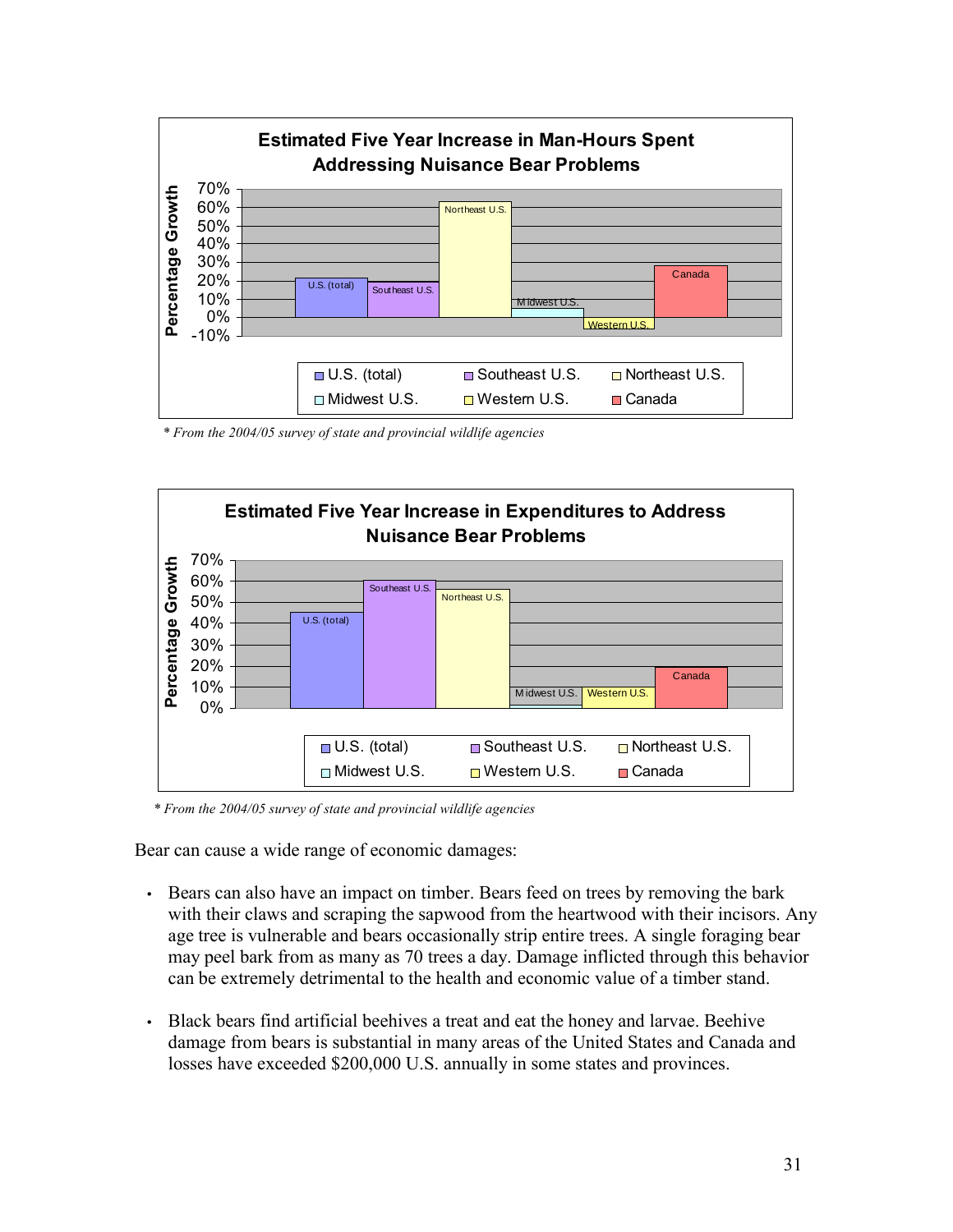**Estimated Five Year Increase in Man-Hours Spent Addressing Nuisance Bear Problems**

*\* From the 2004/05 survey of state and provincial wildlife agencies*

**Estimated Five Year Increase in Expenditures to Address Nuisance Bear Problems**

*\* From the 2004/05 survey of state and provincial wildlife agencies*

Bear can cause a wide range of economic damages:

- Bears can also have an impact on timber. Bears feed on trees by removing the bark with their claws and scraping the sapwood from the heartwood with their incisors. Any age tree is vulnerable and bears occasionally strip entire trees. A single foraging bear may peel bark from as many as 70 trees a day. Damage inflicted through this behavior can be extremely detrimental to the health and economic value of a timber stand.

- Black bears find artificial beehives a treat and eat the honey and larvae. Beehive damage from bears is substantial in many areas of the United States and Canada and losses have exceeded $200,000 U.S. annually in some states and provinces.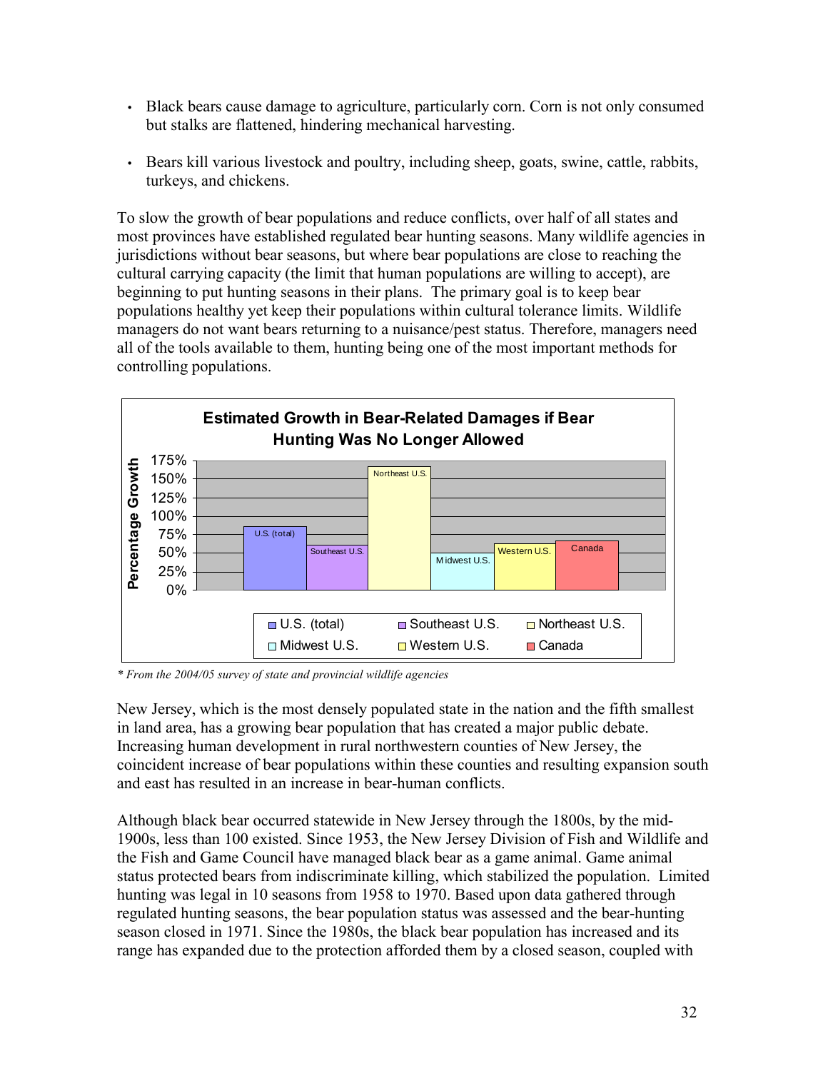- Black bears cause damage to agriculture, particularly corn. Corn is not only consumed but stalks are flattened, hindering mechanical harvesting.

- Bears kill various livestock and poultry, including sheep, goats, swine, cattle, rabbits, turkeys, and chickens.

To slow the growth of bear populations and reduce conflicts, over half of all states and most provinces have established regulated bear hunting seasons. Many wildlife agencies in jurisdictions without bear seasons, but where bear populations are close to reaching the cultural carrying capacity (the limit that human populations are willing to accept), are beginning to put hunting seasons in their plans. The primary goal is to keep bear populations healthy yet keep their populations within cultural tolerance limits. Wildlife managers do not want bears returning to a nuisance/pest status. Therefore, managers need all of the tools available to them, hunting being one of the most important methods for controlling populations.

**Estimated Growth in Bear-Related Damages if Bear Hunting Was No Longer Allowed**

Percentage Growth: 0%, 25%, 50%, 75%, 100%, 125%, 150%, 175%

U.S. (total), Southeast U.S., Northeast U.S., Midwest U.S., Western U.S., Canada

*\* From the 2004/05 survey of state and provincial wildlife agencies*

New Jersey, which is the most densely populated state in the nation and the fifth smallest in land area, has a growing bear population that has created a major public debate. Increasing human development in rural northwestern counties of New Jersey, the coincident increase of bear populations within these counties and resulting expansion south and east has resulted in an increase in bear-human conflicts.

Although black bear occurred statewide in New Jersey through the 1800s, by the mid-1900s, less than 100 existed. Since 1953, the New Jersey Division of Fish and Wildlife and the Fish and Game Council have managed black bear as a game animal. Game animal status protected bears from indiscriminate killing, which stabilized the population. Limited hunting was legal in 10 seasons from 1958 to 1970. Based upon data gathered through regulated hunting seasons, the bear population status was assessed and the bear-hunting season closed in 1971. Since the 1980s, the black bear population has increased and its range has expanded due to the protection afforded them by a closed season, coupled with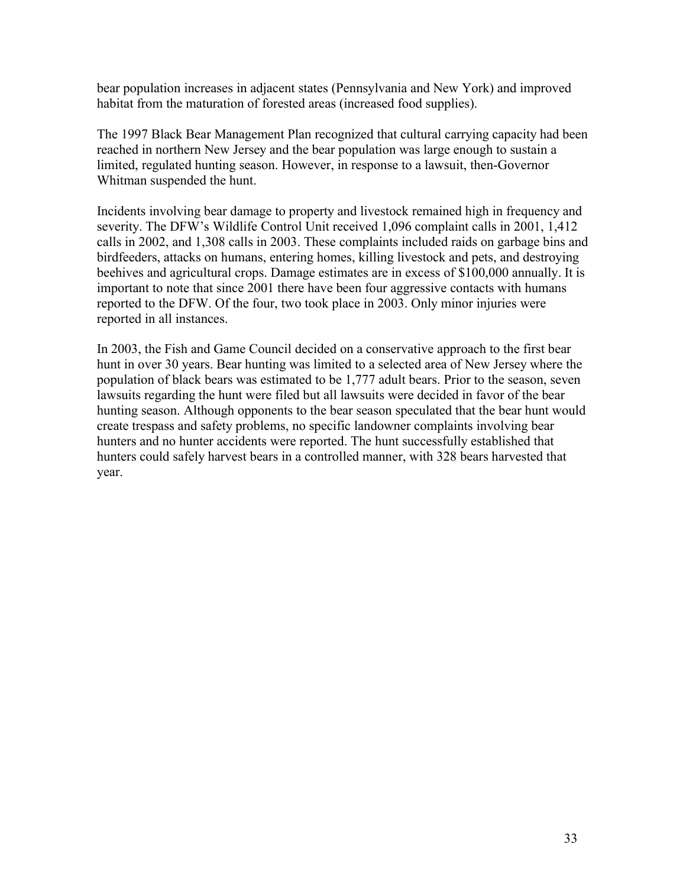bear population increases in adjacent states (Pennsylvania and New York) and improved habitat from the maturation of forested areas (increased food supplies).

The 1997 Black Bear Management Plan recognized that cultural carrying capacity had been reached in northern New Jersey and the bear population was large enough to sustain a limited, regulated hunting season. However, in response to a lawsuit, then-Governor Whitman suspended the hunt.

Incidents involving bear damage to property and livestock remained high in frequency and severity. The DFW's Wildlife Control Unit received 1,096 complaint calls in 2001, 1,412 calls in 2002, and 1,308 calls in 2003. These complaints included raids on garbage bins and birdfeeders, attacks on humans, entering homes, killing livestock and pets, and destroying beehives and agricultural crops. Damage estimates are in excess of $100,000 annually. It is important to note that since 2001 there have been four aggressive contacts with humans reported to the DFW. Of the four, two took place in 2003. Only minor injuries were reported in all instances.

In 2003, the Fish and Game Council decided on a conservative approach to the first bear hunt in over 30 years. Bear hunting was limited to a selected area of New Jersey where the population of black bears was estimated to be 1,777 adult bears. Prior to the season, seven lawsuits regarding the hunt were filed but all lawsuits were decided in favor of the bear hunting season. Although opponents to the bear season speculated that the bear hunt would create trespass and safety problems, no specific landowner complaints involving bear hunters and no hunter accidents were reported. The hunt successfully established that hunters could safely harvest bears in a controlled manner, with 328 bears harvested that year.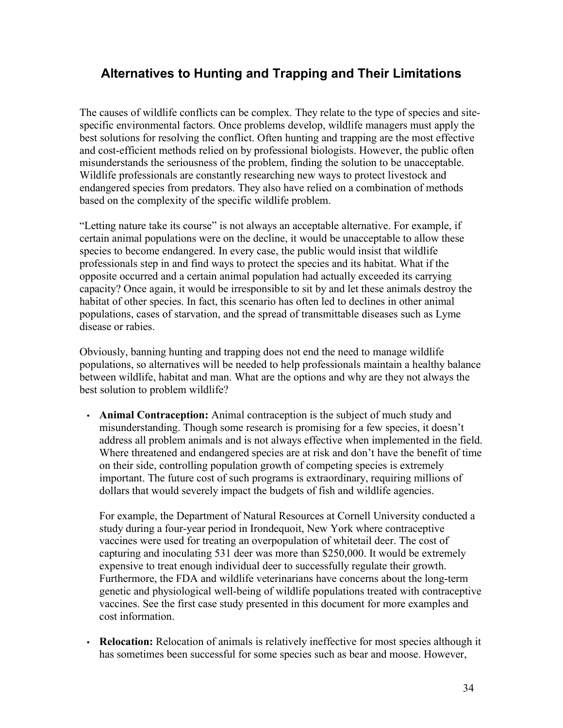## Alternatives to Hunting and Trapping and Their Limitations

The causes of wildlife conflicts can be complex. They relate to the type of species and site-specific environmental factors. Once problems develop, wildlife managers must apply the best solutions for resolving the conflict. Often hunting and trapping are the most effective and cost-efficient methods relied on by professional biologists. However, the public often misunderstands the seriousness of the problem, finding the solution to be unacceptable. Wildlife professionals are constantly researching new ways to protect livestock and endangered species from predators. They also have relied on a combination of methods based on the complexity of the specific wildlife problem.

"Letting nature take its course" is not always an acceptable alternative. For example, if certain animal populations were on the decline, it would be unacceptable to allow these species to become endangered. In every case, the public would insist that wildlife professionals step in and find ways to protect the species and its habitat. What if the opposite occurred and a certain animal population had actually exceeded its carrying capacity? Once again, it would be irresponsible to sit by and let these animals destroy the habitat of other species. In fact, this scenario has often led to declines in other animal populations, cases of starvation, and the spread of transmittable diseases such as Lyme disease or rabies.

Obviously, banning hunting and trapping does not end the need to manage wildlife populations, so alternatives will be needed to help professionals maintain a healthy balance between wildlife, habitat and man. What are the options and why are they not always the best solution to problem wildlife?

- **Animal Contraception:** Animal contraception is the subject of much study and misunderstanding. Though some research is promising for a few species, it doesn't address all problem animals and is not always effective when implemented in the field. Where threatened and endangered species are at risk and don't have the benefit of time on their side, controlling population growth of competing species is extremely important. The future cost of such programs is extraordinary, requiring millions of dollars that would severely impact the budgets of fish and wildlife agencies.

  For example, the Department of Natural Resources at Cornell University conducted a study during a four-year period in Irondequoit, New York where contraceptive vaccines were used for treating an overpopulation of whitetail deer. The cost of capturing and inoculating 531 deer was more than $250,000. It would be extremely expensive to treat enough individual deer to successfully regulate their growth. Furthermore, the FDA and wildlife veterinarians have concerns about the long-term genetic and physiological well-being of wildlife populations treated with contraceptive vaccines. See the first case study presented in this document for more examples and cost information.

- **Relocation:** Relocation of animals is relatively ineffective for most species although it has sometimes been successful for some species such as bear and moose. However,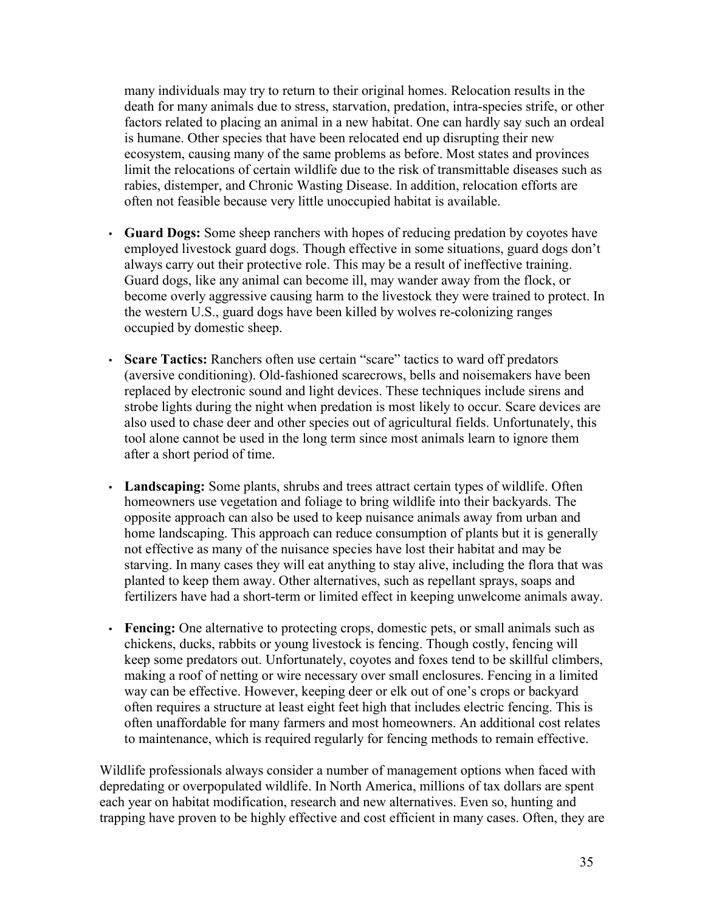many individuals may try to return to their original homes. Relocation results in the death for many animals due to stress, starvation, predation, intra-species strife, or other factors related to placing an animal in a new habitat. One can hardly say such an ordeal is humane. Other species that have been relocated end up disrupting their new ecosystem, causing many of the same problems as before. Most states and provinces limit the relocations of certain wildlife due to the risk of transmittable diseases such as rabies, distemper, and Chronic Wasting Disease. In addition, relocation efforts are often not feasible because very little unoccupied habitat is available.

- **Guard Dogs:** Some sheep ranchers with hopes of reducing predation by coyotes have employed livestock guard dogs. Though effective in some situations, guard dogs don't always carry out their protective role. This may be a result of ineffective training. Guard dogs, like any animal can become ill, may wander away from the flock, or become overly aggressive causing harm to the livestock they were trained to protect. In the western U.S., guard dogs have been killed by wolves re-colonizing ranges occupied by domestic sheep.

- **Scare Tactics:** Ranchers often use certain "scare" tactics to ward off predators (aversive conditioning). Old-fashioned scarecrows, bells and noisemakers have been replaced by electronic sound and light devices. These techniques include sirens and strobe lights during the night when predation is most likely to occur. Scare devices are also used to chase deer and other species out of agricultural fields. Unfortunately, this tool alone cannot be used in the long term since most animals learn to ignore them after a short period of time.

- **Landscaping:** Some plants, shrubs and trees attract certain types of wildlife. Often homeowners use vegetation and foliage to bring wildlife into their backyards. The opposite approach can also be used to keep nuisance animals away from urban and home landscaping. This approach can reduce consumption of plants but it is generally not effective as many of the nuisance species have lost their habitat and may be starving. In many cases they will eat anything to stay alive, including the flora that was planted to keep them away. Other alternatives, such as repellant sprays, soaps and fertilizers have had a short-term or limited effect in keeping unwelcome animals away.

- **Fencing:** One alternative to protecting crops, domestic pets, or small animals such as chickens, ducks, rabbits or young livestock is fencing. Though costly, fencing will keep some predators out. Unfortunately, coyotes and foxes tend to be skillful climbers, making a roof of netting or wire necessary over small enclosures. Fencing in a limited way can be effective. However, keeping deer or elk out of one's crops or backyard often requires a structure at least eight feet high that includes electric fencing. This is often unaffordable for many farmers and most homeowners. An additional cost relates to maintenance, which is required regularly for fencing methods to remain effective.

Wildlife professionals always consider a number of management options when faced with depredating or overpopulated wildlife. In North America, millions of tax dollars are spent each year on habitat modification, research and new alternatives. Even so, hunting and trapping have proven to be highly effective and cost efficient in many cases. Often, they are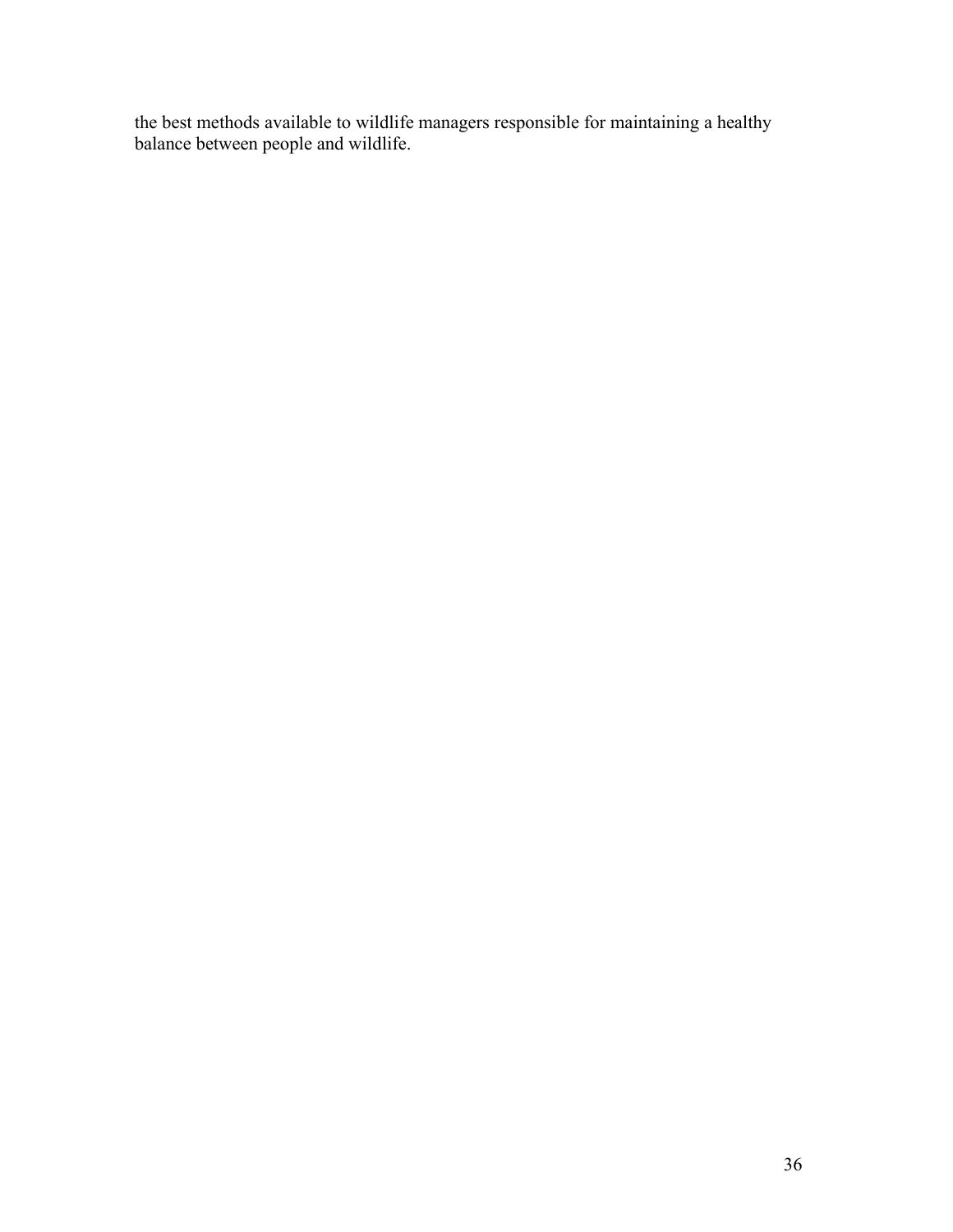the best methods available to wildlife managers responsible for maintaining a healthy balance between people and wildlife.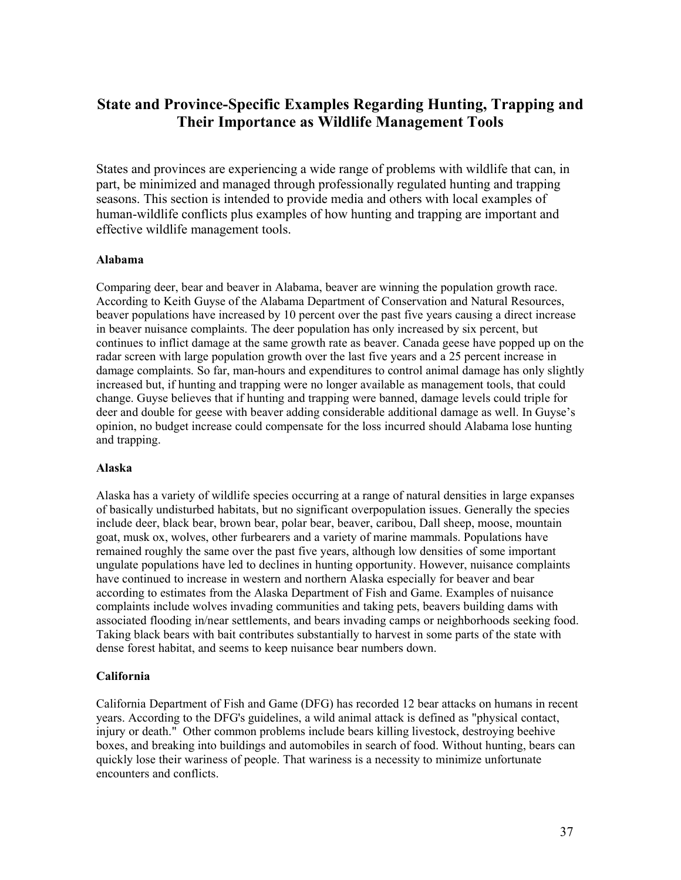## State and Province-Specific Examples Regarding Hunting, Trapping and Their Importance as Wildlife Management Tools

States and provinces are experiencing a wide range of problems with wildlife that can, in part, be minimized and managed through professionally regulated hunting and trapping seasons. This section is intended to provide media and others with local examples of human-wildlife conflicts plus examples of how hunting and trapping are important and effective wildlife management tools.

**Alabama**

Comparing deer, bear and beaver in Alabama, beaver are winning the population growth race. According to Keith Guyse of the Alabama Department of Conservation and Natural Resources, beaver populations have increased by 10 percent over the past five years causing a direct increase in beaver nuisance complaints. The deer population has only increased by six percent, but continues to inflict damage at the same growth rate as beaver. Canada geese have popped up on the radar screen with large population growth over the last five years and a 25 percent increase in damage complaints. So far, man-hours and expenditures to control animal damage has only slightly increased but, if hunting and trapping were no longer available as management tools, that could change. Guyse believes that if hunting and trapping were banned, damage levels could triple for deer and double for geese with beaver adding considerable additional damage as well. In Guyse's opinion, no budget increase could compensate for the loss incurred should Alabama lose hunting and trapping.

**Alaska**

Alaska has a variety of wildlife species occurring at a range of natural densities in large expanses of basically undisturbed habitats, but no significant overpopulation issues. Generally the species include deer, black bear, brown bear, polar bear, beaver, caribou, Dall sheep, moose, mountain goat, musk ox, wolves, other furbearers and a variety of marine mammals. Populations have remained roughly the same over the past five years, although low densities of some important ungulate populations have led to declines in hunting opportunity. However, nuisance complaints have continued to increase in western and northern Alaska especially for beaver and bear according to estimates from the Alaska Department of Fish and Game. Examples of nuisance complaints include wolves invading communities and taking pets, beavers building dams with associated flooding in/near settlements, and bears invading camps or neighborhoods seeking food. Taking black bears with bait contributes substantially to harvest in some parts of the state with dense forest habitat, and seems to keep nuisance bear numbers down.

**California**

California Department of Fish and Game (DFG) has recorded 12 bear attacks on humans in recent years. According to the DFG's guidelines, a wild animal attack is defined as "physical contact, injury or death." Other common problems include bears killing livestock, destroying beehive boxes, and breaking into buildings and automobiles in search of food. Without hunting, bears can quickly lose their wariness of people. That wariness is a necessity to minimize unfortunate encounters and conflicts.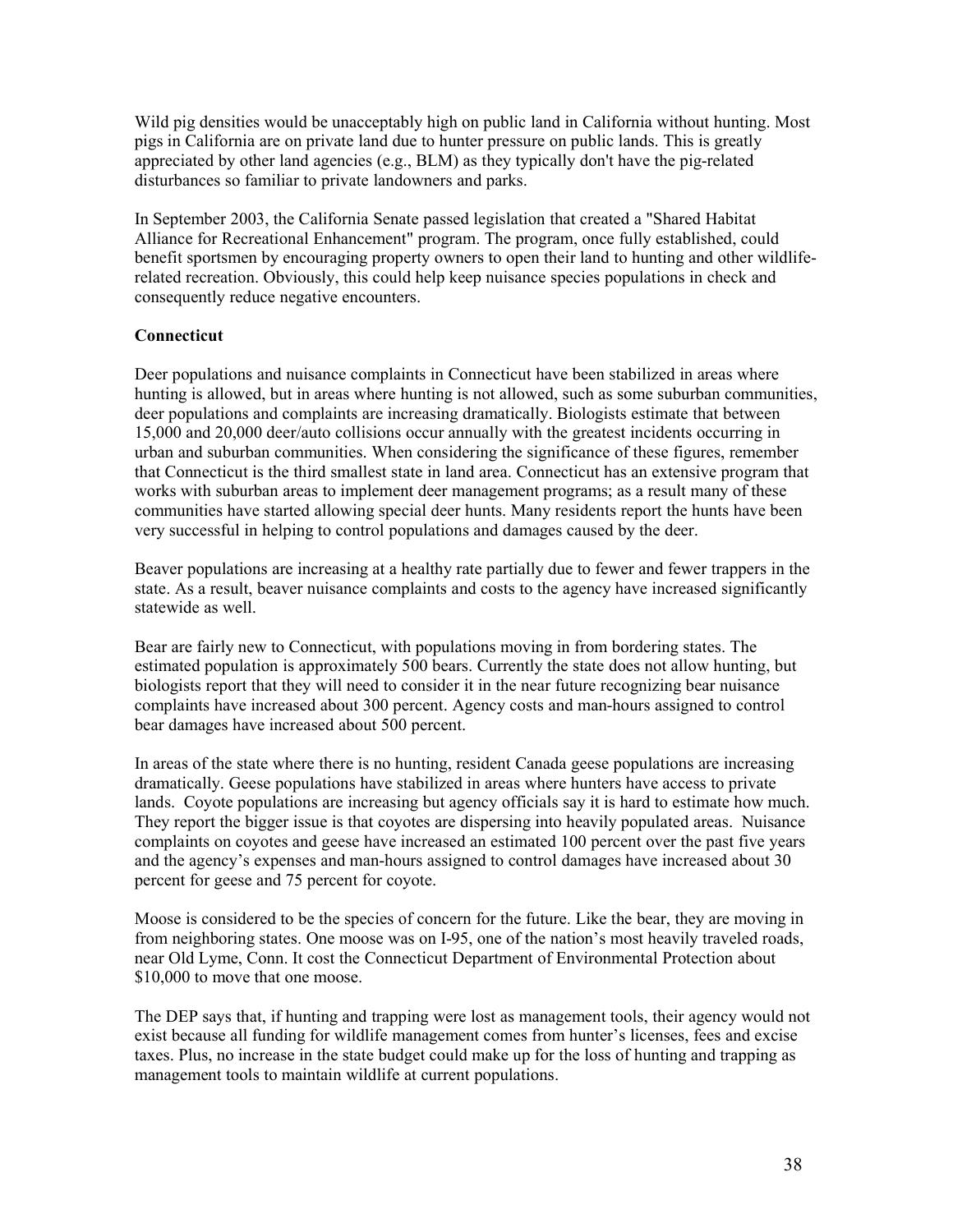Wild pig densities would be unacceptably high on public land in California without hunting. Most pigs in California are on private land due to hunter pressure on public lands. This is greatly appreciated by other land agencies (e.g., BLM) as they typically don't have the pig-related disturbances so familiar to private landowners and parks.

In September 2003, the California Senate passed legislation that created a "Shared Habitat Alliance for Recreational Enhancement" program. The program, once fully established, could benefit sportsmen by encouraging property owners to open their land to hunting and other wildlife-related recreation. Obviously, this could help keep nuisance species populations in check and consequently reduce negative encounters.

**Connecticut**

Deer populations and nuisance complaints in Connecticut have been stabilized in areas where hunting is allowed, but in areas where hunting is not allowed, such as some suburban communities, deer populations and complaints are increasing dramatically. Biologists estimate that between 15,000 and 20,000 deer/auto collisions occur annually with the greatest incidents occurring in urban and suburban communities. When considering the significance of these figures, remember that Connecticut is the third smallest state in land area. Connecticut has an extensive program that works with suburban areas to implement deer management programs; as a result many of these communities have started allowing special deer hunts. Many residents report the hunts have been very successful in helping to control populations and damages caused by the deer.

Beaver populations are increasing at a healthy rate partially due to fewer and fewer trappers in the state. As a result, beaver nuisance complaints and costs to the agency have increased significantly statewide as well.

Bear are fairly new to Connecticut, with populations moving in from bordering states. The estimated population is approximately 500 bears. Currently the state does not allow hunting, but biologists report that they will need to consider it in the near future recognizing bear nuisance complaints have increased about 300 percent. Agency costs and man-hours assigned to control bear damages have increased about 500 percent.

In areas of the state where there is no hunting, resident Canada geese populations are increasing dramatically. Geese populations have stabilized in areas where hunters have access to private lands. Coyote populations are increasing but agency officials say it is hard to estimate how much. They report the bigger issue is that coyotes are dispersing into heavily populated areas. Nuisance complaints on coyotes and geese have increased an estimated 100 percent over the past five years and the agency's expenses and man-hours assigned to control damages have increased about 30 percent for geese and 75 percent for coyote.

Moose is considered to be the species of concern for the future. Like the bear, they are moving in from neighboring states. One moose was on I-95, one of the nation's most heavily traveled roads, near Old Lyme, Conn. It cost the Connecticut Department of Environmental Protection about $10,000 to move that one moose.

The DEP says that, if hunting and trapping were lost as management tools, their agency would not exist because all funding for wildlife management comes from hunter's licenses, fees and excise taxes. Plus, no increase in the state budget could make up for the loss of hunting and trapping as management tools to maintain wildlife at current populations.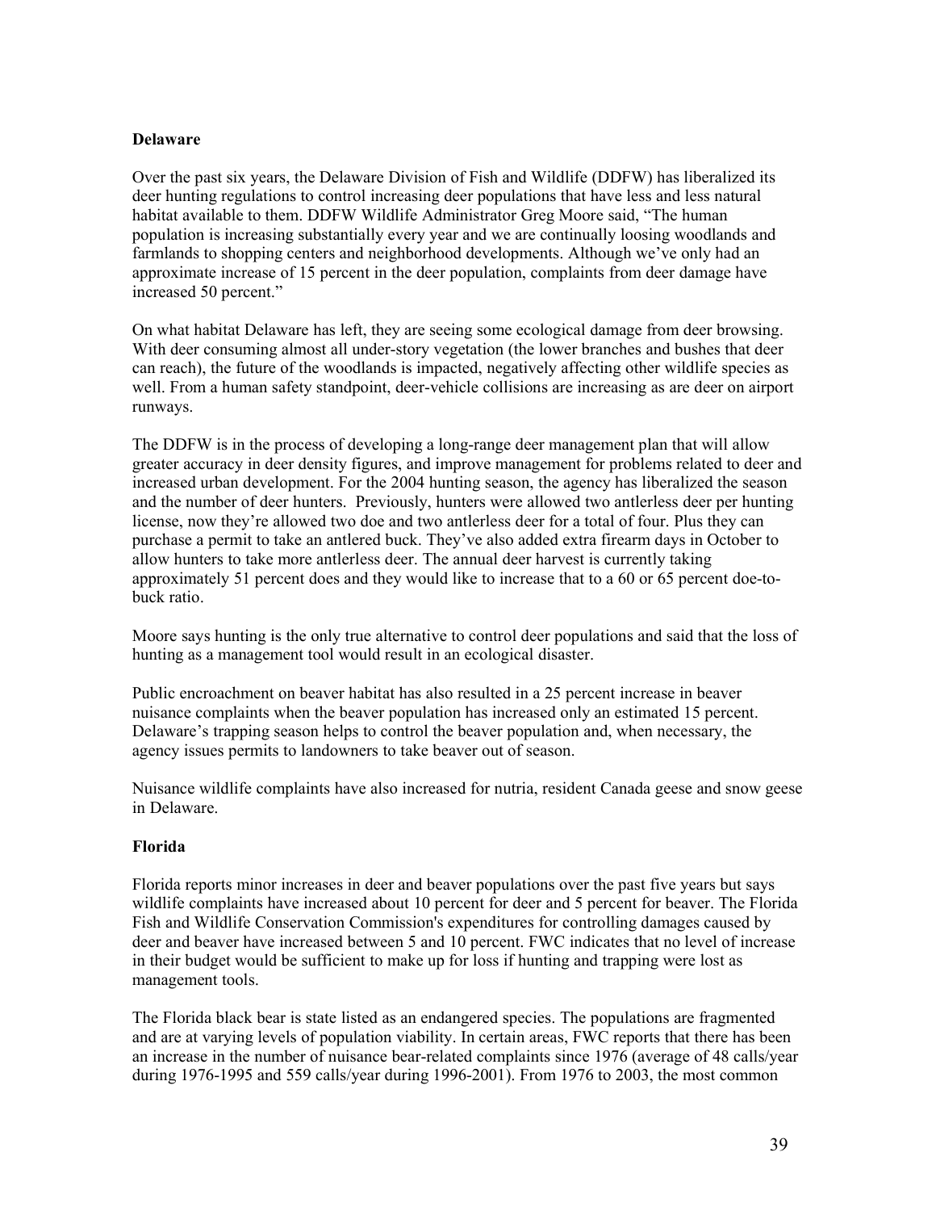**Delaware**

Over the past six years, the Delaware Division of Fish and Wildlife (DDFW) has liberalized its deer hunting regulations to control increasing deer populations that have less and less natural habitat available to them. DDFW Wildlife Administrator Greg Moore said, "The human population is increasing substantially every year and we are continually loosing woodlands and farmlands to shopping centers and neighborhood developments. Although we've only had an approximate increase of 15 percent in the deer population, complaints from deer damage have increased 50 percent."

On what habitat Delaware has left, they are seeing some ecological damage from deer browsing. With deer consuming almost all under-story vegetation (the lower branches and bushes that deer can reach), the future of the woodlands is impacted, negatively affecting other wildlife species as well. From a human safety standpoint, deer-vehicle collisions are increasing as are deer on airport runways.

The DDFW is in the process of developing a long-range deer management plan that will allow greater accuracy in deer density figures, and improve management for problems related to deer and increased urban development. For the 2004 hunting season, the agency has liberalized the season and the number of deer hunters. Previously, hunters were allowed two antlerless deer per hunting license, now they're allowed two doe and two antlerless deer for a total of four. Plus they can purchase a permit to take an antlered buck. They've also added extra firearm days in October to allow hunters to take more antlerless deer. The annual deer harvest is currently taking approximately 51 percent does and they would like to increase that to a 60 or 65 percent doe-to-buck ratio.

Moore says hunting is the only true alternative to control deer populations and said that the loss of hunting as a management tool would result in an ecological disaster.

Public encroachment on beaver habitat has also resulted in a 25 percent increase in beaver nuisance complaints when the beaver population has increased only an estimated 15 percent. Delaware's trapping season helps to control the beaver population and, when necessary, the agency issues permits to landowners to take beaver out of season.

Nuisance wildlife complaints have also increased for nutria, resident Canada geese and snow geese in Delaware.

**Florida**

Florida reports minor increases in deer and beaver populations over the past five years but says wildlife complaints have increased about 10 percent for deer and 5 percent for beaver. The Florida Fish and Wildlife Conservation Commission's expenditures for controlling damages caused by deer and beaver have increased between 5 and 10 percent. FWC indicates that no level of increase in their budget would be sufficient to make up for loss if hunting and trapping were lost as management tools.

The Florida black bear is state listed as an endangered species. The populations are fragmented and are at varying levels of population viability. In certain areas, FWC reports that there has been an increase in the number of nuisance bear-related complaints since 1976 (average of 48 calls/year during 1976-1995 and 559 calls/year during 1996-2001). From 1976 to 2003, the most common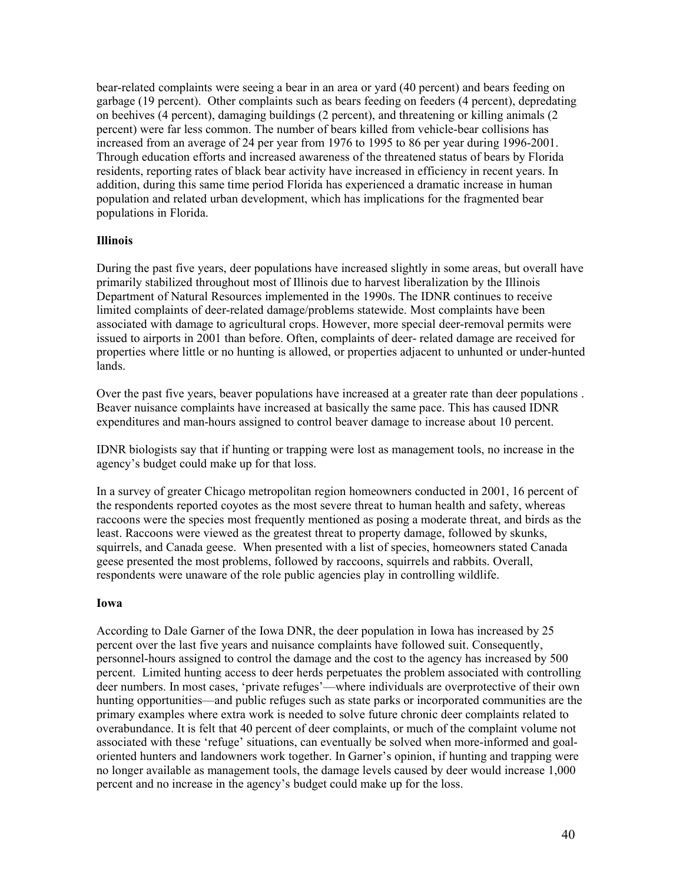bear-related complaints were seeing a bear in an area or yard (40 percent) and bears feeding on garbage (19 percent). Other complaints such as bears feeding on feeders (4 percent), depredating on beehives (4 percent), damaging buildings (2 percent), and threatening or killing animals (2 percent) were far less common. The number of bears killed from vehicle-bear collisions has increased from an average of 24 per year from 1976 to 1995 to 86 per year during 1996-2001. Through education efforts and increased awareness of the threatened status of bears by Florida residents, reporting rates of black bear activity have increased in efficiency in recent years. In addition, during this same time period Florida has experienced a dramatic increase in human population and related urban development, which has implications for the fragmented bear populations in Florida.

**Illinois**

During the past five years, deer populations have increased slightly in some areas, but overall have primarily stabilized throughout most of Illinois due to harvest liberalization by the Illinois Department of Natural Resources implemented in the 1990s. The IDNR continues to receive limited complaints of deer-related damage/problems statewide. Most complaints have been associated with damage to agricultural crops. However, more special deer-removal permits were issued to airports in 2001 than before. Often, complaints of deer- related damage are received for properties where little or no hunting is allowed, or properties adjacent to unhunted or under-hunted lands.

Over the past five years, beaver populations have increased at a greater rate than deer populations . Beaver nuisance complaints have increased at basically the same pace. This has caused IDNR expenditures and man-hours assigned to control beaver damage to increase about 10 percent.

IDNR biologists say that if hunting or trapping were lost as management tools, no increase in the agency's budget could make up for that loss.

In a survey of greater Chicago metropolitan region homeowners conducted in 2001, 16 percent of the respondents reported coyotes as the most severe threat to human health and safety, whereas raccoons were the species most frequently mentioned as posing a moderate threat, and birds as the least. Raccoons were viewed as the greatest threat to property damage, followed by skunks, squirrels, and Canada geese. When presented with a list of species, homeowners stated Canada geese presented the most problems, followed by raccoons, squirrels and rabbits. Overall, respondents were unaware of the role public agencies play in controlling wildlife.

**Iowa**

According to Dale Garner of the Iowa DNR, the deer population in Iowa has increased by 25 percent over the last five years and nuisance complaints have followed suit. Consequently, personnel-hours assigned to control the damage and the cost to the agency has increased by 500 percent. Limited hunting access to deer herds perpetuates the problem associated with controlling deer numbers. In most cases, 'private refuges'—where individuals are overprotective of their own hunting opportunities—and public refuges such as state parks or incorporated communities are the primary examples where extra work is needed to solve future chronic deer complaints related to overabundance. It is felt that 40 percent of deer complaints, or much of the complaint volume not associated with these 'refuge' situations, can eventually be solved when more-informed and goal-oriented hunters and landowners work together. In Garner's opinion, if hunting and trapping were no longer available as management tools, the damage levels caused by deer would increase 1,000 percent and no increase in the agency's budget could make up for the loss.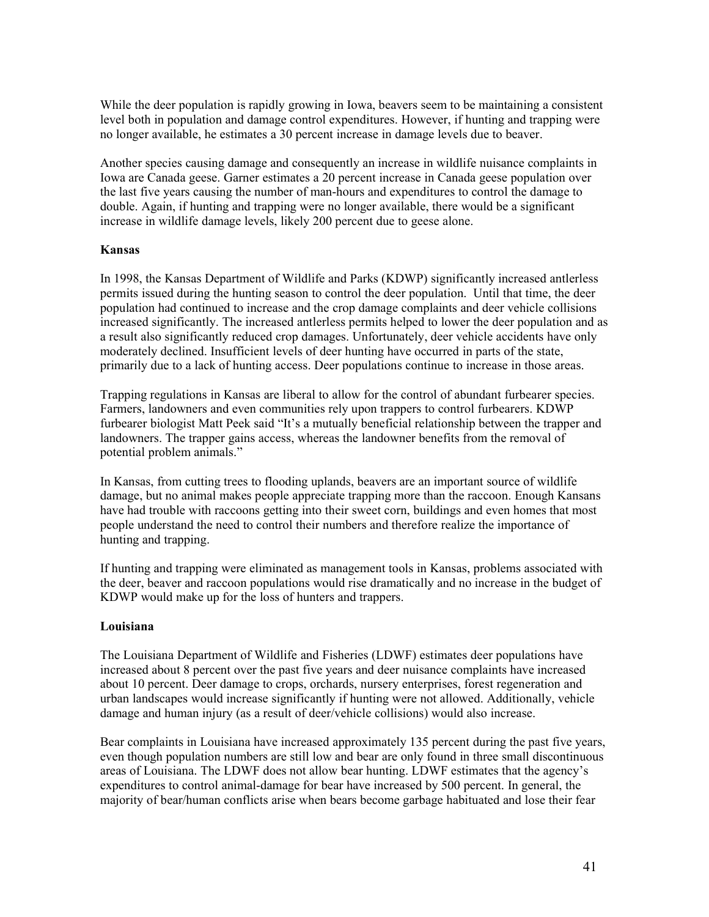While the deer population is rapidly growing in Iowa, beavers seem to be maintaining a consistent level both in population and damage control expenditures. However, if hunting and trapping were no longer available, he estimates a 30 percent increase in damage levels due to beaver.

Another species causing damage and consequently an increase in wildlife nuisance complaints in Iowa are Canada geese. Garner estimates a 20 percent increase in Canada geese population over the last five years causing the number of man-hours and expenditures to control the damage to double. Again, if hunting and trapping were no longer available, there would be a significant increase in wildlife damage levels, likely 200 percent due to geese alone.

**Kansas**

In 1998, the Kansas Department of Wildlife and Parks (KDWP) significantly increased antlerless permits issued during the hunting season to control the deer population. Until that time, the deer population had continued to increase and the crop damage complaints and deer vehicle collisions increased significantly. The increased antlerless permits helped to lower the deer population and as a result also significantly reduced crop damages. Unfortunately, deer vehicle accidents have only moderately declined. Insufficient levels of deer hunting have occurred in parts of the state, primarily due to a lack of hunting access. Deer populations continue to increase in those areas.

Trapping regulations in Kansas are liberal to allow for the control of abundant furbearer species. Farmers, landowners and even communities rely upon trappers to control furbearers. KDWP furbearer biologist Matt Peek said "It's a mutually beneficial relationship between the trapper and landowners. The trapper gains access, whereas the landowner benefits from the removal of potential problem animals."

In Kansas, from cutting trees to flooding uplands, beavers are an important source of wildlife damage, but no animal makes people appreciate trapping more than the raccoon. Enough Kansans have had trouble with raccoons getting into their sweet corn, buildings and even homes that most people understand the need to control their numbers and therefore realize the importance of hunting and trapping.

If hunting and trapping were eliminated as management tools in Kansas, problems associated with the deer, beaver and raccoon populations would rise dramatically and no increase in the budget of KDWP would make up for the loss of hunters and trappers.

**Louisiana**

The Louisiana Department of Wildlife and Fisheries (LDWF) estimates deer populations have increased about 8 percent over the past five years and deer nuisance complaints have increased about 10 percent. Deer damage to crops, orchards, nursery enterprises, forest regeneration and urban landscapes would increase significantly if hunting were not allowed. Additionally, vehicle damage and human injury (as a result of deer/vehicle collisions) would also increase.

Bear complaints in Louisiana have increased approximately 135 percent during the past five years, even though population numbers are still low and bear are only found in three small discontinuous areas of Louisiana. The LDWF does not allow bear hunting. LDWF estimates that the agency's expenditures to control animal-damage for bear have increased by 500 percent. In general, the majority of bear/human conflicts arise when bears become garbage habituated and lose their fear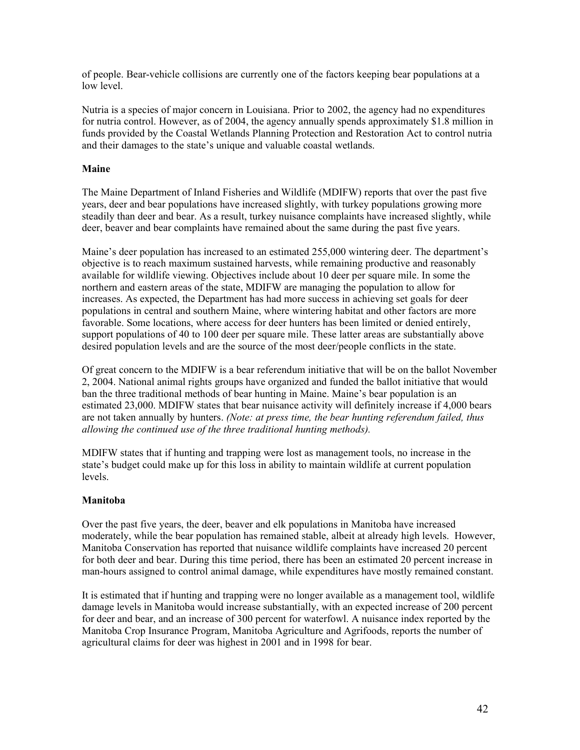of people. Bear-vehicle collisions are currently one of the factors keeping bear populations at a low level.

Nutria is a species of major concern in Louisiana. Prior to 2002, the agency had no expenditures for nutria control. However, as of 2004, the agency annually spends approximately $1.8 million in funds provided by the Coastal Wetlands Planning Protection and Restoration Act to control nutria and their damages to the state's unique and valuable coastal wetlands.

**Maine**

The Maine Department of Inland Fisheries and Wildlife (MDIFW) reports that over the past five years, deer and bear populations have increased slightly, with turkey populations growing more steadily than deer and bear. As a result, turkey nuisance complaints have increased slightly, while deer, beaver and bear complaints have remained about the same during the past five years.

Maine's deer population has increased to an estimated 255,000 wintering deer. The department's objective is to reach maximum sustained harvests, while remaining productive and reasonably available for wildlife viewing. Objectives include about 10 deer per square mile. In some the northern and eastern areas of the state, MDIFW are managing the population to allow for increases. As expected, the Department has had more success in achieving set goals for deer populations in central and southern Maine, where wintering habitat and other factors are more favorable. Some locations, where access for deer hunters has been limited or denied entirely, support populations of 40 to 100 deer per square mile. These latter areas are substantially above desired population levels and are the source of the most deer/people conflicts in the state.

Of great concern to the MDIFW is a bear referendum initiative that will be on the ballot November 2, 2004. National animal rights groups have organized and funded the ballot initiative that would ban the three traditional methods of bear hunting in Maine. Maine's bear population is an estimated 23,000. MDIFW states that bear nuisance activity will definitely increase if 4,000 bears are not taken annually by hunters. *(Note: at press time, the bear hunting referendum failed, thus allowing the continued use of the three traditional hunting methods).*

MDIFW states that if hunting and trapping were lost as management tools, no increase in the state's budget could make up for this loss in ability to maintain wildlife at current population levels.

**Manitoba**

Over the past five years, the deer, beaver and elk populations in Manitoba have increased moderately, while the bear population has remained stable, albeit at already high levels. However, Manitoba Conservation has reported that nuisance wildlife complaints have increased 20 percent for both deer and bear. During this time period, there has been an estimated 20 percent increase in man-hours assigned to control animal damage, while expenditures have mostly remained constant.

It is estimated that if hunting and trapping were no longer available as a management tool, wildlife damage levels in Manitoba would increase substantially, with an expected increase of 200 percent for deer and bear, and an increase of 300 percent for waterfowl. A nuisance index reported by the Manitoba Crop Insurance Program, Manitoba Agriculture and Agrifoods, reports the number of agricultural claims for deer was highest in 2001 and in 1998 for bear.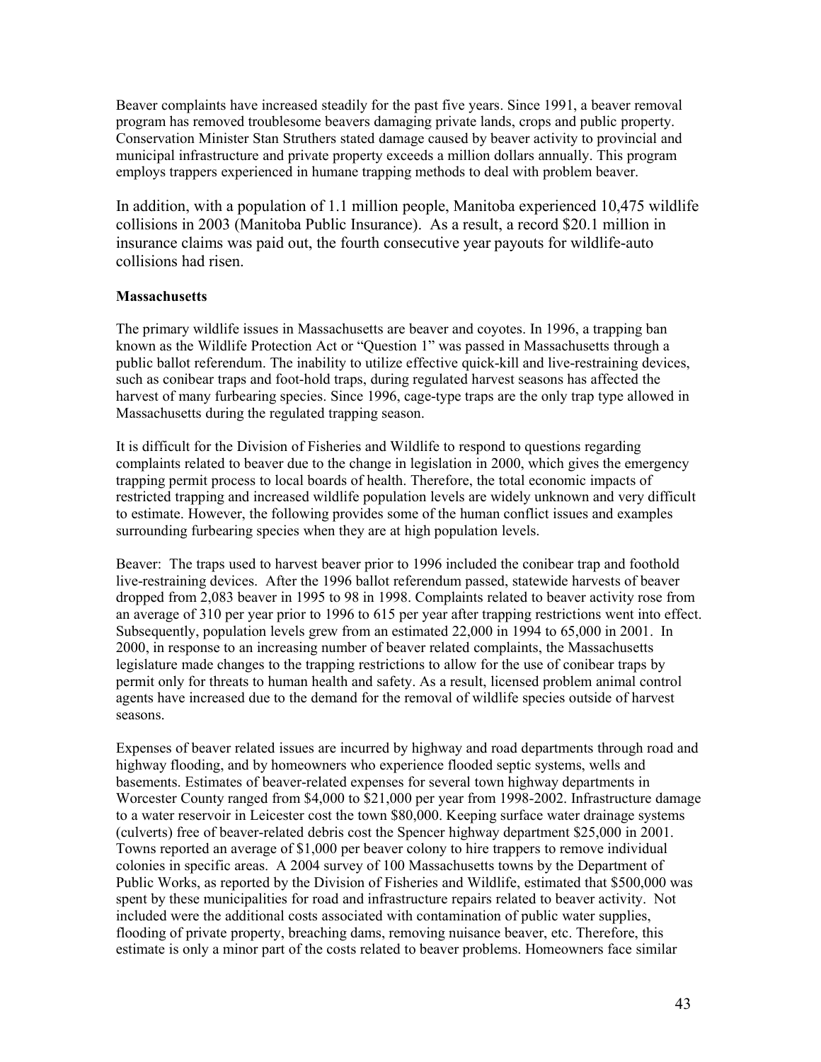Beaver complaints have increased steadily for the past five years. Since 1991, a beaver removal program has removed troublesome beavers damaging private lands, crops and public property. Conservation Minister Stan Struthers stated damage caused by beaver activity to provincial and municipal infrastructure and private property exceeds a million dollars annually. This program employs trappers experienced in humane trapping methods to deal with problem beaver.

In addition, with a population of 1.1 million people, Manitoba experienced 10,475 wildlife collisions in 2003 (Manitoba Public Insurance). As a result, a record $20.1 million in insurance claims was paid out, the fourth consecutive year payouts for wildlife-auto collisions had risen.

**Massachusetts**

The primary wildlife issues in Massachusetts are beaver and coyotes. In 1996, a trapping ban known as the Wildlife Protection Act or "Question 1" was passed in Massachusetts through a public ballot referendum. The inability to utilize effective quick-kill and live-restraining devices, such as conibear traps and foot-hold traps, during regulated harvest seasons has affected the harvest of many furbearing species. Since 1996, cage-type traps are the only trap type allowed in Massachusetts during the regulated trapping season.

It is difficult for the Division of Fisheries and Wildlife to respond to questions regarding complaints related to beaver due to the change in legislation in 2000, which gives the emergency trapping permit process to local boards of health. Therefore, the total economic impacts of restricted trapping and increased wildlife population levels are widely unknown and very difficult to estimate. However, the following provides some of the human conflict issues and examples surrounding furbearing species when they are at high population levels.

Beaver: The traps used to harvest beaver prior to 1996 included the conibear trap and foothold live-restraining devices. After the 1996 ballot referendum passed, statewide harvests of beaver dropped from 2,083 beaver in 1995 to 98 in 1998. Complaints related to beaver activity rose from an average of 310 per year prior to 1996 to 615 per year after trapping restrictions went into effect. Subsequently, population levels grew from an estimated 22,000 in 1994 to 65,000 in 2001. In 2000, in response to an increasing number of beaver related complaints, the Massachusetts legislature made changes to the trapping restrictions to allow for the use of conibear traps by permit only for threats to human health and safety. As a result, licensed problem animal control agents have increased due to the demand for the removal of wildlife species outside of harvest seasons.

Expenses of beaver related issues are incurred by highway and road departments through road and highway flooding, and by homeowners who experience flooded septic systems, wells and basements. Estimates of beaver-related expenses for several town highway departments in Worcester County ranged from $4,000 to $21,000 per year from 1998-2002. Infrastructure damage to a water reservoir in Leicester cost the town $80,000. Keeping surface water drainage systems (culverts) free of beaver-related debris cost the Spencer highway department $25,000 in 2001. Towns reported an average of $1,000 per beaver colony to hire trappers to remove individual colonies in specific areas. A 2004 survey of 100 Massachusetts towns by the Department of Public Works, as reported by the Division of Fisheries and Wildlife, estimated that $500,000 was spent by these municipalities for road and infrastructure repairs related to beaver activity. Not included were the additional costs associated with contamination of public water supplies, flooding of private property, breaching dams, removing nuisance beaver, etc. Therefore, this estimate is only a minor part of the costs related to beaver problems. Homeowners face similar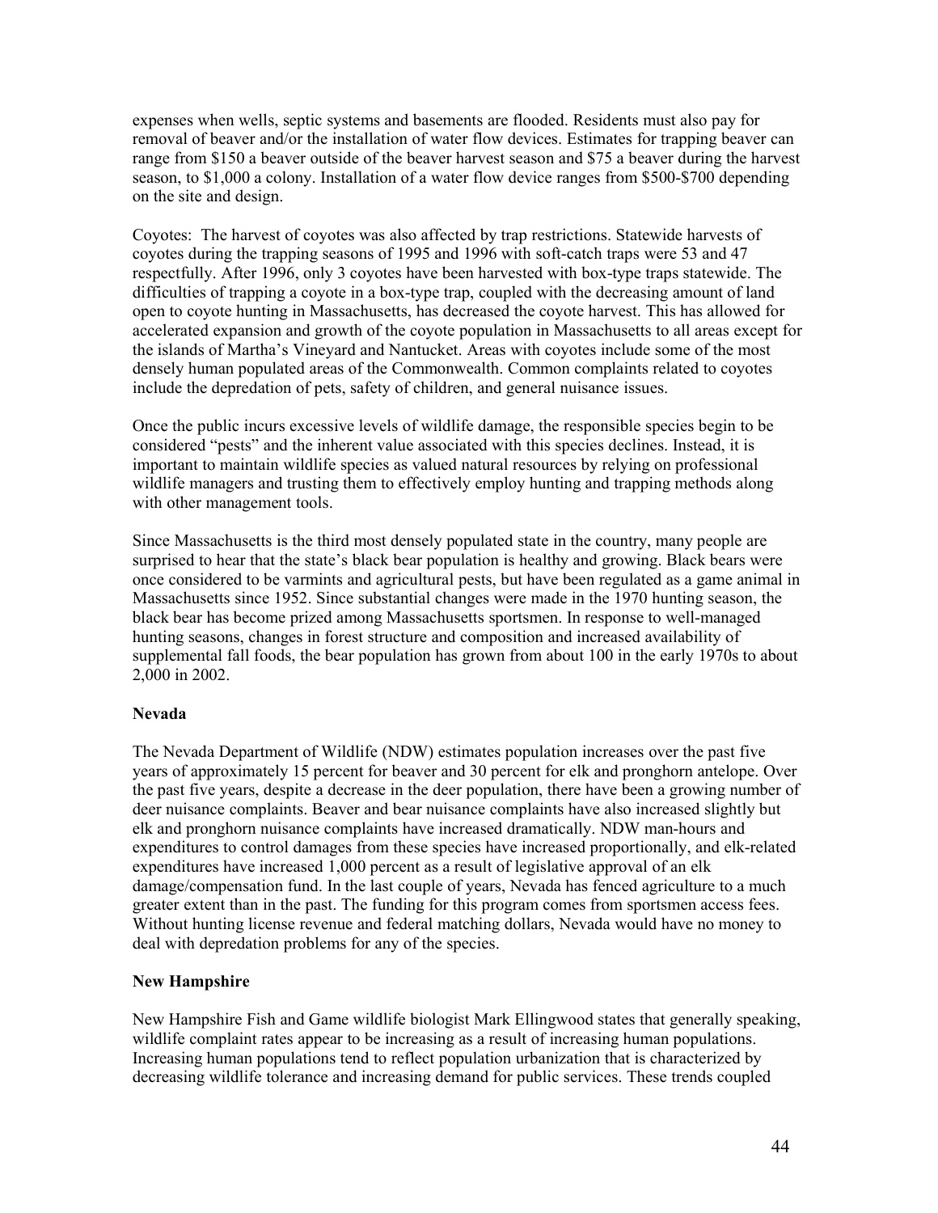expenses when wells, septic systems and basements are flooded. Residents must also pay for removal of beaver and/or the installation of water flow devices. Estimates for trapping beaver can range from $150 a beaver outside of the beaver harvest season and $75 a beaver during the harvest season, to $1,000 a colony. Installation of a water flow device ranges from $500-$700 depending on the site and design.

Coyotes: The harvest of coyotes was also affected by trap restrictions. Statewide harvests of coyotes during the trapping seasons of 1995 and 1996 with soft-catch traps were 53 and 47 respectfully. After 1996, only 3 coyotes have been harvested with box-type traps statewide. The difficulties of trapping a coyote in a box-type trap, coupled with the decreasing amount of land open to coyote hunting in Massachusetts, has decreased the coyote harvest. This has allowed for accelerated expansion and growth of the coyote population in Massachusetts to all areas except for the islands of Martha's Vineyard and Nantucket. Areas with coyotes include some of the most densely human populated areas of the Commonwealth. Common complaints related to coyotes include the depredation of pets, safety of children, and general nuisance issues.

Once the public incurs excessive levels of wildlife damage, the responsible species begin to be considered "pests" and the inherent value associated with this species declines. Instead, it is important to maintain wildlife species as valued natural resources by relying on professional wildlife managers and trusting them to effectively employ hunting and trapping methods along with other management tools.

Since Massachusetts is the third most densely populated state in the country, many people are surprised to hear that the state's black bear population is healthy and growing. Black bears were once considered to be varmints and agricultural pests, but have been regulated as a game animal in Massachusetts since 1952. Since substantial changes were made in the 1970 hunting season, the black bear has become prized among Massachusetts sportsmen. In response to well-managed hunting seasons, changes in forest structure and composition and increased availability of supplemental fall foods, the bear population has grown from about 100 in the early 1970s to about 2,000 in 2002.

**Nevada**

The Nevada Department of Wildlife (NDW) estimates population increases over the past five years of approximately 15 percent for beaver and 30 percent for elk and pronghorn antelope. Over the past five years, despite a decrease in the deer population, there have been a growing number of deer nuisance complaints. Beaver and bear nuisance complaints have also increased slightly but elk and pronghorn nuisance complaints have increased dramatically. NDW man-hours and expenditures to control damages from these species have increased proportionally, and elk-related expenditures have increased 1,000 percent as a result of legislative approval of an elk damage/compensation fund. In the last couple of years, Nevada has fenced agriculture to a much greater extent than in the past. The funding for this program comes from sportsmen access fees. Without hunting license revenue and federal matching dollars, Nevada would have no money to deal with depredation problems for any of the species.

**New Hampshire**

New Hampshire Fish and Game wildlife biologist Mark Ellingwood states that generally speaking, wildlife complaint rates appear to be increasing as a result of increasing human populations. Increasing human populations tend to reflect population urbanization that is characterized by decreasing wildlife tolerance and increasing demand for public services. These trends coupled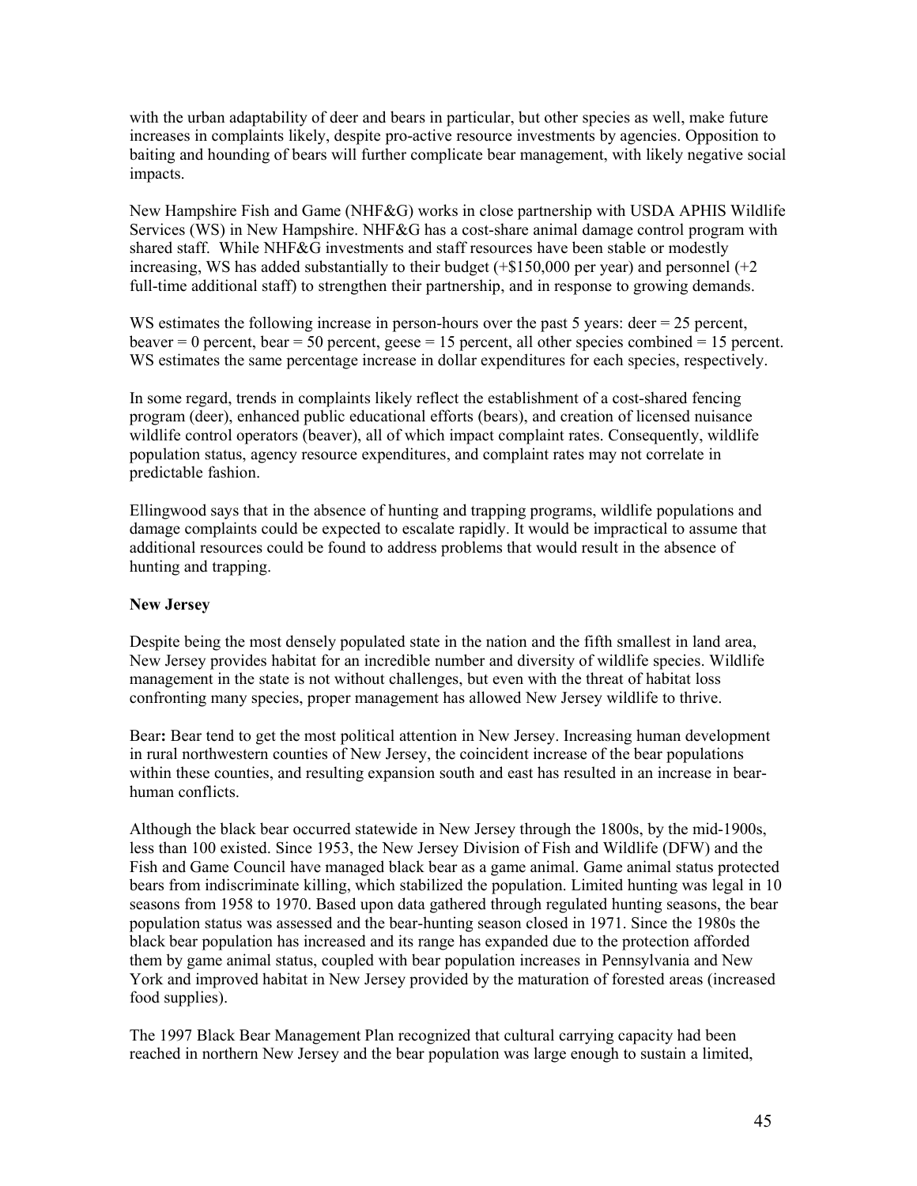with the urban adaptability of deer and bears in particular, but other species as well, make future increases in complaints likely, despite pro-active resource investments by agencies. Opposition to baiting and hounding of bears will further complicate bear management, with likely negative social impacts.

New Hampshire Fish and Game (NHF&G) works in close partnership with USDA APHIS Wildlife Services (WS) in New Hampshire. NHF&G has a cost-share animal damage control program with shared staff. While NHF&G investments and staff resources have been stable or modestly increasing, WS has added substantially to their budget (+$150,000 per year) and personnel (+2 full-time additional staff) to strengthen their partnership, and in response to growing demands.

WS estimates the following increase in person-hours over the past 5 years: deer = 25 percent, beaver = 0 percent, bear = 50 percent, geese = 15 percent, all other species combined = 15 percent. WS estimates the same percentage increase in dollar expenditures for each species, respectively.

In some regard, trends in complaints likely reflect the establishment of a cost-shared fencing program (deer), enhanced public educational efforts (bears), and creation of licensed nuisance wildlife control operators (beaver), all of which impact complaint rates. Consequently, wildlife population status, agency resource expenditures, and complaint rates may not correlate in predictable fashion.

Ellingwood says that in the absence of hunting and trapping programs, wildlife populations and damage complaints could be expected to escalate rapidly. It would be impractical to assume that additional resources could be found to address problems that would result in the absence of hunting and trapping.

**New Jersey**

Despite being the most densely populated state in the nation and the fifth smallest in land area, New Jersey provides habitat for an incredible number and diversity of wildlife species. Wildlife management in the state is not without challenges, but even with the threat of habitat loss confronting many species, proper management has allowed New Jersey wildlife to thrive.

Bear**:** Bear tend to get the most political attention in New Jersey. Increasing human development in rural northwestern counties of New Jersey, the coincident increase of the bear populations within these counties, and resulting expansion south and east has resulted in an increase in bear-human conflicts.

Although the black bear occurred statewide in New Jersey through the 1800s, by the mid-1900s, less than 100 existed. Since 1953, the New Jersey Division of Fish and Wildlife (DFW) and the Fish and Game Council have managed black bear as a game animal. Game animal status protected bears from indiscriminate killing, which stabilized the population. Limited hunting was legal in 10 seasons from 1958 to 1970. Based upon data gathered through regulated hunting seasons, the bear population status was assessed and the bear-hunting season closed in 1971. Since the 1980s the black bear population has increased and its range has expanded due to the protection afforded them by game animal status, coupled with bear population increases in Pennsylvania and New York and improved habitat in New Jersey provided by the maturation of forested areas (increased food supplies).

The 1997 Black Bear Management Plan recognized that cultural carrying capacity had been reached in northern New Jersey and the bear population was large enough to sustain a limited,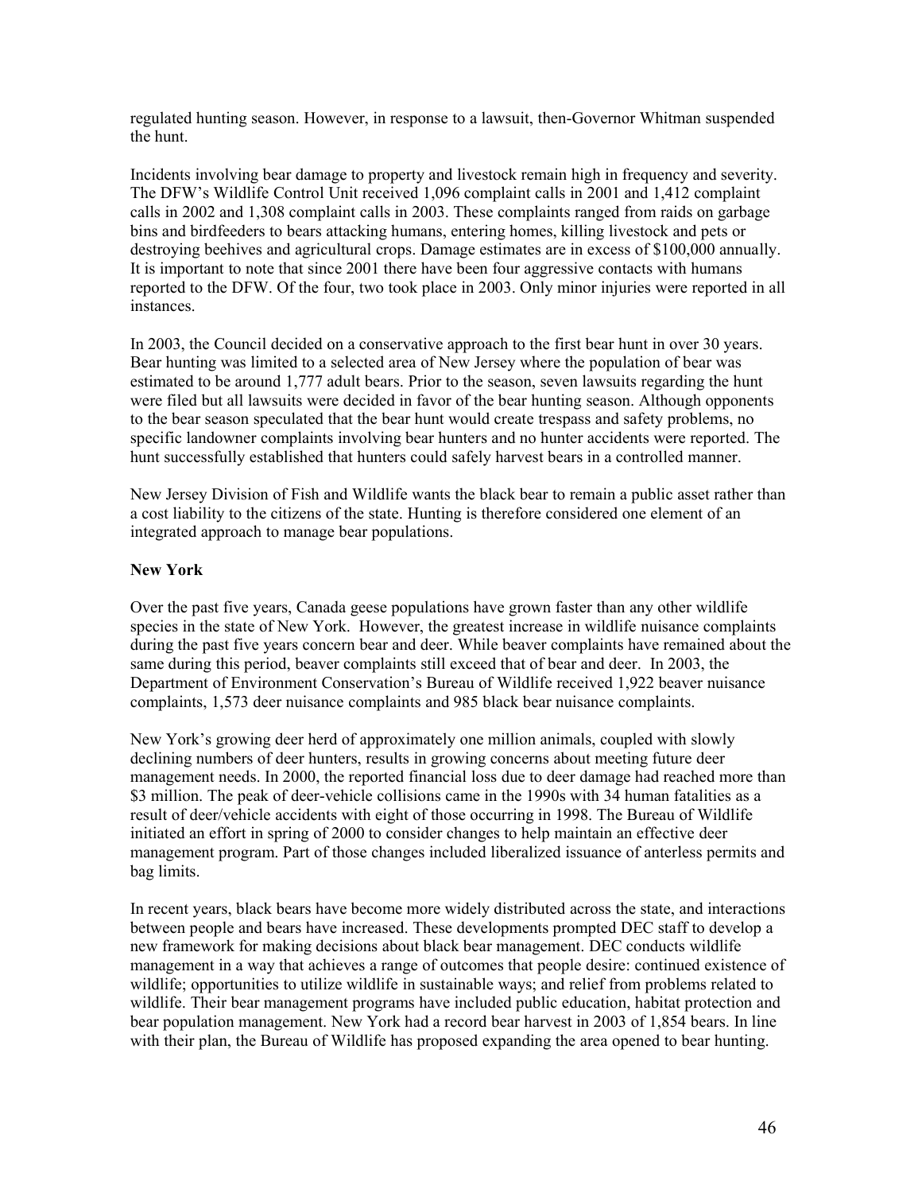regulated hunting season. However, in response to a lawsuit, then-Governor Whitman suspended the hunt.

Incidents involving bear damage to property and livestock remain high in frequency and severity. The DFW's Wildlife Control Unit received 1,096 complaint calls in 2001 and 1,412 complaint calls in 2002 and 1,308 complaint calls in 2003. These complaints ranged from raids on garbage bins and birdfeeders to bears attacking humans, entering homes, killing livestock and pets or destroying beehives and agricultural crops. Damage estimates are in excess of $100,000 annually. It is important to note that since 2001 there have been four aggressive contacts with humans reported to the DFW. Of the four, two took place in 2003. Only minor injuries were reported in all instances.

In 2003, the Council decided on a conservative approach to the first bear hunt in over 30 years. Bear hunting was limited to a selected area of New Jersey where the population of bear was estimated to be around 1,777 adult bears. Prior to the season, seven lawsuits regarding the hunt were filed but all lawsuits were decided in favor of the bear hunting season. Although opponents to the bear season speculated that the bear hunt would create trespass and safety problems, no specific landowner complaints involving bear hunters and no hunter accidents were reported. The hunt successfully established that hunters could safely harvest bears in a controlled manner.

New Jersey Division of Fish and Wildlife wants the black bear to remain a public asset rather than a cost liability to the citizens of the state. Hunting is therefore considered one element of an integrated approach to manage bear populations.

**New York**

Over the past five years, Canada geese populations have grown faster than any other wildlife species in the state of New York. However, the greatest increase in wildlife nuisance complaints during the past five years concern bear and deer. While beaver complaints have remained about the same during this period, beaver complaints still exceed that of bear and deer. In 2003, the Department of Environment Conservation's Bureau of Wildlife received 1,922 beaver nuisance complaints, 1,573 deer nuisance complaints and 985 black bear nuisance complaints.

New York's growing deer herd of approximately one million animals, coupled with slowly declining numbers of deer hunters, results in growing concerns about meeting future deer management needs. In 2000, the reported financial loss due to deer damage had reached more than $3 million. The peak of deer-vehicle collisions came in the 1990s with 34 human fatalities as a result of deer/vehicle accidents with eight of those occurring in 1998. The Bureau of Wildlife initiated an effort in spring of 2000 to consider changes to help maintain an effective deer management program. Part of those changes included liberalized issuance of antlerless permits and bag limits.

In recent years, black bears have become more widely distributed across the state, and interactions between people and bears have increased. These developments prompted DEC staff to develop a new framework for making decisions about black bear management. DEC conducts wildlife management in a way that achieves a range of outcomes that people desire: continued existence of wildlife; opportunities to utilize wildlife in sustainable ways; and relief from problems related to wildlife. Their bear management programs have included public education, habitat protection and bear population management. New York had a record bear harvest in 2003 of 1,854 bears. In line with their plan, the Bureau of Wildlife has proposed expanding the area opened to bear hunting.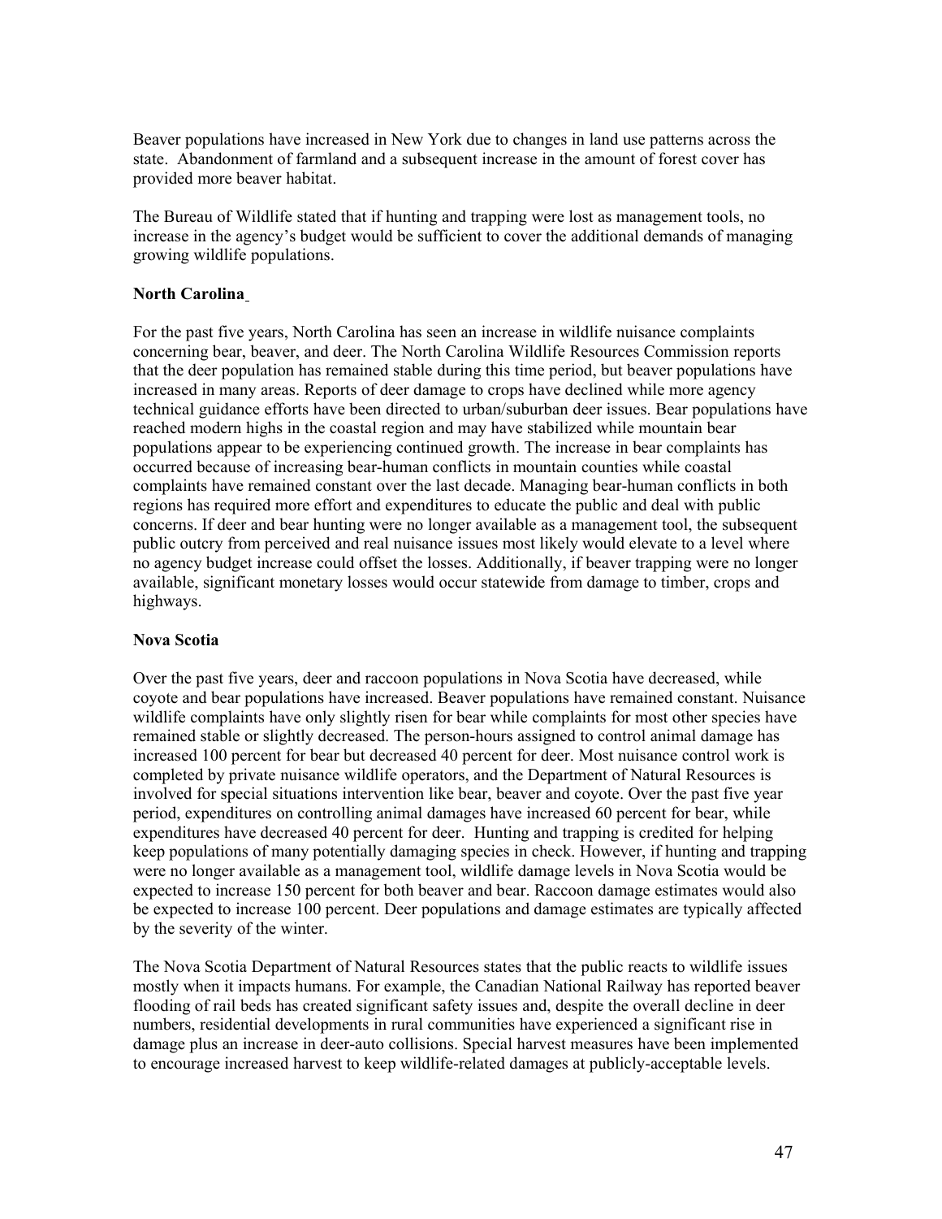Beaver populations have increased in New York due to changes in land use patterns across the state. Abandonment of farmland and a subsequent increase in the amount of forest cover has provided more beaver habitat.

The Bureau of Wildlife stated that if hunting and trapping were lost as management tools, no increase in the agency's budget would be sufficient to cover the additional demands of managing growing wildlife populations.

**North Carolina**

For the past five years, North Carolina has seen an increase in wildlife nuisance complaints concerning bear, beaver, and deer. The North Carolina Wildlife Resources Commission reports that the deer population has remained stable during this time period, but beaver populations have increased in many areas. Reports of deer damage to crops have declined while more agency technical guidance efforts have been directed to urban/suburban deer issues. Bear populations have reached modern highs in the coastal region and may have stabilized while mountain bear populations appear to be experiencing continued growth. The increase in bear complaints has occurred because of increasing bear-human conflicts in mountain counties while coastal complaints have remained constant over the last decade. Managing bear-human conflicts in both regions has required more effort and expenditures to educate the public and deal with public concerns. If deer and bear hunting were no longer available as a management tool, the subsequent public outcry from perceived and real nuisance issues most likely would elevate to a level where no agency budget increase could offset the losses. Additionally, if beaver trapping were no longer available, significant monetary losses would occur statewide from damage to timber, crops and highways.

**Nova Scotia**

Over the past five years, deer and raccoon populations in Nova Scotia have decreased, while coyote and bear populations have increased. Beaver populations have remained constant. Nuisance wildlife complaints have only slightly risen for bear while complaints for most other species have remained stable or slightly decreased. The person-hours assigned to control animal damage has increased 100 percent for bear but decreased 40 percent for deer. Most nuisance control work is completed by private nuisance wildlife operators, and the Department of Natural Resources is involved for special situations intervention like bear, beaver and coyote. Over the past five year period, expenditures on controlling animal damages have increased 60 percent for bear, while expenditures have decreased 40 percent for deer. Hunting and trapping is credited for helping keep populations of many potentially damaging species in check. However, if hunting and trapping were no longer available as a management tool, wildlife damage levels in Nova Scotia would be expected to increase 150 percent for both beaver and bear. Raccoon damage estimates would also be expected to increase 100 percent. Deer populations and damage estimates are typically affected by the severity of the winter.

The Nova Scotia Department of Natural Resources states that the public reacts to wildlife issues mostly when it impacts humans. For example, the Canadian National Railway has reported beaver flooding of rail beds has created significant safety issues and, despite the overall decline in deer numbers, residential developments in rural communities have experienced a significant rise in damage plus an increase in deer-auto collisions. Special harvest measures have been implemented to encourage increased harvest to keep wildlife-related damages at publicly-acceptable levels.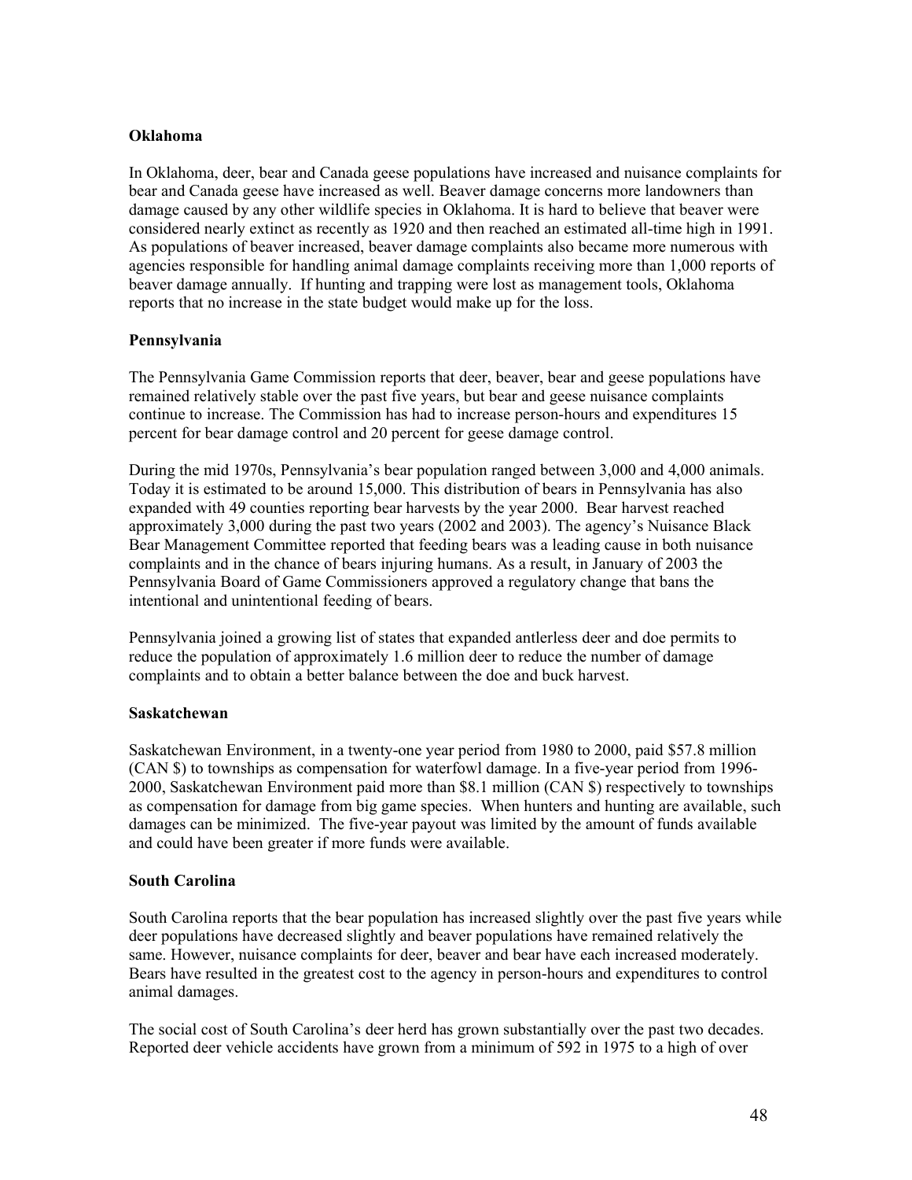**Oklahoma**

In Oklahoma, deer, bear and Canada geese populations have increased and nuisance complaints for bear and Canada geese have increased as well. Beaver damage concerns more landowners than damage caused by any other wildlife species in Oklahoma. It is hard to believe that beaver were considered nearly extinct as recently as 1920 and then reached an estimated all-time high in 1991. As populations of beaver increased, beaver damage complaints also became more numerous with agencies responsible for handling animal damage complaints receiving more than 1,000 reports of beaver damage annually. If hunting and trapping were lost as management tools, Oklahoma reports that no increase in the state budget would make up for the loss.

**Pennsylvania**

The Pennsylvania Game Commission reports that deer, beaver, bear and geese populations have remained relatively stable over the past five years, but bear and geese nuisance complaints continue to increase. The Commission has had to increase person-hours and expenditures 15 percent for bear damage control and 20 percent for geese damage control.

During the mid 1970s, Pennsylvania's bear population ranged between 3,000 and 4,000 animals. Today it is estimated to be around 15,000. This distribution of bears in Pennsylvania has also expanded with 49 counties reporting bear harvests by the year 2000. Bear harvest reached approximately 3,000 during the past two years (2002 and 2003). The agency's Nuisance Black Bear Management Committee reported that feeding bears was a leading cause in both nuisance complaints and in the chance of bears injuring humans. As a result, in January of 2003 the Pennsylvania Board of Game Commissioners approved a regulatory change that bans the intentional and unintentional feeding of bears.

Pennsylvania joined a growing list of states that expanded antlerless deer and doe permits to reduce the population of approximately 1.6 million deer to reduce the number of damage complaints and to obtain a better balance between the doe and buck harvest.

**Saskatchewan**

Saskatchewan Environment, in a twenty-one year period from 1980 to 2000, paid $57.8 million (CAN $) to townships as compensation for waterfowl damage. In a five-year period from 1996-2000, Saskatchewan Environment paid more than $8.1 million (CAN $) respectively to townships as compensation for damage from big game species. When hunters and hunting are available, such damages can be minimized. The five-year payout was limited by the amount of funds available and could have been greater if more funds were available.

**South Carolina**

South Carolina reports that the bear population has increased slightly over the past five years while deer populations have decreased slightly and beaver populations have remained relatively the same. However, nuisance complaints for deer, beaver and bear have each increased moderately. Bears have resulted in the greatest cost to the agency in person-hours and expenditures to control animal damages.

The social cost of South Carolina's deer herd has grown substantially over the past two decades. Reported deer vehicle accidents have grown from a minimum of 592 in 1975 to a high of over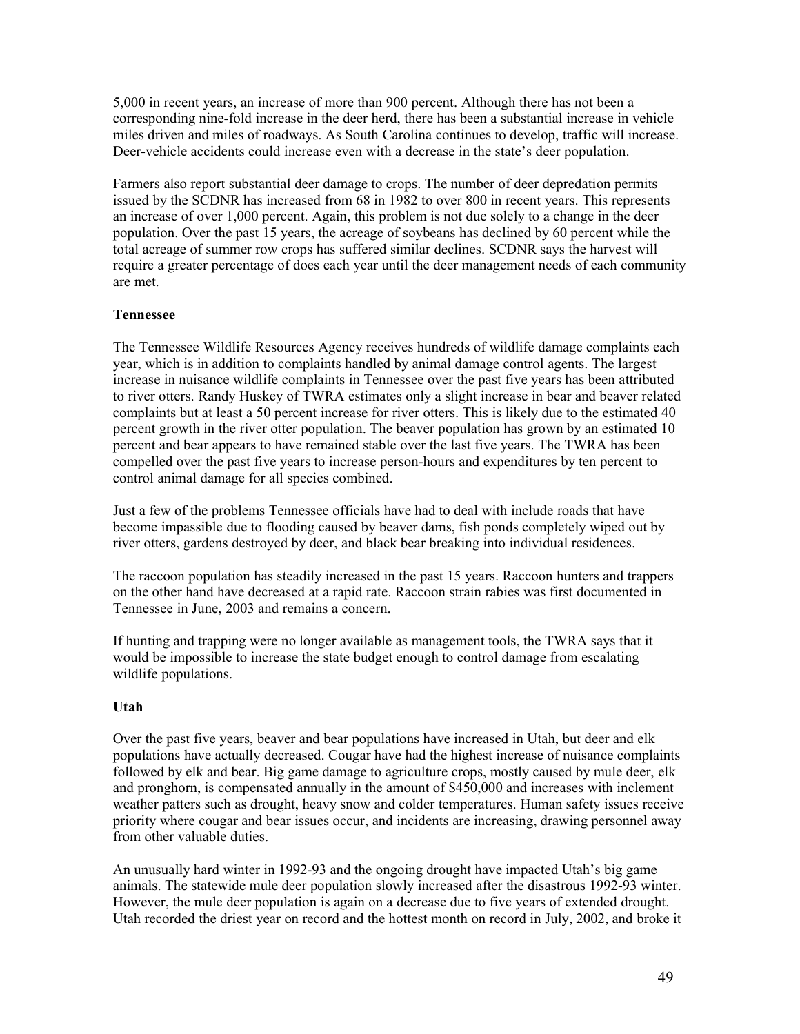5,000 in recent years, an increase of more than 900 percent. Although there has not been a corresponding nine-fold increase in the deer herd, there has been a substantial increase in vehicle miles driven and miles of roadways. As South Carolina continues to develop, traffic will increase. Deer-vehicle accidents could increase even with a decrease in the state's deer population.

Farmers also report substantial deer damage to crops. The number of deer depredation permits issued by the SCDNR has increased from 68 in 1982 to over 800 in recent years. This represents an increase of over 1,000 percent. Again, this problem is not due solely to a change in the deer population. Over the past 15 years, the acreage of soybeans has declined by 60 percent while the total acreage of summer row crops has suffered similar declines. SCDNR says the harvest will require a greater percentage of does each year until the deer management needs of each community are met.

**Tennessee**

The Tennessee Wildlife Resources Agency receives hundreds of wildlife damage complaints each year, which is in addition to complaints handled by animal damage control agents. The largest increase in nuisance wildlife complaints in Tennessee over the past five years has been attributed to river otters. Randy Huskey of TWRA estimates only a slight increase in bear and beaver related complaints but at least a 50 percent increase for river otters. This is likely due to the estimated 40 percent growth in the river otter population. The beaver population has grown by an estimated 10 percent and bear appears to have remained stable over the last five years. The TWRA has been compelled over the past five years to increase person-hours and expenditures by ten percent to control animal damage for all species combined.

Just a few of the problems Tennessee officials have had to deal with include roads that have become impassible due to flooding caused by beaver dams, fish ponds completely wiped out by river otters, gardens destroyed by deer, and black bear breaking into individual residences.

The raccoon population has steadily increased in the past 15 years. Raccoon hunters and trappers on the other hand have decreased at a rapid rate. Raccoon strain rabies was first documented in Tennessee in June, 2003 and remains a concern.

If hunting and trapping were no longer available as management tools, the TWRA says that it would be impossible to increase the state budget enough to control damage from escalating wildlife populations.

**Utah**

Over the past five years, beaver and bear populations have increased in Utah, but deer and elk populations have actually decreased. Cougar have had the highest increase of nuisance complaints followed by elk and bear. Big game damage to agriculture crops, mostly caused by mule deer, elk and pronghorn, is compensated annually in the amount of $450,000 and increases with inclement weather patters such as drought, heavy snow and colder temperatures. Human safety issues receive priority where cougar and bear issues occur, and incidents are increasing, drawing personnel away from other valuable duties.

An unusually hard winter in 1992-93 and the ongoing drought have impacted Utah's big game animals. The statewide mule deer population slowly increased after the disastrous 1992-93 winter. However, the mule deer population is again on a decrease due to five years of extended drought. Utah recorded the driest year on record and the hottest month on record in July, 2002, and broke it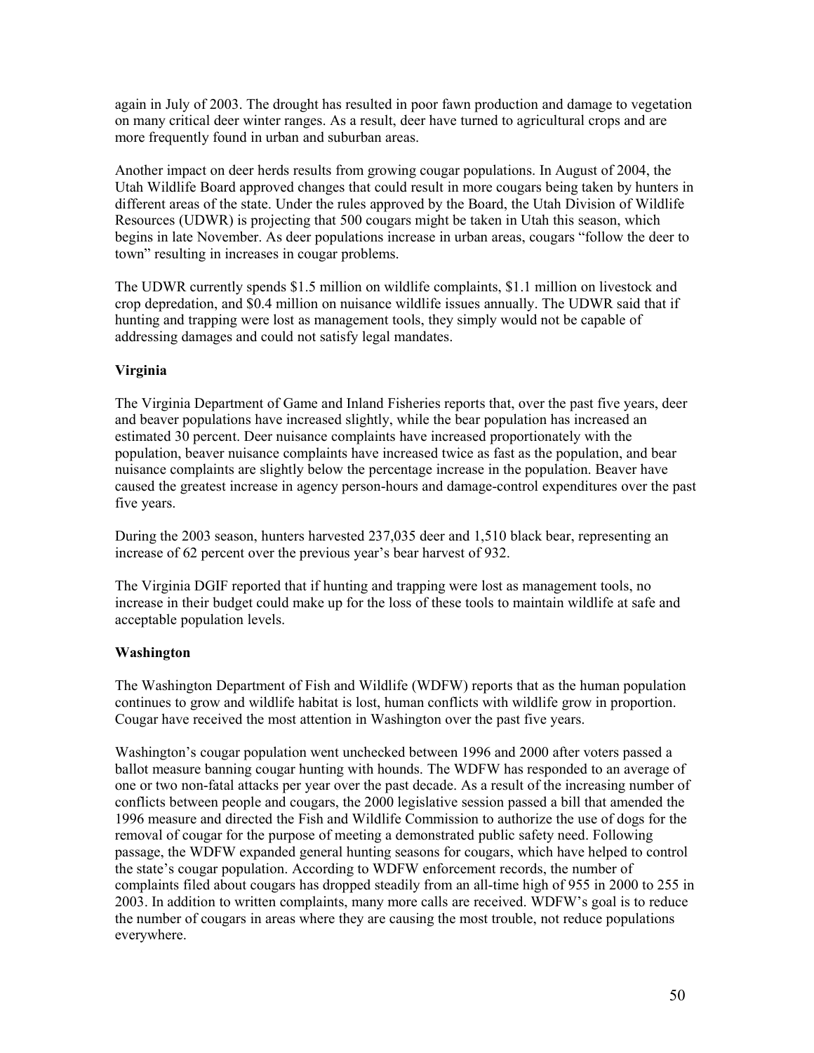again in July of 2003. The drought has resulted in poor fawn production and damage to vegetation on many critical deer winter ranges. As a result, deer have turned to agricultural crops and are more frequently found in urban and suburban areas.

Another impact on deer herds results from growing cougar populations. In August of 2004, the Utah Wildlife Board approved changes that could result in more cougars being taken by hunters in different areas of the state. Under the rules approved by the Board, the Utah Division of Wildlife Resources (UDWR) is projecting that 500 cougars might be taken in Utah this season, which begins in late November. As deer populations increase in urban areas, cougars "follow the deer to town" resulting in increases in cougar problems.

The UDWR currently spends $1.5 million on wildlife complaints, $1.1 million on livestock and crop depredation, and $0.4 million on nuisance wildlife issues annually. The UDWR said that if hunting and trapping were lost as management tools, they simply would not be capable of addressing damages and could not satisfy legal mandates.

**Virginia**

The Virginia Department of Game and Inland Fisheries reports that, over the past five years, deer and beaver populations have increased slightly, while the bear population has increased an estimated 30 percent. Deer nuisance complaints have increased proportionately with the population, beaver nuisance complaints have increased twice as fast as the population, and bear nuisance complaints are slightly below the percentage increase in the population. Beaver have caused the greatest increase in agency person-hours and damage-control expenditures over the past five years.

During the 2003 season, hunters harvested 237,035 deer and 1,510 black bear, representing an increase of 62 percent over the previous year's bear harvest of 932.

The Virginia DGIF reported that if hunting and trapping were lost as management tools, no increase in their budget could make up for the loss of these tools to maintain wildlife at safe and acceptable population levels.

**Washington**

The Washington Department of Fish and Wildlife (WDFW) reports that as the human population continues to grow and wildlife habitat is lost, human conflicts with wildlife grow in proportion. Cougar have received the most attention in Washington over the past five years.

Washington's cougar population went unchecked between 1996 and 2000 after voters passed a ballot measure banning cougar hunting with hounds. The WDFW has responded to an average of one or two non-fatal attacks per year over the past decade. As a result of the increasing number of conflicts between people and cougars, the 2000 legislative session passed a bill that amended the 1996 measure and directed the Fish and Wildlife Commission to authorize the use of dogs for the removal of cougar for the purpose of meeting a demonstrated public safety need. Following passage, the WDFW expanded general hunting seasons for cougars, which have helped to control the state's cougar population. According to WDFW enforcement records, the number of complaints filed about cougars has dropped steadily from an all-time high of 955 in 2000 to 255 in 2003. In addition to written complaints, many more calls are received. WDFW's goal is to reduce the number of cougars in areas where they are causing the most trouble, not reduce populations everywhere.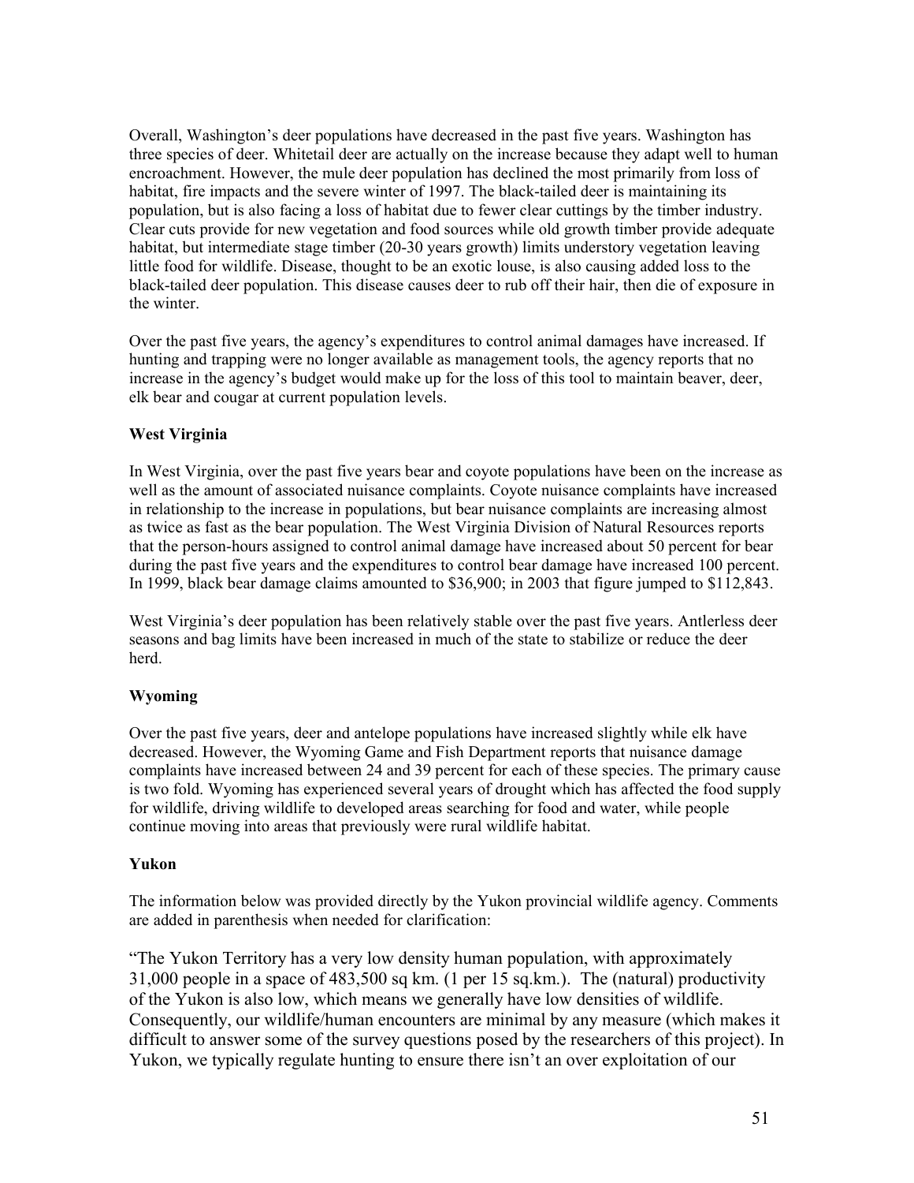Overall, Washington's deer populations have decreased in the past five years. Washington has three species of deer. Whitetail deer are actually on the increase because they adapt well to human encroachment. However, the mule deer population has declined the most primarily from loss of habitat, fire impacts and the severe winter of 1997. The black-tailed deer is maintaining its population, but is also facing a loss of habitat due to fewer clear cuttings by the timber industry. Clear cuts provide for new vegetation and food sources while old growth timber provide adequate habitat, but intermediate stage timber (20-30 years growth) limits understory vegetation leaving little food for wildlife. Disease, thought to be an exotic louse, is also causing added loss to the black-tailed deer population. This disease causes deer to rub off their hair, then die of exposure in the winter.

Over the past five years, the agency's expenditures to control animal damages have increased. If hunting and trapping were no longer available as management tools, the agency reports that no increase in the agency's budget would make up for the loss of this tool to maintain beaver, deer, elk bear and cougar at current population levels.

**West Virginia**

In West Virginia, over the past five years bear and coyote populations have been on the increase as well as the amount of associated nuisance complaints. Coyote nuisance complaints have increased in relationship to the increase in populations, but bear nuisance complaints are increasing almost as twice as fast as the bear population. The West Virginia Division of Natural Resources reports that the person-hours assigned to control animal damage have increased about 50 percent for bear during the past five years and the expenditures to control bear damage have increased 100 percent. In 1999, black bear damage claims amounted to $36,900; in 2003 that figure jumped to $112,843.

West Virginia's deer population has been relatively stable over the past five years. Antlerless deer seasons and bag limits have been increased in much of the state to stabilize or reduce the deer herd.

**Wyoming**

Over the past five years, deer and antelope populations have increased slightly while elk have decreased. However, the Wyoming Game and Fish Department reports that nuisance damage complaints have increased between 24 and 39 percent for each of these species. The primary cause is two fold. Wyoming has experienced several years of drought which has affected the food supply for wildlife, driving wildlife to developed areas searching for food and water, while people continue moving into areas that previously were rural wildlife habitat.

**Yukon**

The information below was provided directly by the Yukon provincial wildlife agency. Comments are added in parenthesis when needed for clarification:

"The Yukon Territory has a very low density human population, with approximately 31,000 people in a space of 483,500 sq km. (1 per 15 sq.km.). The (natural) productivity of the Yukon is also low, which means we generally have low densities of wildlife. Consequently, our wildlife/human encounters are minimal by any measure (which makes it difficult to answer some of the survey questions posed by the researchers of this project). In Yukon, we typically regulate hunting to ensure there isn't an over exploitation of our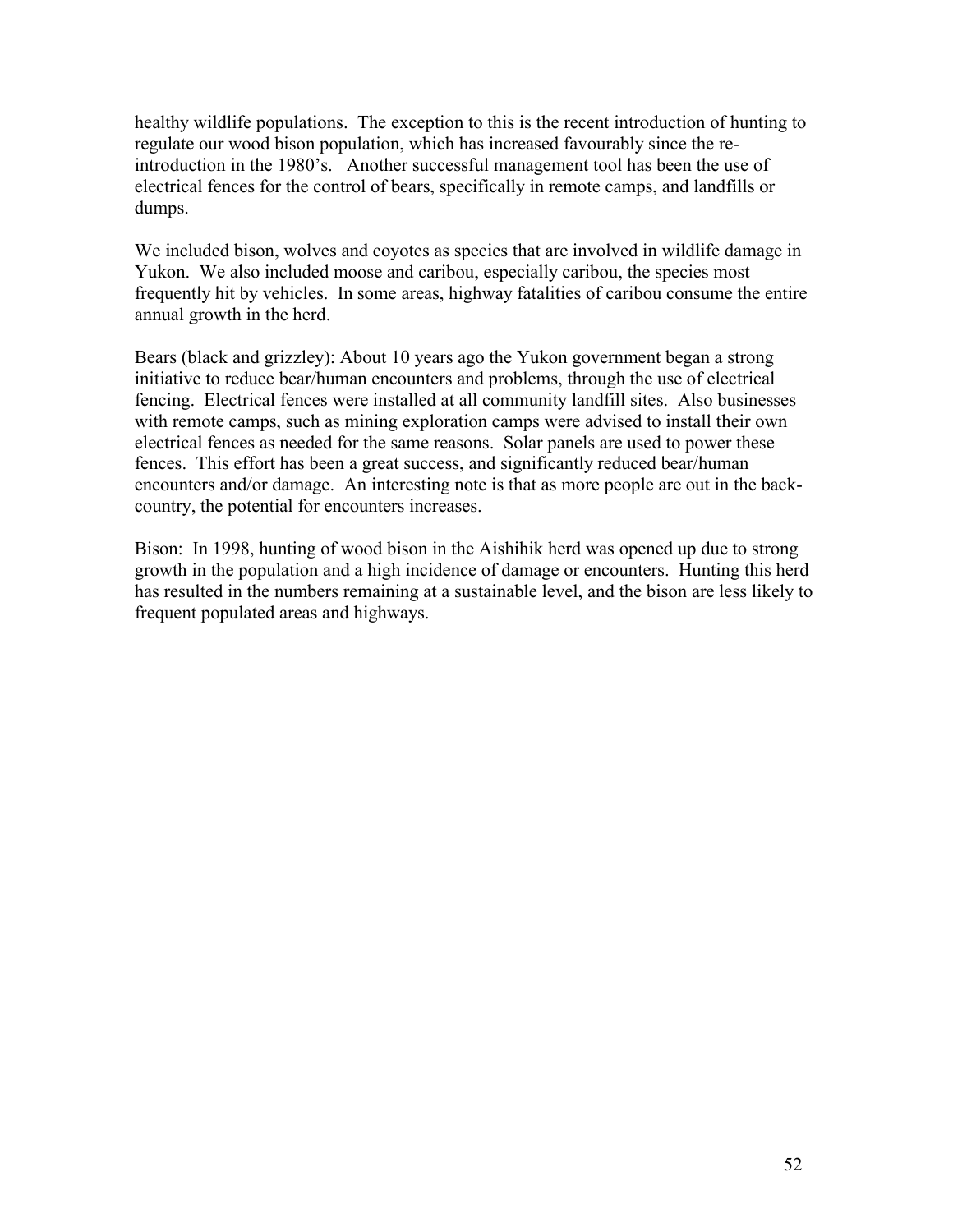healthy wildlife populations. The exception to this is the recent introduction of hunting to regulate our wood bison population, which has increased favourably since the re-introduction in the 1980's. Another successful management tool has been the use of electrical fences for the control of bears, specifically in remote camps, and landfills or dumps.

We included bison, wolves and coyotes as species that are involved in wildlife damage in Yukon. We also included moose and caribou, especially caribou, the species most frequently hit by vehicles. In some areas, highway fatalities of caribou consume the entire annual growth in the herd.

Bears (black and grizzley): About 10 years ago the Yukon government began a strong initiative to reduce bear/human encounters and problems, through the use of electrical fencing. Electrical fences were installed at all community landfill sites. Also businesses with remote camps, such as mining exploration camps were advised to install their own electrical fences as needed for the same reasons. Solar panels are used to power these fences. This effort has been a great success, and significantly reduced bear/human encounters and/or damage. An interesting note is that as more people are out in the back-country, the potential for encounters increases.

Bison: In 1998, hunting of wood bison in the Aishihik herd was opened up due to strong growth in the population and a high incidence of damage or encounters. Hunting this herd has resulted in the numbers remaining at a sustainable level, and the bison are less likely to frequent populated areas and highways.